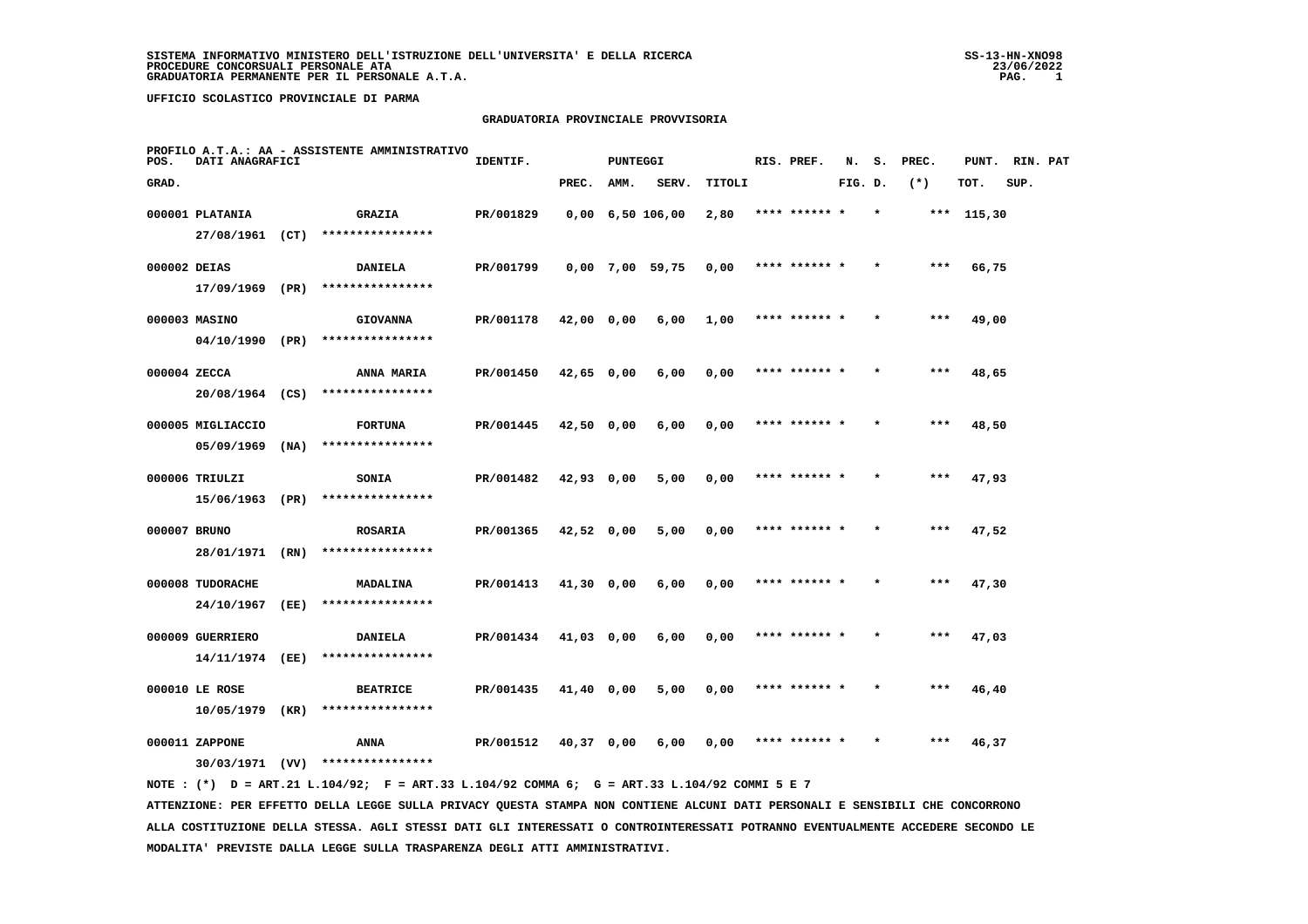SISTEMA INFORMATIVO MINISTERO DELL'ISTRUZIONE DELL'UNIVERSITA' E DELLA RICERCA
PROCEDURE CONCORSUALI PERSONALE ATA
GRADUATORIA PERMANENTE PER IL PERSONALE A.T.A.

SS-13-HN-XNO98
23/06/2022

UFFICIO SCOLASTICO PROVINCIALE DI PARMA

## GRADUATORIA PROVINCIALE PROVVISORIA

PROFILO A.T.A.: AA - ASSISTENTE AMMINISTRATIVO

| POS. GRAD. | DATI ANAGRAFICI | | IDENTIF. | PUNTEGGI PREC. | AMM. | SERV. | TITOLI | RIS. PREF. | N. FIG. | S. D. | PREC. (*) | PUNT. TOT. | RIN. PAT SUP. |
|---|---|---|---|---|---|---|---|---|---|---|---|---|---|
| 000001 | PLATANIA 27/08/1961 (CT) | GRAZIA **************** | PR/001829 | 0,00 | 6,50 | 106,00 | 2,80 | **** ****** | * | * | *** | 115,30 | |
| 000002 | DEIAS 17/09/1969 (PR) | DANIELA **************** | PR/001799 | 0,00 | 7,00 | 59,75 | 0,00 | **** ****** | * | * | *** | 66,75 | |
| 000003 | MASINO 04/10/1990 (PR) | GIOVANNA **************** | PR/001178 | 42,00 | 0,00 | 6,00 | 1,00 | **** ****** | * | * | *** | 49,00 | |
| 000004 | ZECCA 20/08/1964 (CS) | ANNA MARIA **************** | PR/001450 | 42,65 | 0,00 | 6,00 | 0,00 | **** ****** | * | * | *** | 48,65 | |
| 000005 | MIGLIACCIO 05/09/1969 (NA) | FORTUNA **************** | PR/001445 | 42,50 | 0,00 | 6,00 | 0,00 | **** ****** | * | * | *** | 48,50 | |
| 000006 | TRIULZI 15/06/1963 (PR) | SONIA **************** | PR/001482 | 42,93 | 0,00 | 5,00 | 0,00 | **** ****** | * | * | *** | 47,93 | |
| 000007 | BRUNO 28/01/1971 (RN) | ROSARIA **************** | PR/001365 | 42,52 | 0,00 | 5,00 | 0,00 | **** ****** | * | * | *** | 47,52 | |
| 000008 | TUDORACHE 24/10/1967 (EE) | MADALINA **************** | PR/001413 | 41,30 | 0,00 | 6,00 | 0,00 | **** ****** | * | * | *** | 47,30 | |
| 000009 | GUERRIERO 14/11/1974 (EE) | DANIELA **************** | PR/001434 | 41,03 | 0,00 | 6,00 | 0,00 | **** ****** | * | * | *** | 47,03 | |
| 000010 | LE ROSE 10/05/1979 (KR) | BEATRICE **************** | PR/001435 | 41,40 | 0,00 | 5,00 | 0,00 | **** ****** | * | * | *** | 46,40 | |
| 000011 | ZAPPONE 30/03/1971 (VV) | ANNA **************** | PR/001512 | 40,37 | 0,00 | 6,00 | 0,00 | **** ****** | * | * | *** | 46,37 | |

NOTE : (*) D = ART.21 L.104/92; F = ART.33 L.104/92 COMMA 6; G = ART.33 L.104/92 COMMI 5 E 7

ATTENZIONE: PER EFFETTO DELLA LEGGE SULLA PRIVACY QUESTA STAMPA NON CONTIENE ALCUNI DATI PERSONALI E SENSIBILI CHE CONCORRONO ALLA COSTITUZIONE DELLA STESSA. AGLI STESSI DATI GLI INTERESSATI O CONTROINTERESSATI POTRANNO EVENTUALMENTE ACCEDERE SECONDO LE MODALITA' PREVISTE DALLA LEGGE SULLA TRASPARENZA DEGLI ATTI AMMINISTRATIVI.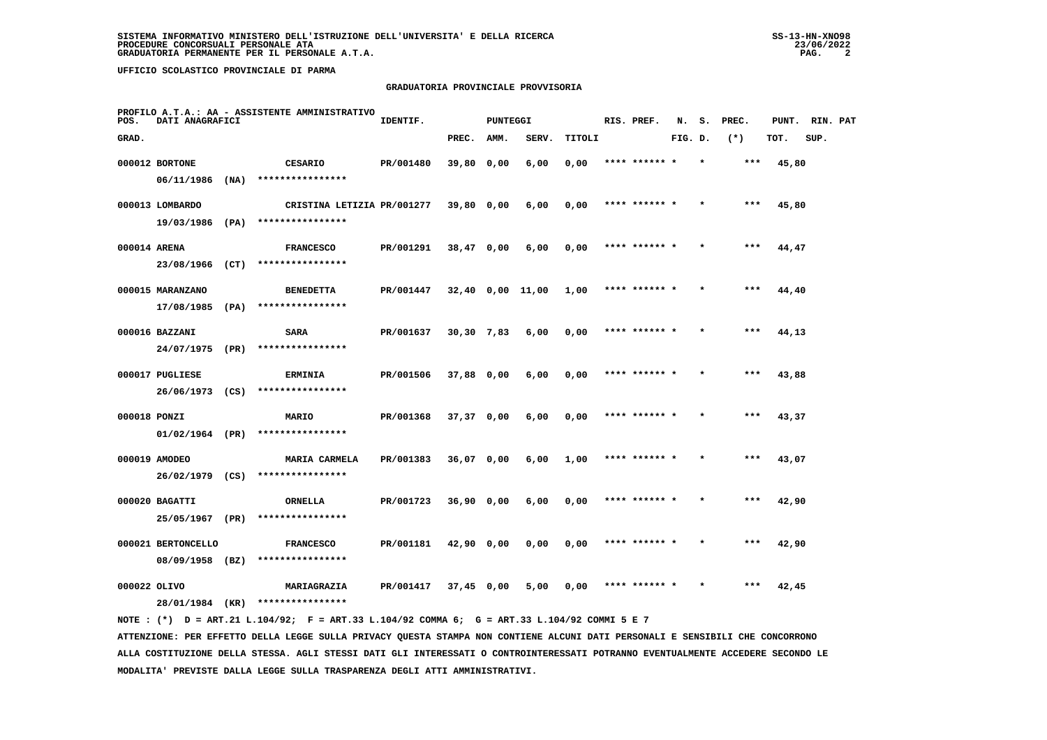SISTEMA INFORMATIVO MINISTERO DELL'ISTRUZIONE DELL'UNIVERSITA' E DELLA RICERCA
PROCEDURE CONCORSUALI PERSONALE ATA
GRADUATORIA PERMANENTE PER IL PERSONALE A.T.A.

UFFICIO SCOLASTICO PROVINCIALE DI PARMA

## GRADUATORIA PROVINCIALE PROVVISORIA

PROFILO A.T.A.: AA - ASSISTENTE AMMINISTRATIVO

| POS. GRAD. | DATI ANAGRAFICI | | IDENTIF. | PUNTEGGI PREC. | AMM. | SERV. | TITOLI | RIS. PREF. | N. S. FIG. D. | PREC. (*) | PUNT. TOT. | RIN. PAT SUP. |
|---|---|---|---|---|---|---|---|---|---|---|---|---|
| 000012 | BORTONE 06/11/1986 (NA) | CESARIO **************** | PR/001480 | 39,80 | 0,00 | 6,00 | 0,00 | **** ****** * | * | *** | 45,80 | |
| 000013 | LOMBARDO 19/03/1986 (PA) | CRISTINA LETIZIA **************** | PR/001277 | 39,80 | 0,00 | 6,00 | 0,00 | **** ****** * | * | *** | 45,80 | |
| 000014 | ARENA 23/08/1966 (CT) | FRANCESCO **************** | PR/001291 | 38,47 | 0,00 | 6,00 | 0,00 | **** ****** * | * | *** | 44,47 | |
| 000015 | MARANZANO 17/08/1985 (PA) | BENEDETTA **************** | PR/001447 | 32,40 | 0,00 | 11,00 | 1,00 | **** ****** * | * | *** | 44,40 | |
| 000016 | BAZZANI 24/07/1975 (PR) | SARA **************** | PR/001637 | 30,30 | 7,83 | 6,00 | 0,00 | **** ****** * | * | *** | 44,13 | |
| 000017 | PUGLIESE 26/06/1973 (CS) | ERMINIA **************** | PR/001506 | 37,88 | 0,00 | 6,00 | 0,00 | **** ****** * | * | *** | 43,88 | |
| 000018 | PONZI 01/02/1964 (PR) | MARIO **************** | PR/001368 | 37,37 | 0,00 | 6,00 | 0,00 | **** ****** * | * | *** | 43,37 | |
| 000019 | AMODEO 26/02/1979 (CS) | MARIA CARMELA **************** | PR/001383 | 36,07 | 0,00 | 6,00 | 1,00 | **** ****** * | * | *** | 43,07 | |
| 000020 | BAGATTI 25/05/1967 (PR) | ORNELLA **************** | PR/001723 | 36,90 | 0,00 | 6,00 | 0,00 | **** ****** * | * | *** | 42,90 | |
| 000021 | BERTONCELLO 08/09/1958 (BZ) | FRANCESCO **************** | PR/001181 | 42,90 | 0,00 | 0,00 | 0,00 | **** ****** * | * | *** | 42,90 | |
| 000022 | OLIVO 28/01/1984 (KR) | MARIAGRAZIA **************** | PR/001417 | 37,45 | 0,00 | 5,00 | 0,00 | **** ****** * | * | *** | 42,45 | |

NOTE : (*) D = ART.21 L.104/92; F = ART.33 L.104/92 COMMA 6; G = ART.33 L.104/92 COMMI 5 E 7

ATTENZIONE: PER EFFETTO DELLA LEGGE SULLA PRIVACY QUESTA STAMPA NON CONTIENE ALCUNI DATI PERSONALI E SENSIBILI CHE CONCORRONO ALLA COSTITUZIONE DELLA STESSA. AGLI STESSI DATI GLI INTERESSATI O CONTROINTERESSATI POTRANNO EVENTUALMENTE ACCEDERE SECONDO LE MODALITA' PREVISTE DALLA LEGGE SULLA TRASPARENZA DEGLI ATTI AMMINISTRATIVI.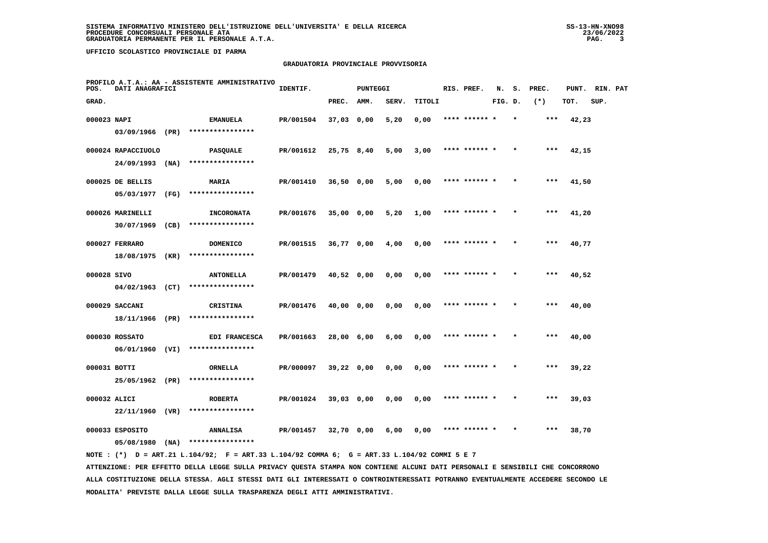**UFFICIO SCOLASTICO PROVINCIALE DI PARMA**

## GRADUATORIA PROVINCIALE PROVVISORIA

PROFILO A.T.A.: AA - ASSISTENTE AMMINISTRATIVO

| POS. GRAD. | DATI ANAGRAFICI | | IDENTIF. | PUNTEGGI PREC. | AMM. | SERV. | TITOLI | RIS. PREF. | N. FIG. | S. D. | PREC. (*) | PUNT. TOT. | RIN. SUP. | PAT |
|---|---|---|---|---|---|---|---|---|---|---|---|---|---|---|
| 000023 | NAPI 03/09/1966 (PR) | EMANUELA **************** | PR/001504 | 37,03 | 0,00 | 5,20 | 0,00 | **** ****** * | | * | *** | 42,23 | | |
| 000024 | RAPACCIUOLO 24/09/1993 (NA) | PASQUALE **************** | PR/001612 | 25,75 | 8,40 | 5,00 | 3,00 | **** ****** * | | * | *** | 42,15 | | |
| 000025 | DE BELLIS 05/03/1977 (FG) | MARIA **************** | PR/001410 | 36,50 | 0,00 | 5,00 | 0,00 | **** ****** * | | * | *** | 41,50 | | |
| 000026 | MARINELLI 30/07/1969 (CB) | INCORONATA **************** | PR/001676 | 35,00 | 0,00 | 5,20 | 1,00 | **** ****** * | | * | *** | 41,20 | | |
| 000027 | FERRARO 18/08/1975 (KR) | DOMENICO **************** | PR/001515 | 36,77 | 0,00 | 4,00 | 0,00 | **** ****** * | | * | *** | 40,77 | | |
| 000028 | SIVO 04/02/1963 (CT) | ANTONELLA **************** | PR/001479 | 40,52 | 0,00 | 0,00 | 0,00 | **** ****** * | | * | *** | 40,52 | | |
| 000029 | SACCANI 18/11/1966 (PR) | CRISTINA **************** | PR/001476 | 40,00 | 0,00 | 0,00 | 0,00 | **** ****** * | | * | *** | 40,00 | | |
| 000030 | ROSSATO 06/01/1960 (VI) | EDI FRANCESCA **************** | PR/001663 | 28,00 | 6,00 | 6,00 | 0,00 | **** ****** * | | * | *** | 40,00 | | |
| 000031 | BOTTI 25/05/1962 (PR) | ORNELLA **************** | PR/000097 | 39,22 | 0,00 | 0,00 | 0,00 | **** ****** * | | * | *** | 39,22 | | |
| 000032 | ALICI 22/11/1960 (VR) | ROBERTA **************** | PR/001024 | 39,03 | 0,00 | 0,00 | 0,00 | **** ****** * | | * | *** | 39,03 | | |
| 000033 | ESPOSITO 05/08/1980 (NA) | ANNALISA **************** | PR/001457 | 32,70 | 0,00 | 6,00 | 0,00 | **** ****** * | | * | *** | 38,70 | | |

NOTE : (*) D = ART.21 L.104/92; F = ART.33 L.104/92 COMMA 6; G = ART.33 L.104/92 COMMI 5 E 7

ATTENZIONE: PER EFFETTO DELLA LEGGE SULLA PRIVACY QUESTA STAMPA NON CONTIENE ALCUNI DATI PERSONALI E SENSIBILI CHE CONCORRONO ALLA COSTITUZIONE DELLA STESSA. AGLI STESSI DATI GLI INTERESSATI O CONTROINTERESSATI POTRANNO EVENTUALMENTE ACCEDERE SECONDO LE MODALITA' PREVISTE DALLA LEGGE SULLA TRASPARENZA DEGLI ATTI AMMINISTRATIVI.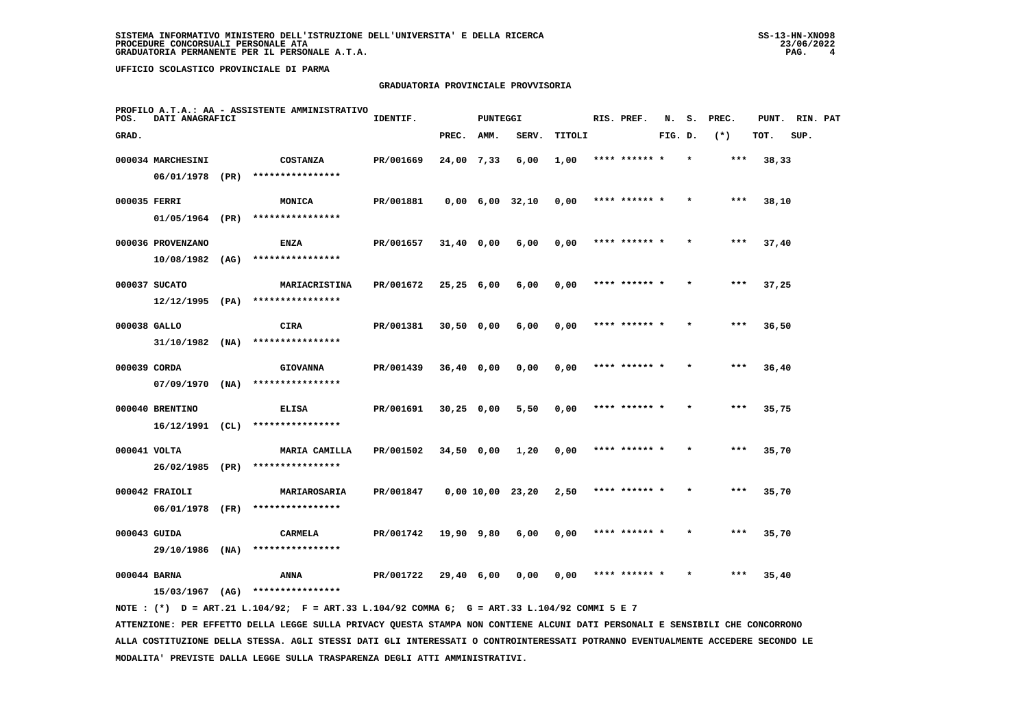**UFFICIO SCOLASTICO PROVINCIALE DI PARMA**

## GRADUATORIA PROVINCIALE PROVVISORIA

PROFILO A.T.A.: AA - ASSISTENTE AMMINISTRATIVO

| POS. GRAD. | DATI ANAGRAFICI | | IDENTIF. | PUNTEGGI PREC. | AMM. | SERV. | TITOLI | RIS. PREF. | N. FIG. | S. D. | PREC. (*) | PUNT. TOT. | RIN. SUP. | PAT |
|---|---|---|---|---|---|---|---|---|---|---|---|---|---|---|
| 000034 | MARCHESINI 06/01/1978 (PR) | COSTANZA **************** | PR/001669 | 24,00 | 7,33 | 6,00 | 1,00 | **** ****** | * | * | *** | 38,33 | | |
| 000035 | FERRI 01/05/1964 (PR) | MONICA **************** | PR/001881 | 0,00 | 6,00 | 32,10 | 0,00 | **** ****** | * | * | *** | 38,10 | | |
| 000036 | PROVENZANO 10/08/1982 (AG) | ENZA **************** | PR/001657 | 31,40 | 0,00 | 6,00 | 0,00 | **** ****** | * | * | *** | 37,40 | | |
| 000037 | SUCATO 12/12/1995 (PA) | MARIACRISTINA **************** | PR/001672 | 25,25 | 6,00 | 6,00 | 0,00 | **** ****** | * | * | *** | 37,25 | | |
| 000038 | GALLO 31/10/1982 (NA) | CIRA **************** | PR/001381 | 30,50 | 0,00 | 6,00 | 0,00 | **** ****** | * | * | *** | 36,50 | | |
| 000039 | CORDA 07/09/1970 (NA) | GIOVANNA **************** | PR/001439 | 36,40 | 0,00 | 0,00 | 0,00 | **** ****** | * | * | *** | 36,40 | | |
| 000040 | BRENTINO 16/12/1991 (CL) | ELISA **************** | PR/001691 | 30,25 | 0,00 | 5,50 | 0,00 | **** ****** | * | * | *** | 35,75 | | |
| 000041 | VOLTA 26/02/1985 (PR) | MARIA CAMILLA **************** | PR/001502 | 34,50 | 0,00 | 1,20 | 0,00 | **** ****** | * | * | *** | 35,70 | | |
| 000042 | FRAIOLI 06/01/1978 (FR) | MARIAROSARIA **************** | PR/001847 | 0,00 | 10,00 | 23,20 | 2,50 | **** ****** | * | * | *** | 35,70 | | |
| 000043 | GUIDA 29/10/1986 (NA) | CARMELA **************** | PR/001742 | 19,90 | 9,80 | 6,00 | 0,00 | **** ****** | * | * | *** | 35,70 | | |
| 000044 | BARNA 15/03/1967 (AG) | ANNA **************** | PR/001722 | 29,40 | 6,00 | 0,00 | 0,00 | **** ****** | * | * | *** | 35,40 | | |

NOTE : (*) D = ART.21 L.104/92; F = ART.33 L.104/92 COMMA 6; G = ART.33 L.104/92 COMMI 5 E 7

ATTENZIONE: PER EFFETTO DELLA LEGGE SULLA PRIVACY QUESTA STAMPA NON CONTIENE ALCUNI DATI PERSONALI E SENSIBILI CHE CONCORRONO ALLA COSTITUZIONE DELLA STESSA. AGLI STESSI DATI GLI INTERESSATI O CONTROINTERESSATI POTRANNO EVENTUALMENTE ACCEDERE SECONDO LE MODALITA' PREVISTE DALLA LEGGE SULLA TRASPARENZA DEGLI ATTI AMMINISTRATIVI.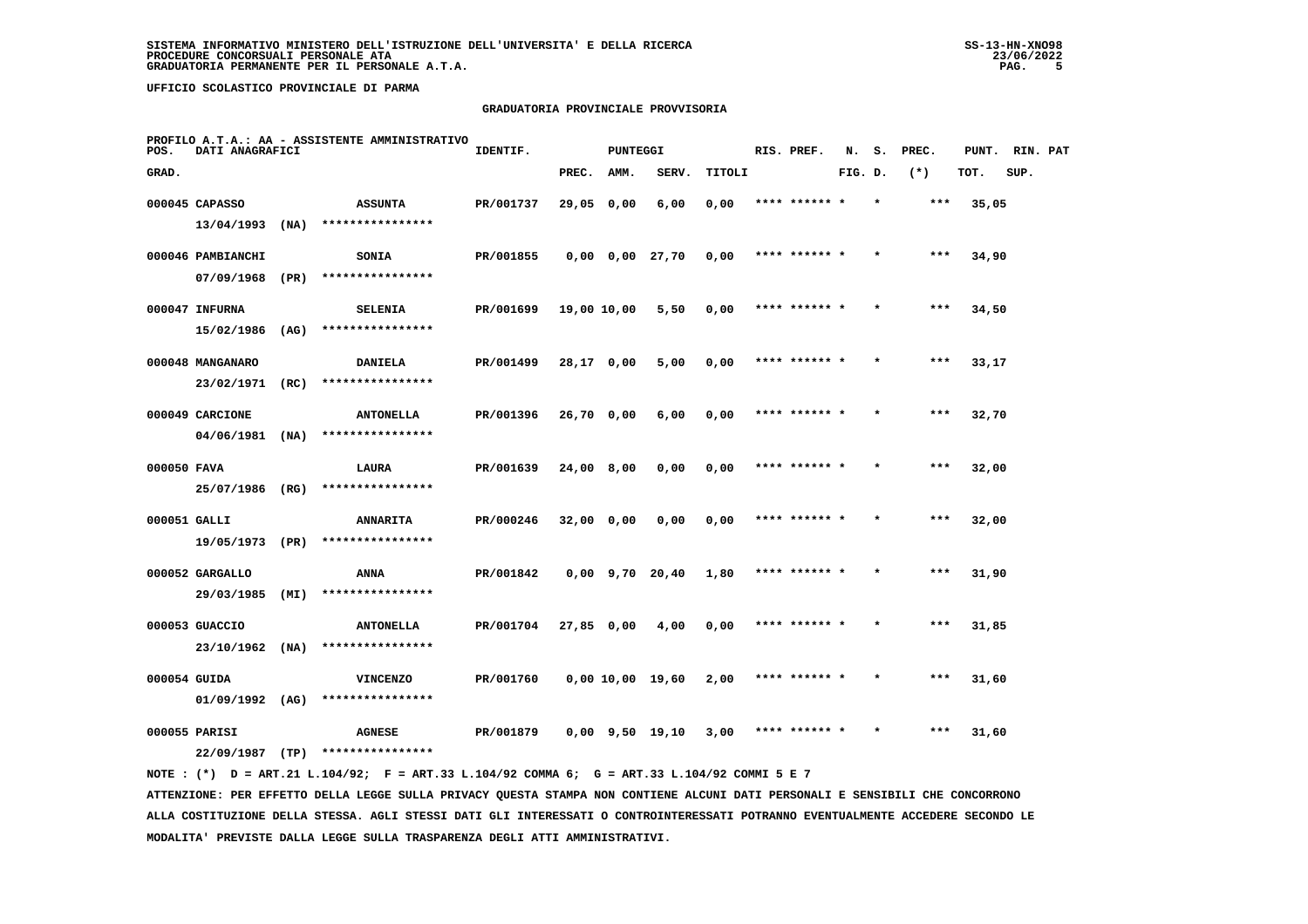**SISTEMA INFORMATIVO MINISTERO DELL'ISTRUZIONE DELL'UNIVERSITA' E DELLA RICERCA**
**PROCEDURE CONCORSUALI PERSONALE ATA**
**GRADUATORIA PERMANENTE PER IL PERSONALE A.T.A.**

SS-13-HN-XNO98
23/06/2022

**UFFICIO SCOLASTICO PROVINCIALE DI PARMA**

## GRADUATORIA PROVINCIALE PROVVISORIA

PROFILO A.T.A.: AA - ASSISTENTE AMMINISTRATIVO

| POS. GRAD. | DATI ANAGRAFICI | | IDENTIF. | PUNTEGGI PREC. | AMM. | SERV. | TITOLI | RIS. PREF. | N. FIG. | S. D. | PREC. (*) | PUNT. TOT. | RIN. SUP. | PAT |
|---|---|---|---|---|---|---|---|---|---|---|---|---|---|---|
| 000045 | CAPASSO 13/04/1993 (NA) | ASSUNTA **************** | PR/001737 | 29,05 | 0,00 | 6,00 | 0,00 | **** ****** * | | * | *** | 35,05 | | |
| 000046 | PAMBIANCHI 07/09/1968 (PR) | SONIA **************** | PR/001855 | 0,00 | 0,00 | 27,70 | 0,00 | **** ****** * | | * | *** | 34,90 | | |
| 000047 | INFURNA 15/02/1986 (AG) | SELENIA **************** | PR/001699 | 19,00 | 10,00 | 5,50 | 0,00 | **** ****** * | | * | *** | 34,50 | | |
| 000048 | MANGANARO 23/02/1971 (RC) | DANIELA **************** | PR/001499 | 28,17 | 0,00 | 5,00 | 0,00 | **** ****** * | | * | *** | 33,17 | | |
| 000049 | CARCIONE 04/06/1981 (NA) | ANTONELLA **************** | PR/001396 | 26,70 | 0,00 | 6,00 | 0,00 | **** ****** * | | * | *** | 32,70 | | |
| 000050 | FAVA 25/07/1986 (RG) | LAURA **************** | PR/001639 | 24,00 | 8,00 | 0,00 | 0,00 | **** ****** * | | * | *** | 32,00 | | |
| 000051 | GALLI 19/05/1973 (PR) | ANNARITA **************** | PR/000246 | 32,00 | 0,00 | 0,00 | 0,00 | **** ****** * | | * | *** | 32,00 | | |
| 000052 | GARGALLO 29/03/1985 (MI) | ANNA **************** | PR/001842 | 0,00 | 9,70 | 20,40 | 1,80 | **** ****** * | | * | *** | 31,90 | | |
| 000053 | GUACCIO 23/10/1962 (NA) | ANTONELLA **************** | PR/001704 | 27,85 | 0,00 | 4,00 | 0,00 | **** ****** * | | * | *** | 31,85 | | |
| 000054 | GUIDA 01/09/1992 (AG) | VINCENZO **************** | PR/001760 | 0,00 | 10,00 | 19,60 | 2,00 | **** ****** * | | * | *** | 31,60 | | |
| 000055 | PARISI 22/09/1987 (TP) | AGNESE **************** | PR/001879 | 0,00 | 9,50 | 19,10 | 3,00 | **** ****** * | | * | *** | 31,60 | | |

NOTE : (*) D = ART.21 L.104/92; F = ART.33 L.104/92 COMMA 6; G = ART.33 L.104/92 COMMI 5 E 7

ATTENZIONE: PER EFFETTO DELLA LEGGE SULLA PRIVACY QUESTA STAMPA NON CONTIENE ALCUNI DATI PERSONALI E SENSIBILI CHE CONCORRONO ALLA COSTITUZIONE DELLA STESSA. AGLI STESSI DATI GLI INTERESSATI O CONTROINTERESSATI POTRANNO EVENTUALMENTE ACCEDERE SECONDO LE MODALITA' PREVISTE DALLA LEGGE SULLA TRASPARENZA DEGLI ATTI AMMINISTRATIVI.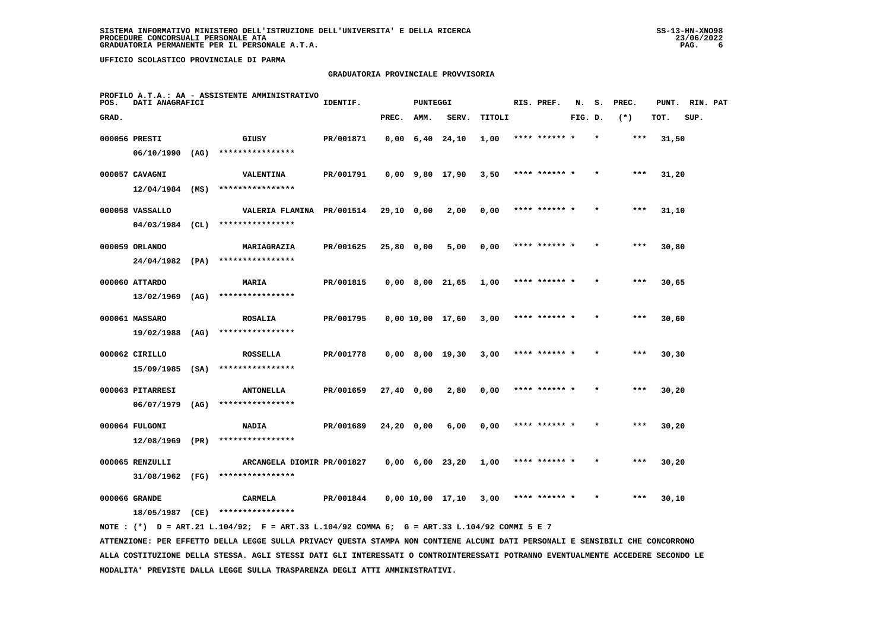SISTEMA INFORMATIVO MINISTERO DELL'ISTRUZIONE DELL'UNIVERSITA' E DELLA RICERCA
PROCEDURE CONCORSUALI PERSONALE ATA
GRADUATORIA PERMANENTE PER IL PERSONALE A.T.A.

UFFICIO SCOLASTICO PROVINCIALE DI PARMA

GRADUATORIA PROVINCIALE PROVVISORIA

PROFILO A.T.A.: AA - ASSISTENTE AMMINISTRATIVO

| POS. GRAD. | DATI ANAGRAFICI | | IDENTIF. | PUNTEGGI PREC. | AMM. | SERV. | TITOLI | RIS. PREF. | N. FIG. | S. D. | PREC. (*) | PUNT. TOT. | RIN. SUP. | PAT |
|---|---|---|---|---|---|---|---|---|---|---|---|---|---|---|
| 000056 | PRESTI 06/10/1990 (AG) | GIUSY **************** | PR/001871 | 0,00 | 6,40 | 24,10 | 1,00 | **** ****** * | | * | *** | 31,50 | | |
| 000057 | CAVAGNI 12/04/1984 (MS) | VALENTINA **************** | PR/001791 | 0,00 | 9,80 | 17,90 | 3,50 | **** ****** * | | * | *** | 31,20 | | |
| 000058 | VASSALLO 04/03/1984 (CL) | VALERIA FLAMINA **************** | PR/001514 | 29,10 | 0,00 | 2,00 | 0,00 | **** ****** * | | * | *** | 31,10 | | |
| 000059 | ORLANDO 24/04/1982 (PA) | MARIAGRAZIA **************** | PR/001625 | 25,80 | 0,00 | 5,00 | 0,00 | **** ****** * | | * | *** | 30,80 | | |
| 000060 | ATTARDO 13/02/1969 (AG) | MARIA **************** | PR/001815 | 0,00 | 8,00 | 21,65 | 1,00 | **** ****** * | | * | *** | 30,65 | | |
| 000061 | MASSARO 19/02/1988 (AG) | ROSALIA **************** | PR/001795 | 0,00 | 10,00 | 17,60 | 3,00 | **** ****** * | | * | *** | 30,60 | | |
| 000062 | CIRILLO 15/09/1985 (SA) | ROSSELLA **************** | PR/001778 | 0,00 | 8,00 | 19,30 | 3,00 | **** ****** * | | * | *** | 30,30 | | |
| 000063 | PITARRESI 06/07/1979 (AG) | ANTONELLA **************** | PR/001659 | 27,40 | 0,00 | 2,80 | 0,00 | **** ****** * | | * | *** | 30,20 | | |
| 000064 | FULGONI 12/08/1969 (PR) | NADIA **************** | PR/001689 | 24,20 | 0,00 | 6,00 | 0,00 | **** ****** * | | * | *** | 30,20 | | |
| 000065 | RENZULLI 31/08/1962 (FG) | ARCANGELA DIOMIR **************** | PR/001827 | 0,00 | 6,00 | 23,20 | 1,00 | **** ****** * | | * | *** | 30,20 | | |
| 000066 | GRANDE 18/05/1987 (CE) | CARMELA **************** | PR/001844 | 0,00 | 10,00 | 17,10 | 3,00 | **** ****** * | | * | *** | 30,10 | | |

NOTE : (*) D = ART.21 L.104/92; F = ART.33 L.104/92 COMMA 6; G = ART.33 L.104/92 COMMI 5 E 7

ATTENZIONE: PER EFFETTO DELLA LEGGE SULLA PRIVACY QUESTA STAMPA NON CONTIENE ALCUNI DATI PERSONALI E SENSIBILI CHE CONCORRONO ALLA COSTITUZIONE DELLA STESSA. AGLI STESSI DATI GLI INTERESSATI O CONTROINTERESSATI POTRANNO EVENTUALMENTE ACCEDERE SECONDO LE MODALITA' PREVISTE DALLA LEGGE SULLA TRASPARENZA DEGLI ATTI AMMINISTRATIVI.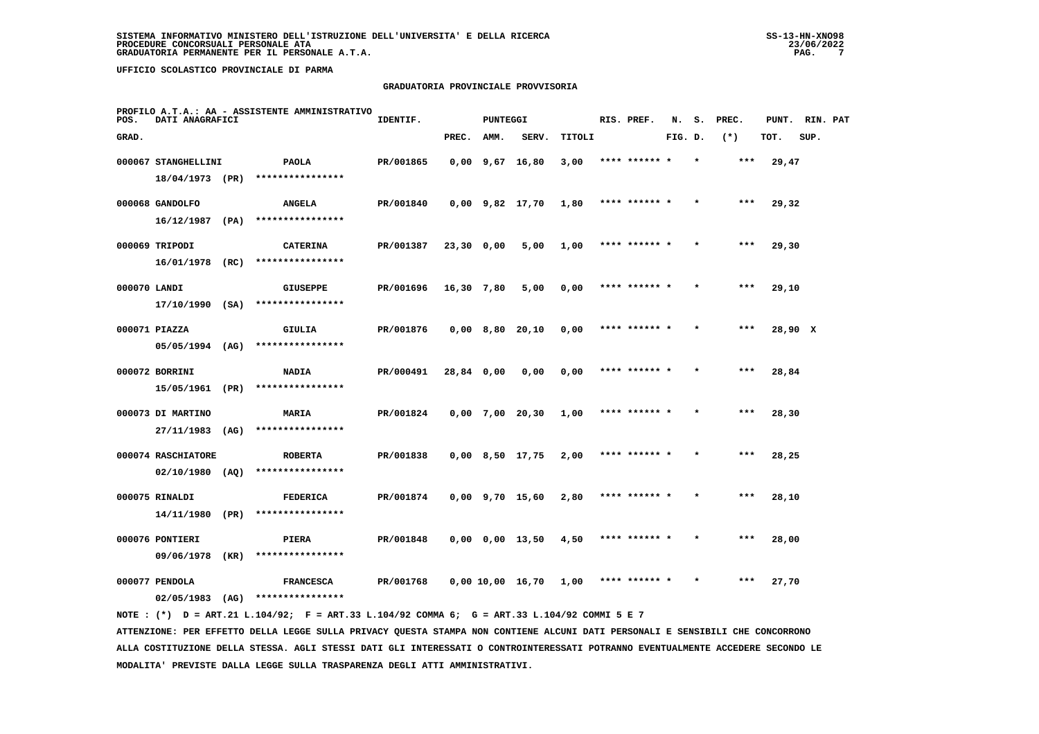SISTEMA INFORMATIVO MINISTERO DELL'ISTRUZIONE DELL'UNIVERSITA' E DELLA RICERCA
PROCEDURE CONCORSUALI PERSONALE ATA
GRADUATORIA PERMANENTE PER IL PERSONALE A.T.A.

UFFICIO SCOLASTICO PROVINCIALE DI PARMA

## GRADUATORIA PROVINCIALE PROVVISORIA

PROFILO A.T.A.: AA - ASSISTENTE AMMINISTRATIVO

| POS. GRAD. | DATI ANAGRAFICI | | IDENTIF. | PUNTEGGI PREC. | AMM. | SERV. | TITOLI | RIS. PREF. | N. FIG. | S. D. | PREC. (*) | PUNT. TOT. | RIN. SUP. | PAT |
|---|---|---|---|---|---|---|---|---|---|---|---|---|---|---|
| 000067 | STANGHELLINI 18/04/1973 (PR) | PAOLA **************** | PR/001865 | 0,00 | 9,67 | 16,80 | 3,00 | **** ****** * | | * | *** | 29,47 | | |
| 000068 | GANDOLFO 16/12/1987 (PA) | ANGELA **************** | PR/001840 | 0,00 | 9,82 | 17,70 | 1,80 | **** ****** * | | * | *** | 29,32 | | |
| 000069 | TRIPODI 16/01/1978 (RC) | CATERINA **************** | PR/001387 | 23,30 | 0,00 | 5,00 | 1,00 | **** ****** * | | * | *** | 29,30 | | |
| 000070 | LANDI 17/10/1990 (SA) | GIUSEPPE **************** | PR/001696 | 16,30 | 7,80 | 5,00 | 0,00 | **** ****** * | | * | *** | 29,10 | | |
| 000071 | PIAZZA 05/05/1994 (AG) | GIULIA **************** | PR/001876 | 0,00 | 8,80 | 20,10 | 0,00 | **** ****** * | | * | *** | 28,90 | X | |
| 000072 | BORRINI 15/05/1961 (PR) | NADIA **************** | PR/000491 | 28,84 | 0,00 | 0,00 | 0,00 | **** ****** * | | * | *** | 28,84 | | |
| 000073 | DI MARTINO 27/11/1983 (AG) | MARIA **************** | PR/001824 | 0,00 | 7,00 | 20,30 | 1,00 | **** ****** * | | * | *** | 28,30 | | |
| 000074 | RASCHIATORE 02/10/1980 (AQ) | ROBERTA **************** | PR/001838 | 0,00 | 8,50 | 17,75 | 2,00 | **** ****** * | | * | *** | 28,25 | | |
| 000075 | RINALDI 14/11/1980 (PR) | FEDERICA **************** | PR/001874 | 0,00 | 9,70 | 15,60 | 2,80 | **** ****** * | | * | *** | 28,10 | | |
| 000076 | PONTIERI 09/06/1978 (KR) | PIERA **************** | PR/001848 | 0,00 | 0,00 | 13,50 | 4,50 | **** ****** * | | * | *** | 28,00 | | |
| 000077 | PENDOLA 02/05/1983 (AG) | FRANCESCA **************** | PR/001768 | 0,00 | 10,00 | 16,70 | 1,00 | **** ****** * | | * | *** | 27,70 | | |

NOTE : (*) D = ART.21 L.104/92; F = ART.33 L.104/92 COMMA 6; G = ART.33 L.104/92 COMMI 5 E 7

ATTENZIONE: PER EFFETTO DELLA LEGGE SULLA PRIVACY QUESTA STAMPA NON CONTIENE ALCUNI DATI PERSONALI E SENSIBILI CHE CONCORRONO ALLA COSTITUZIONE DELLA STESSA. AGLI STESSI DATI GLI INTERESSATI O CONTROINTERESSATI POTRANNO EVENTUALMENTE ACCEDERE SECONDO LE MODALITA' PREVISTE DALLA LEGGE SULLA TRASPARENZA DEGLI ATTI AMMINISTRATIVI.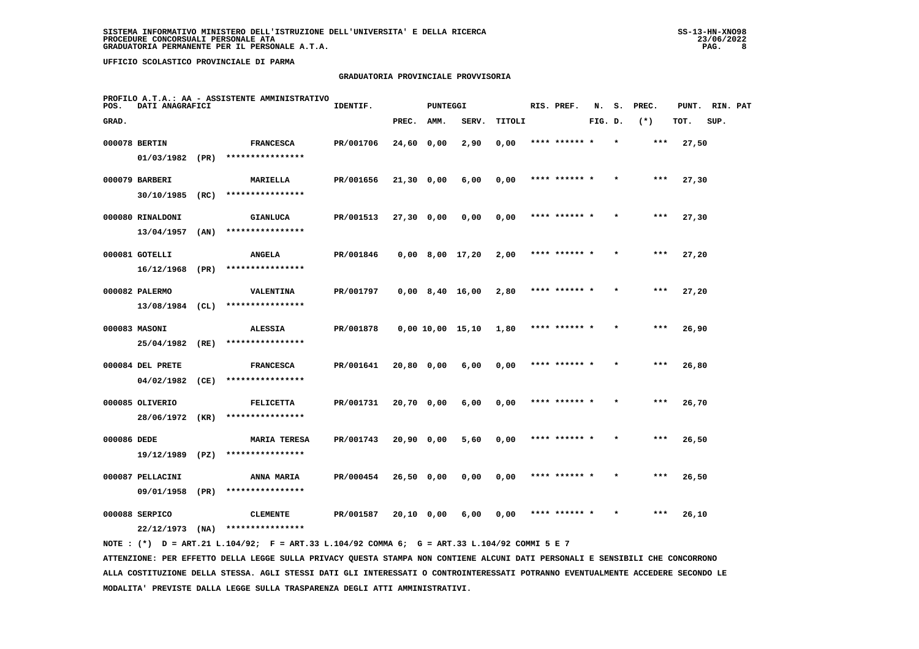SISTEMA INFORMATIVO MINISTERO DELL'ISTRUZIONE DELL'UNIVERSITA' E DELLA RICERCA
PROCEDURE CONCORSUALI PERSONALE ATA
GRADUATORIA PERMANENTE PER IL PERSONALE A.T.A.

UFFICIO SCOLASTICO PROVINCIALE DI PARMA

## GRADUATORIA PROVINCIALE PROVVISORIA

PROFILO A.T.A.: AA - ASSISTENTE AMMINISTRATIVO

| POS. GRAD. | DATI ANAGRAFICI | | IDENTIF. | PUNTEGGI PREC. | AMM. | SERV. | TITOLI | RIS. PREF. | N. FIG. | S. D. | PREC. (*) | PUNT. TOT. | RIN. SUP. | PAT |
|---|---|---|---|---|---|---|---|---|---|---|---|---|---|---|
| 000078 | BERTIN 01/03/1982 (PR) | FRANCESCA **************** | PR/001706 | 24,60 | 0,00 | 2,90 | 0,00 | **** ****** * | | * | *** | 27,50 | | |
| 000079 | BARBERI 30/10/1985 (RC) | MARIELLA **************** | PR/001656 | 21,30 | 0,00 | 6,00 | 0,00 | **** ****** * | | * | *** | 27,30 | | |
| 000080 | RINALDONI 13/04/1957 (AN) | GIANLUCA **************** | PR/001513 | 27,30 | 0,00 | 0,00 | 0,00 | **** ****** * | | * | *** | 27,30 | | |
| 000081 | GOTELLI 16/12/1968 (PR) | ANGELA **************** | PR/001846 | 0,00 | 8,00 | 17,20 | 2,00 | **** ****** * | | * | *** | 27,20 | | |
| 000082 | PALERMO 13/08/1984 (CL) | VALENTINA **************** | PR/001797 | 0,00 | 8,40 | 16,00 | 2,80 | **** ****** * | | * | *** | 27,20 | | |
| 000083 | MASONI 25/04/1982 (RE) | ALESSIA **************** | PR/001878 | 0,00 | 10,00 | 15,10 | 1,80 | **** ****** * | | * | *** | 26,90 | | |
| 000084 | DEL PRETE 04/02/1982 (CE) | FRANCESCA **************** | PR/001641 | 20,80 | 0,00 | 6,00 | 0,00 | **** ****** * | | * | *** | 26,80 | | |
| 000085 | OLIVERIO 28/06/1972 (KR) | FELICETTA **************** | PR/001731 | 20,70 | 0,00 | 6,00 | 0,00 | **** ****** * | | * | *** | 26,70 | | |
| 000086 | DEDE 19/12/1989 (PZ) | MARIA TERESA **************** | PR/001743 | 20,90 | 0,00 | 5,60 | 0,00 | **** ****** * | | * | *** | 26,50 | | |
| 000087 | PELLACINI 09/01/1958 (PR) | ANNA MARIA **************** | PR/000454 | 26,50 | 0,00 | 0,00 | 0,00 | **** ****** * | | * | *** | 26,50 | | |
| 000088 | SERPICO 22/12/1973 (NA) | CLEMENTE **************** | PR/001587 | 20,10 | 0,00 | 6,00 | 0,00 | **** ****** * | | * | *** | 26,10 | | |

NOTE : (*) D = ART.21 L.104/92; F = ART.33 L.104/92 COMMA 6; G = ART.33 L.104/92 COMMI 5 E 7

ATTENZIONE: PER EFFETTO DELLA LEGGE SULLA PRIVACY QUESTA STAMPA NON CONTIENE ALCUNI DATI PERSONALI E SENSIBILI CHE CONCORRONO ALLA COSTITUZIONE DELLA STESSA. AGLI STESSI DATI GLI INTERESSATI O CONTROINTERESSATI POTRANNO EVENTUALMENTE ACCEDERE SECONDO LE MODALITA' PREVISTE DALLA LEGGE SULLA TRASPARENZA DEGLI ATTI AMMINISTRATIVI.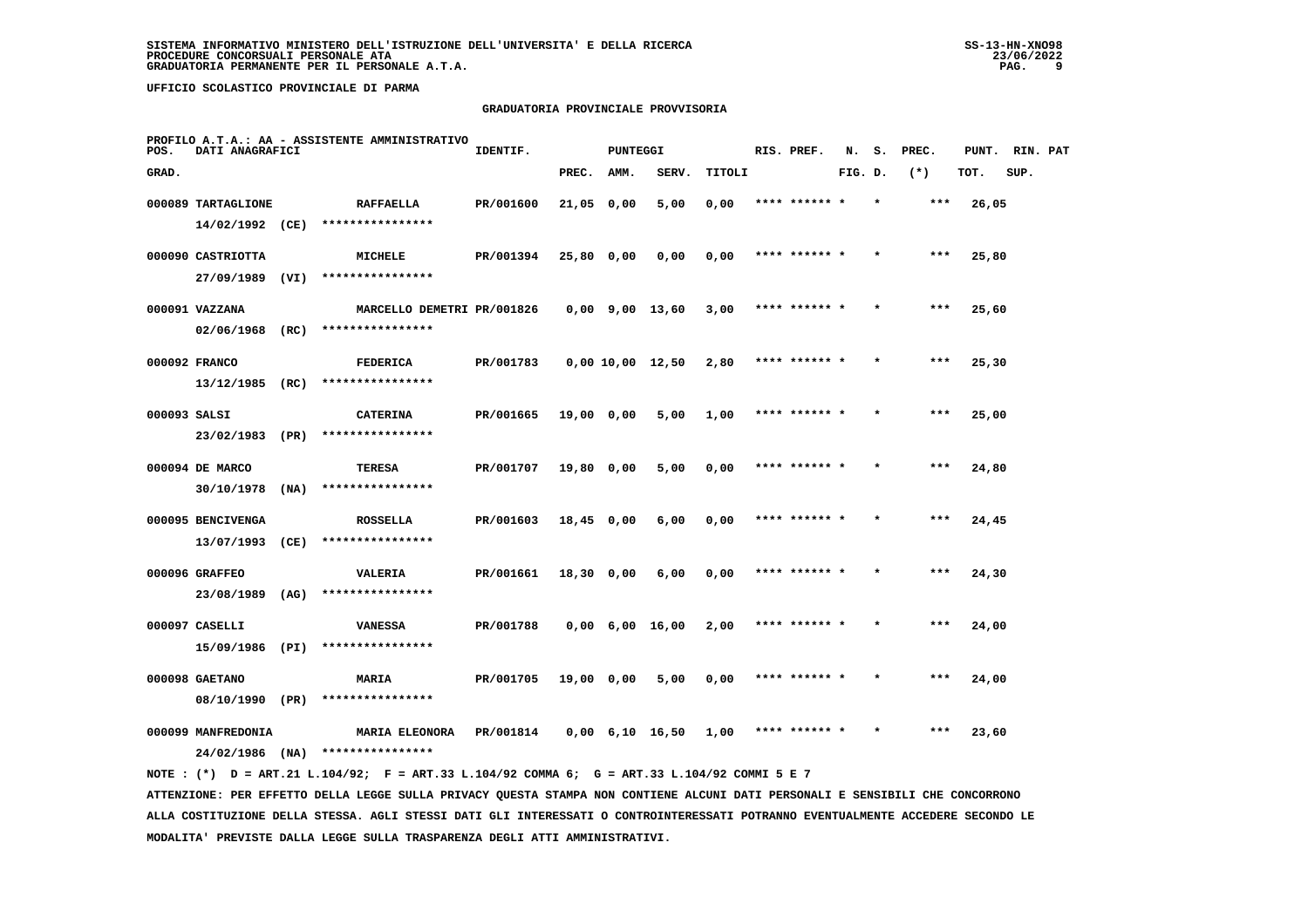SISTEMA INFORMATIVO MINISTERO DELL'ISTRUZIONE DELL'UNIVERSITA' E DELLA RICERCA
PROCEDURE CONCORSUALI PERSONALE ATA
GRADUATORIA PERMANENTE PER IL PERSONALE A.T.A.

UFFICIO SCOLASTICO PROVINCIALE DI PARMA

## GRADUATORIA PROVINCIALE PROVVISORIA

PROFILO A.T.A.: AA - ASSISTENTE AMMINISTRATIVO

| POS. GRAD. | DATI ANAGRAFICI | | IDENTIF. | PUNTEGGI PREC. | AMM. | SERV. | TITOLI | RIS. PREF. | N. FIG. | S. D. | PREC. (*) | PUNT. TOT. | RIN. SUP. | PAT |
|---|---|---|---|---|---|---|---|---|---|---|---|---|---|---|
| 000089 | TARTAGLIONE 14/02/1992 (CE) | RAFFAELLA **************** | PR/001600 | 21,05 | 0,00 | 5,00 | 0,00 | **** ****** * | | * | *** | 26,05 | | |
| 000090 | CASTRIOTTA 27/09/1989 (VI) | MICHELE **************** | PR/001394 | 25,80 | 0,00 | 0,00 | 0,00 | **** ****** * | | * | *** | 25,80 | | |
| 000091 | VAZZANA 02/06/1968 (RC) | MARCELLO DEMETRI **************** | PR/001826 | 0,00 | 9,00 | 13,60 | 3,00 | **** ****** * | | * | *** | 25,60 | | |
| 000092 | FRANCO 13/12/1985 (RC) | FEDERICA **************** | PR/001783 | 0,00 | 10,00 | 12,50 | 2,80 | **** ****** * | | * | *** | 25,30 | | |
| 000093 | SALSI 23/02/1983 (PR) | CATERINA **************** | PR/001665 | 19,00 | 0,00 | 5,00 | 1,00 | **** ****** * | | * | *** | 25,00 | | |
| 000094 | DE MARCO 30/10/1978 (NA) | TERESA **************** | PR/001707 | 19,80 | 0,00 | 5,00 | 0,00 | **** ****** * | | * | *** | 24,80 | | |
| 000095 | BENCIVENGA 13/07/1993 (CE) | ROSSELLA **************** | PR/001603 | 18,45 | 0,00 | 6,00 | 0,00 | **** ****** * | | * | *** | 24,45 | | |
| 000096 | GRAFFEO 23/08/1989 (AG) | VALERIA **************** | PR/001661 | 18,30 | 0,00 | 6,00 | 0,00 | **** ****** * | | * | *** | 24,30 | | |
| 000097 | CASELLI 15/09/1986 (PI) | VANESSA **************** | PR/001788 | 0,00 | 6,00 | 16,00 | 2,00 | **** ****** * | | * | *** | 24,00 | | |
| 000098 | GAETANO 08/10/1990 (PR) | MARIA **************** | PR/001705 | 19,00 | 0,00 | 5,00 | 0,00 | **** ****** * | | * | *** | 24,00 | | |
| 000099 | MANFREDONIA 24/02/1986 (NA) | MARIA ELEONORA **************** | PR/001814 | 0,00 | 6,10 | 16,50 | 1,00 | **** ****** * | | * | *** | 23,60 | | |

NOTE : (*) D = ART.21 L.104/92; F = ART.33 L.104/92 COMMA 6; G = ART.33 L.104/92 COMMI 5 E 7

ATTENZIONE: PER EFFETTO DELLA LEGGE SULLA PRIVACY QUESTA STAMPA NON CONTIENE ALCUNI DATI PERSONALI E SENSIBILI CHE CONCORRONO ALLA COSTITUZIONE DELLA STESSA. AGLI STESSI DATI GLI INTERESSATI O CONTROINTERESSATI POTRANNO EVENTUALMENTE ACCEDERE SECONDO LE MODALITA' PREVISTE DALLA LEGGE SULLA TRASPARENZA DEGLI ATTI AMMINISTRATIVI.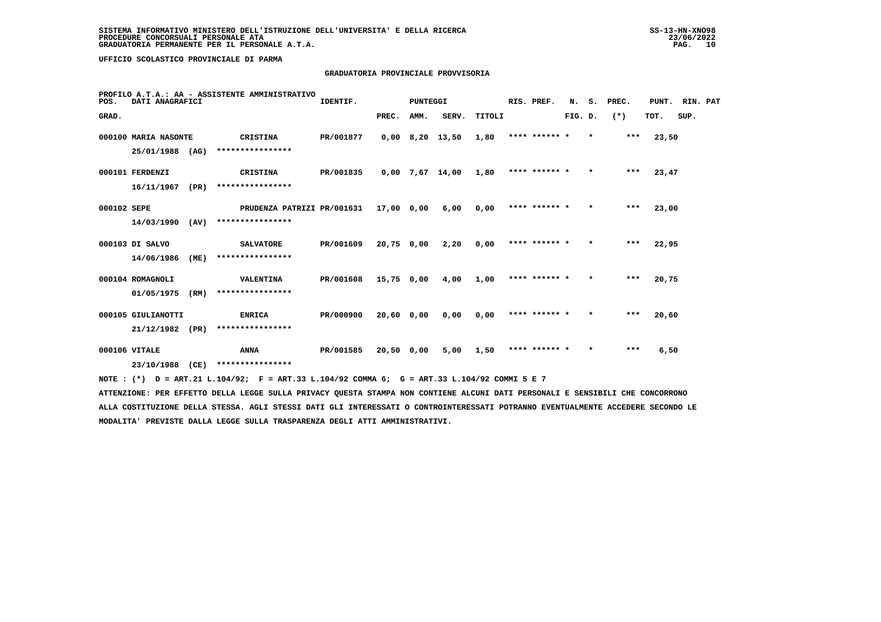SISTEMA INFORMATIVO MINISTERO DELL'ISTRUZIONE DELL'UNIVERSITA' E DELLA RICERCA
PROCEDURE CONCORSUALI PERSONALE ATA
GRADUATORIA PERMANENTE PER IL PERSONALE A.T.A.

UFFICIO SCOLASTICO PROVINCIALE DI PARMA

## GRADUATORIA PROVINCIALE PROVVISORIA

PROFILO A.T.A.: AA - ASSISTENTE AMMINISTRATIVO

| POS. GRAD. | DATI ANAGRAFICI | | IDENTIF. | PUNTEGGI PREC. | AMM. | SERV. | TITOLI | RIS. PREF. | N. FIG. | S. D. | PREC. (*) | PUNT. TOT. | RIN. SUP. | PAT |
|---|---|---|---|---|---|---|---|---|---|---|---|---|---|---|
| 000100 | MARIA NASONTE 25/01/1988 (AG) | CRISTINA **************** | PR/001877 | 0,00 | 8,20 | 13,50 | 1,80 | **** ****** * | | * | *** | 23,50 | | |
| 000101 | FERDENZI 16/11/1967 (PR) | CRISTINA **************** | PR/001835 | 0,00 | 7,67 | 14,00 | 1,80 | **** ****** * | | * | *** | 23,47 | | |
| 000102 | SEPE 14/03/1990 (AV) | PRUDENZA PATRIZI **************** | PR/001631 | 17,00 | 0,00 | 6,00 | 0,00 | **** ****** * | | * | *** | 23,00 | | |
| 000103 | DI SALVO 14/06/1986 (ME) | SALVATORE **************** | PR/001609 | 20,75 | 0,00 | 2,20 | 0,00 | **** ****** * | | * | *** | 22,95 | | |
| 000104 | ROMAGNOLI 01/05/1975 (RM) | VALENTINA **************** | PR/001608 | 15,75 | 0,00 | 4,00 | 1,00 | **** ****** * | | * | *** | 20,75 | | |
| 000105 | GIULIANOTTI 21/12/1982 (PR) | ENRICA **************** | PR/000900 | 20,60 | 0,00 | 0,00 | 0,00 | **** ****** * | | * | *** | 20,60 | | |
| 000106 | VITALE 23/10/1988 (CE) | ANNA **************** | PR/001585 | 20,50 | 0,00 | 5,00 | 1,50 | **** ****** * | | * | *** | 6,50 | | |

NOTE : (*) D = ART.21 L.104/92; F = ART.33 L.104/92 COMMA 6; G = ART.33 L.104/92 COMMI 5 E 7

ATTENZIONE: PER EFFETTO DELLA LEGGE SULLA PRIVACY QUESTA STAMPA NON CONTIENE ALCUNI DATI PERSONALI E SENSIBILI CHE CONCORRONO ALLA COSTITUZIONE DELLA STESSA. AGLI STESSI DATI GLI INTERESSATI O CONTROINTERESSATI POTRANNO EVENTUALMENTE ACCEDERE SECONDO LE MODALITA' PREVISTE DALLA LEGGE SULLA TRASPARENZA DEGLI ATTI AMMINISTRATIVI.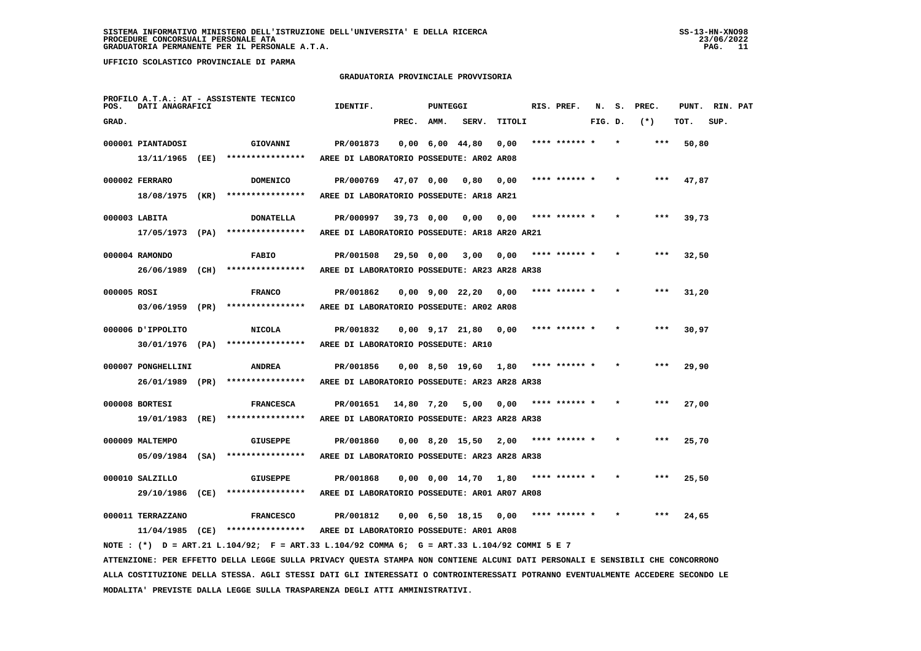SISTEMA INFORMATIVO MINISTERO DELL'ISTRUZIONE DELL'UNIVERSITA' E DELLA RICERCA
PROCEDURE CONCORSUALI PERSONALE ATA
GRADUATORIA PERMANENTE PER IL PERSONALE A.T.A.

UFFICIO SCOLASTICO PROVINCIALE DI PARMA

## GRADUATORIA PROVINCIALE PROVVISORIA

PROFILO A.T.A.: AT - ASSISTENTE TECNICO

| POS. GRAD. | DATI ANAGRAFICI | | IDENTIF. | PUNTEGGI PREC. | AMM. | SERV. | TITOLI | RIS. PREF. | N. FIG. | S. D. | PREC. (*) | PUNT. TOT. | RIN. SUP. | PAT |
|---|---|---|---|---|---|---|---|---|---|---|---|---|---|---|
| 000001 | PIANTADOSI | GIOVANNI | PR/001873 | 0,00 | 6,00 | 44,80 | 0,00 | **** ****** * | | * | *** | 50,80 | | |
| | 13/11/1965 (EE) | **************** | AREE DI LABORATORIO POSSEDUTE: AR02 AR08 | | | | | | | | | | | |
| 000002 | FERRARO | DOMENICO | PR/000769 | 47,07 | 0,00 | 0,80 | 0,00 | **** ****** * | | * | *** | 47,87 | | |
| | 18/08/1975 (KR) | **************** | AREE DI LABORATORIO POSSEDUTE: AR18 AR21 | | | | | | | | | | | |
| 000003 | LABITA | DONATELLA | PR/000997 | 39,73 | 0,00 | 0,00 | 0,00 | **** ****** * | | * | *** | 39,73 | | |
| | 17/05/1973 (PA) | **************** | AREE DI LABORATORIO POSSEDUTE: AR18 AR20 AR21 | | | | | | | | | | | |
| 000004 | RAMONDO | FABIO | PR/001508 | 29,50 | 0,00 | 3,00 | 0,00 | **** ****** * | | * | *** | 32,50 | | |
| | 26/06/1989 (CH) | **************** | AREE DI LABORATORIO POSSEDUTE: AR23 AR28 AR38 | | | | | | | | | | | |
| 000005 | ROSI | FRANCO | PR/001862 | 0,00 | 9,00 | 22,20 | 0,00 | **** ****** * | | * | *** | 31,20 | | |
| | 03/06/1959 (PR) | **************** | AREE DI LABORATORIO POSSEDUTE: AR02 AR08 | | | | | | | | | | | |
| 000006 | D'IPPOLITO | NICOLA | PR/001832 | 0,00 | 9,17 | 21,80 | 0,00 | **** ****** * | | * | *** | 30,97 | | |
| | 30/01/1976 (PA) | **************** | AREE DI LABORATORIO POSSEDUTE: AR10 | | | | | | | | | | | |
| 000007 | PONGHELLINI | ANDREA | PR/001856 | 0,00 | 8,50 | 19,60 | 1,80 | **** ****** * | | * | *** | 29,90 | | |
| | 26/01/1989 (PR) | **************** | AREE DI LABORATORIO POSSEDUTE: AR23 AR28 AR38 | | | | | | | | | | | |
| 000008 | BORTESI | FRANCESCA | PR/001651 | 14,80 | 7,20 | 5,00 | 0,00 | **** ****** * | | * | *** | 27,00 | | |
| | 19/01/1983 (RE) | **************** | AREE DI LABORATORIO POSSEDUTE: AR23 AR28 AR38 | | | | | | | | | | | |
| 000009 | MALTEMPO | GIUSEPPE | PR/001860 | 0,00 | 8,20 | 15,50 | 2,00 | **** ****** * | | * | *** | 25,70 | | |
| | 05/09/1984 (SA) | **************** | AREE DI LABORATORIO POSSEDUTE: AR23 AR28 AR38 | | | | | | | | | | | |
| 000010 | SALZILLO | GIUSEPPE | PR/001868 | 0,00 | 0,00 | 14,70 | 1,80 | **** ****** * | | * | *** | 25,50 | | |
| | 29/10/1986 (CE) | **************** | AREE DI LABORATORIO POSSEDUTE: AR01 AR07 AR08 | | | | | | | | | | | |
| 000011 | TERRAZZANO | FRANCESCO | PR/001812 | 0,00 | 6,50 | 18,15 | 0,00 | **** ****** * | | * | *** | 24,65 | | |
| | 11/04/1985 (CE) | **************** | AREE DI LABORATORIO POSSEDUTE: AR01 AR08 | | | | | | | | | | | |

NOTE : (*) D = ART.21 L.104/92; F = ART.33 L.104/92 COMMA 6; G = ART.33 L.104/92 COMMI 5 E 7

ATTENZIONE: PER EFFETTO DELLA LEGGE SULLA PRIVACY QUESTA STAMPA NON CONTIENE ALCUNI DATI PERSONALI E SENSIBILI CHE CONCORRONO ALLA COSTITUZIONE DELLA STESSA. AGLI STESSI DATI GLI INTERESSATI O CONTROINTERESSATI POTRANNO EVENTUALMENTE ACCEDERE SECONDO LE MODALITA' PREVISTE DALLA LEGGE SULLA TRASPARENZA DEGLI ATTI AMMINISTRATIVI.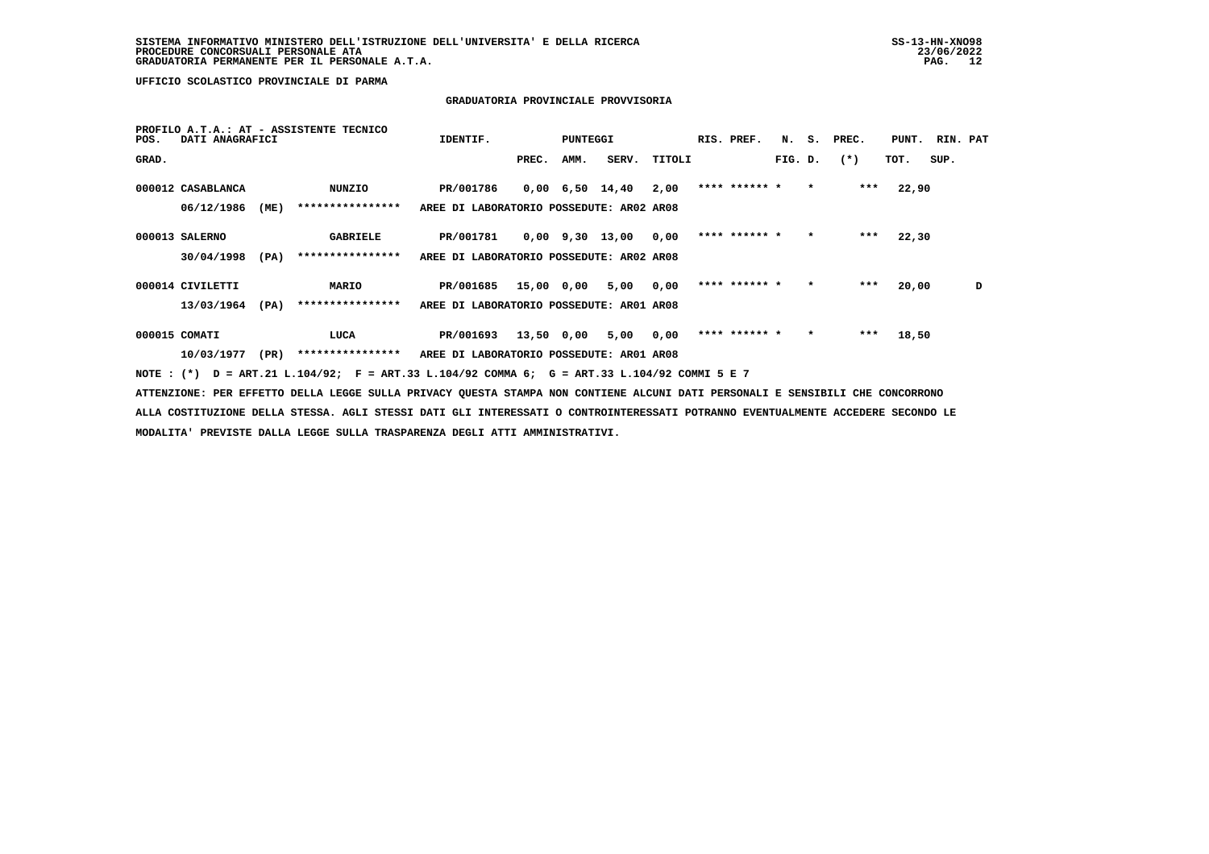SISTEMA INFORMATIVO MINISTERO DELL'ISTRUZIONE DELL'UNIVERSITA' E DELLA RICERCA
PROCEDURE CONCORSUALI PERSONALE ATA
GRADUATORIA PERMANENTE PER IL PERSONALE A.T.A.

UFFICIO SCOLASTICO PROVINCIALE DI PARMA

## GRADUATORIA PROVINCIALE PROVVISORIA

PROFILO A.T.A.: AT - ASSISTENTE TECNICO

| POS. GRAD. | DATI ANAGRAFICI | | IDENTIF. | PUNTEGGI PREC. | AMM. | SERV. | TITOLI | RIS. PREF. | N. FIG. | S. D. | PREC. (*) | PUNT. TOT. | RIN. SUP. | PAT |
|---|---|---|---|---|---|---|---|---|---|---|---|---|---|---|
| 000012 | CASABLANCA 06/12/1986 (ME) | NUNZIO **************** | PR/001786 | 0,00 | 6,50 | 14,40 | 2,00 | **** ****** | * | * | *** | 22,90 | | |
| | AREE DI LABORATORIO POSSEDUTE: AR02 AR08 | | | | | | | | | | | | | |
| 000013 | SALERNO 30/04/1998 (PA) | GABRIELE **************** | PR/001781 | 0,00 | 9,30 | 13,00 | 0,00 | **** ****** | * | * | *** | 22,30 | | |
| | AREE DI LABORATORIO POSSEDUTE: AR02 AR08 | | | | | | | | | | | | | |
| 000014 | CIVILETTI 13/03/1964 (PA) | MARIO **************** | PR/001685 | 15,00 | 0,00 | 5,00 | 0,00 | **** ****** | * | * | *** | 20,00 | | D |
| | AREE DI LABORATORIO POSSEDUTE: AR01 AR08 | | | | | | | | | | | | | |
| 000015 | COMATI 10/03/1977 (PR) | LUCA **************** | PR/001693 | 13,50 | 0,00 | 5,00 | 0,00 | **** ****** | * | * | *** | 18,50 | | |
| | AREE DI LABORATORIO POSSEDUTE: AR01 AR08 | | | | | | | | | | | | | |

NOTE : (*) D = ART.21 L.104/92; F = ART.33 L.104/92 COMMA 6; G = ART.33 L.104/92 COMMI 5 E 7

ATTENZIONE: PER EFFETTO DELLA LEGGE SULLA PRIVACY QUESTA STAMPA NON CONTIENE ALCUNI DATI PERSONALI E SENSIBILI CHE CONCORRONO ALLA COSTITUZIONE DELLA STESSA. AGLI STESSI DATI GLI INTERESSATI O CONTROINTERESSATI POTRANNO EVENTUALMENTE ACCEDERE SECONDO LE MODALITA' PREVISTE DALLA LEGGE SULLA TRASPARENZA DEGLI ATTI AMMINISTRATIVI.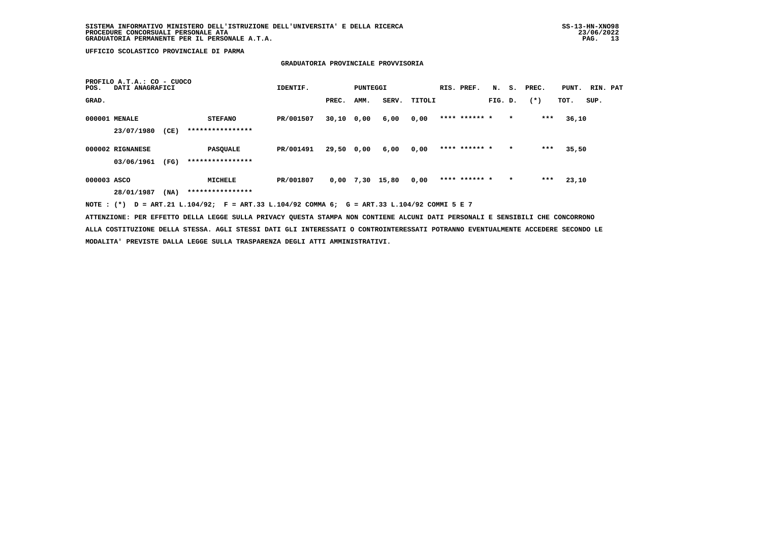**UFFICIO SCOLASTICO PROVINCIALE DI PARMA**

**GRADUATORIA PROVINCIALE PROVVISORIA**

**PROFILO A.T.A.: CO - CUOCO**

| POS. GRAD. | DATI ANAGRAFICI | | IDENTIF. | PUNTEGGI PREC. | AMM. | SERV. | TITOLI | RIS. PREF. | N. S. FIG. D. | PREC. (*) | PUNT. TOT. | RIN. PAT SUP. |
|---|---|---|---|---|---|---|---|---|---|---|---|---|
| 000001 | MENALE 23/07/1980 (CE) | STEFANO **************** | PR/001507 | 30,10 | 0,00 | 6,00 | 0,00 | **** ****** * | * | *** | 36,10 | |
| 000002 | RIGNANESE 03/06/1961 (FG) | PASQUALE **************** | PR/001491 | 29,50 | 0,00 | 6,00 | 0,00 | **** ****** * | * | *** | 35,50 | |
| 000003 | ASCO 28/01/1987 (NA) | MICHELE **************** | PR/001807 | 0,00 | 7,30 | 15,80 | 0,00 | **** ****** * | * | *** | 23,10 | |

NOTE : (*) D = ART.21 L.104/92; F = ART.33 L.104/92 COMMA 6; G = ART.33 L.104/92 COMMI 5 E 7

ATTENZIONE: PER EFFETTO DELLA LEGGE SULLA PRIVACY QUESTA STAMPA NON CONTIENE ALCUNI DATI PERSONALI E SENSIBILI CHE CONCORRONO ALLA COSTITUZIONE DELLA STESSA. AGLI STESSI DATI GLI INTERESSATI O CONTROINTERESSATI POTRANNO EVENTUALMENTE ACCEDERE SECONDO LE MODALITA' PREVISTE DALLA LEGGE SULLA TRASPARENZA DEGLI ATTI AMMINISTRATIVI.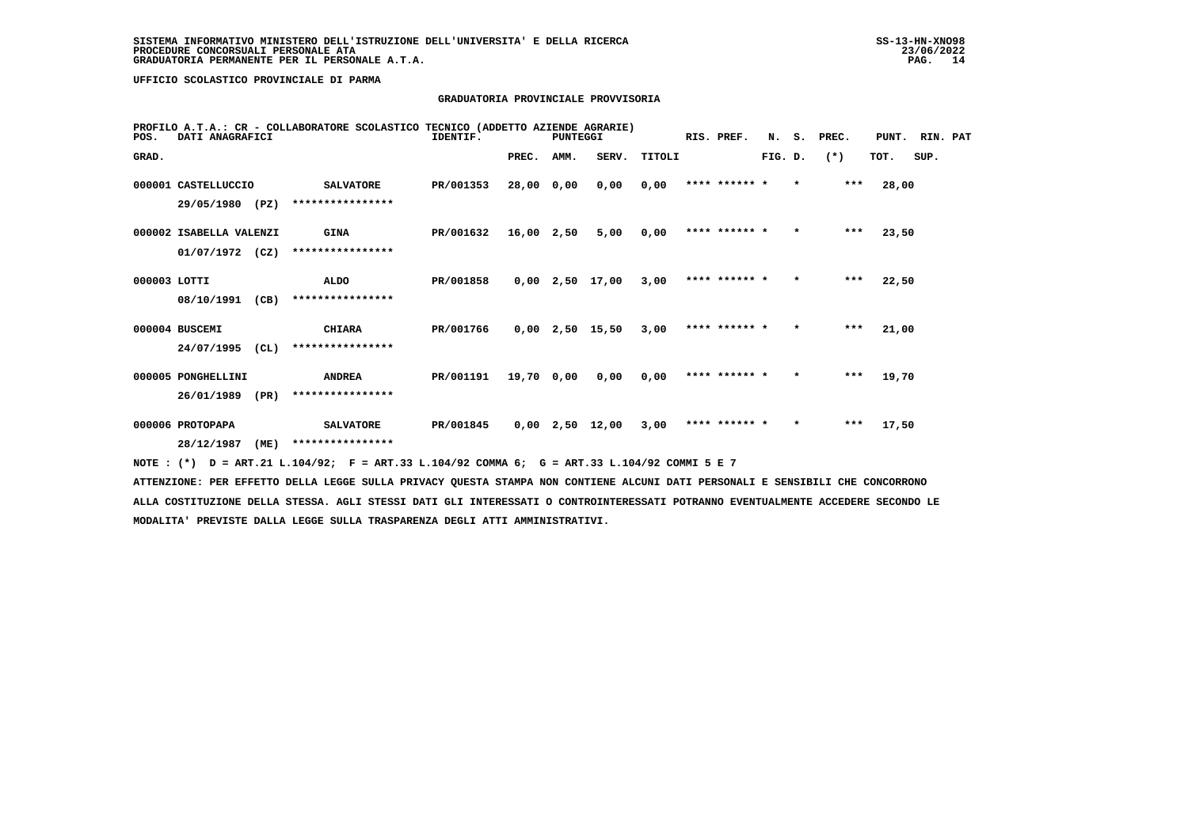SISTEMA INFORMATIVO MINISTERO DELL'ISTRUZIONE DELL'UNIVERSITA' E DELLA RICERCA
PROCEDURE CONCORSUALI PERSONALE ATA
GRADUATORIA PERMANENTE PER IL PERSONALE A.T.A.

UFFICIO SCOLASTICO PROVINCIALE DI PARMA

## GRADUATORIA PROVINCIALE PROVVISORIA

PROFILO A.T.A.: CR - COLLABORATORE SCOLASTICO TECNICO (ADDETTO AZIENDE AGRARIE)

| POS. GRAD. | DATI ANAGRAFICI | | IDENTIF. | PUNTEGGI PREC. | AMM. | SERV. | TITOLI | RIS. PREF. | N. FIG. | S. D. | PREC. (*) | PUNT. TOT. | RIN. PAT SUP. |
|---|---|---|---|---|---|---|---|---|---|---|---|---|---|
| 000001 | CASTELLUCCIO 29/05/1980 (PZ) | SALVATORE **************** | PR/001353 | 28,00 | 0,00 | 0,00 | 0,00 | **** ****** | * | * | *** | 28,00 | |
| 000002 | ISABELLA VALENZI 01/07/1972 (CZ) | GINA **************** | PR/001632 | 16,00 | 2,50 | 5,00 | 0,00 | **** ****** | * | * | *** | 23,50 | |
| 000003 | LOTTI 08/10/1991 (CB) | ALDO **************** | PR/001858 | 0,00 | 2,50 | 17,00 | 3,00 | **** ****** | * | * | *** | 22,50 | |
| 000004 | BUSCEMI 24/07/1995 (CL) | CHIARA **************** | PR/001766 | 0,00 | 2,50 | 15,50 | 3,00 | **** ****** | * | * | *** | 21,00 | |
| 000005 | PONGHELLINI 26/01/1989 (PR) | ANDREA **************** | PR/001191 | 19,70 | 0,00 | 0,00 | 0,00 | **** ****** | * | * | *** | 19,70 | |
| 000006 | PROTOPAPA 28/12/1987 (ME) | SALVATORE **************** | PR/001845 | 0,00 | 2,50 | 12,00 | 3,00 | **** ****** | * | * | *** | 17,50 | |

NOTE : (*) D = ART.21 L.104/92; F = ART.33 L.104/92 COMMA 6; G = ART.33 L.104/92 COMMI 5 E 7

ATTENZIONE: PER EFFETTO DELLA LEGGE SULLA PRIVACY QUESTA STAMPA NON CONTIENE ALCUNI DATI PERSONALI E SENSIBILI CHE CONCORRONO ALLA COSTITUZIONE DELLA STESSA. AGLI STESSI DATI GLI INTERESSATI O CONTROINTERESSATI POTRANNO EVENTUALMENTE ACCEDERE SECONDO LE MODALITA' PREVISTE DALLA LEGGE SULLA TRASPARENZA DEGLI ATTI AMMINISTRATIVI.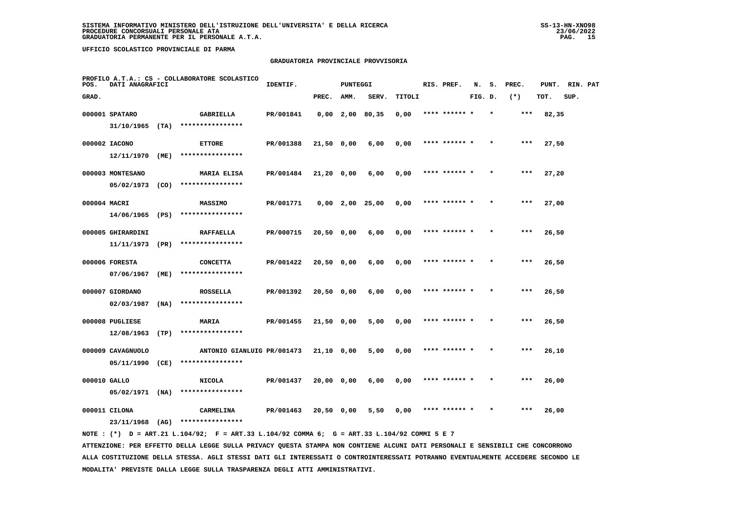**SISTEMA INFORMATIVO MINISTERO DELL'ISTRUZIONE DELL'UNIVERSITA' E DELLA RICERCA**
**PROCEDURE CONCORSUALI PERSONALE ATA**
**GRADUATORIA PERMANENTE PER IL PERSONALE A.T.A.**

SS-13-HN-XNO98
23/06/2022

**UFFICIO SCOLASTICO PROVINCIALE DI PARMA**

## GRADUATORIA PROVINCIALE PROVVISORIA

PROFILO A.T.A.: CS - COLLABORATORE SCOLASTICO

| POS. GRAD. | DATI ANAGRAFICI | | IDENTIF. | PUNTEGGI PREC. | AMM. | SERV. | TITOLI | RIS. PREF. | N. FIG. | S. D. | PREC. (*) | PUNT. TOT. | RIN. SUP. | PAT |
|---|---|---|---|---|---|---|---|---|---|---|---|---|---|---|
| 000001 | SPATARO 31/10/1965 (TA) | GABRIELLA **************** | PR/001841 | 0,00 | 2,00 | 80,35 | 0,00 | **** ****** * | | * | *** | 82,35 | | |
| 000002 | IACONO 12/11/1970 (ME) | ETTORE **************** | PR/001388 | 21,50 | 0,00 | 6,00 | 0,00 | **** ****** * | | * | *** | 27,50 | | |
| 000003 | MONTESANO 05/02/1973 (CO) | MARIA ELISA **************** | PR/001484 | 21,20 | 0,00 | 6,00 | 0,00 | **** ****** * | | * | *** | 27,20 | | |
| 000004 | MACRI 14/06/1965 (PS) | MASSIMO **************** | PR/001771 | 0,00 | 2,00 | 25,00 | 0,00 | **** ****** * | | * | *** | 27,00 | | |
| 000005 | GHIRARDINI 11/11/1973 (PR) | RAFFAELLA **************** | PR/000715 | 20,50 | 0,00 | 6,00 | 0,00 | **** ****** * | | * | *** | 26,50 | | |
| 000006 | FORESTA 07/06/1967 (ME) | CONCETTA **************** | PR/001422 | 20,50 | 0,00 | 6,00 | 0,00 | **** ****** * | | * | *** | 26,50 | | |
| 000007 | GIORDANO 02/03/1987 (NA) | ROSSELLA **************** | PR/001392 | 20,50 | 0,00 | 6,00 | 0,00 | **** ****** * | | * | *** | 26,50 | | |
| 000008 | PUGLIESE 12/08/1963 (TP) | MARIA **************** | PR/001455 | 21,50 | 0,00 | 5,00 | 0,00 | **** ****** * | | * | *** | 26,50 | | |
| 000009 | CAVAGNUOLO 05/11/1990 (CE) | ANTONIO GIANLUIG **************** | PR/001473 | 21,10 | 0,00 | 5,00 | 0,00 | **** ****** * | | * | *** | 26,10 | | |
| 000010 | GALLO 05/02/1971 (NA) | NICOLA **************** | PR/001437 | 20,00 | 0,00 | 6,00 | 0,00 | **** ****** * | | * | *** | 26,00 | | |
| 000011 | CILONA 23/11/1968 (AG) | CARMELINA **************** | PR/001463 | 20,50 | 0,00 | 5,50 | 0,00 | **** ****** * | | * | *** | 26,00 | | |

NOTE : (*) D = ART.21 L.104/92; F = ART.33 L.104/92 COMMA 6; G = ART.33 L.104/92 COMMI 5 E 7

ATTENZIONE: PER EFFETTO DELLA LEGGE SULLA PRIVACY QUESTA STAMPA NON CONTIENE ALCUNI DATI PERSONALI E SENSIBILI CHE CONCORRONO ALLA COSTITUZIONE DELLA STESSA. AGLI STESSI DATI GLI INTERESSATI O CONTROINTERESSATI POTRANNO EVENTUALMENTE ACCEDERE SECONDO LE MODALITA' PREVISTE DALLA LEGGE SULLA TRASPARENZA DEGLI ATTI AMMINISTRATIVI.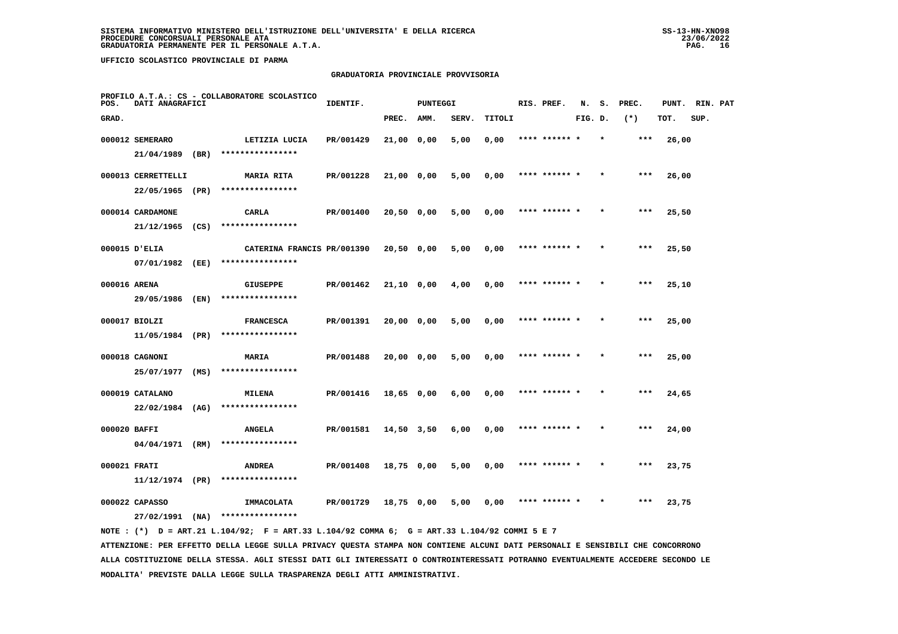**SISTEMA INFORMATIVO MINISTERO DELL'ISTRUZIONE DELL'UNIVERSITA' E DELLA RICERCA**
**PROCEDURE CONCORSUALI PERSONALE ATA**
**GRADUATORIA PERMANENTE PER IL PERSONALE A.T.A.**

**UFFICIO SCOLASTICO PROVINCIALE DI PARMA**

**GRADUATORIA PROVINCIALE PROVVISORIA**

**PROFILO A.T.A.: CS - COLLABORATORE SCOLASTICO**

| POS. GRAD. | DATI ANAGRAFICI | | IDENTIF. | PUNTEGGI PREC. | AMM. | SERV. | TITOLI | RIS. PREF. | N. FIG. | S. D. | PREC. (*) | PUNT. TOT. | RIN. SUP. | PAT |
|---|---|---|---|---|---|---|---|---|---|---|---|---|---|---|
| 000012 | SEMERARO 21/04/1989 (BR) | LETIZIA LUCIA **************** | PR/001429 | 21,00 | 0,00 | 5,00 | 0,00 | **** ****** * | | * | *** | 26,00 | | |
| 000013 | CERRETTELLI 22/05/1965 (PR) | MARIA RITA **************** | PR/001228 | 21,00 | 0,00 | 5,00 | 0,00 | **** ****** * | | * | *** | 26,00 | | |
| 000014 | CARDAMONE 21/12/1965 (CS) | CARLA **************** | PR/001400 | 20,50 | 0,00 | 5,00 | 0,00 | **** ****** * | | * | *** | 25,50 | | |
| 000015 | D'ELIA 07/01/1982 (EE) | CATERINA FRANCIS **************** | PR/001390 | 20,50 | 0,00 | 5,00 | 0,00 | **** ****** * | | * | *** | 25,50 | | |
| 000016 | ARENA 29/05/1986 (EN) | GIUSEPPE **************** | PR/001462 | 21,10 | 0,00 | 4,00 | 0,00 | **** ****** * | | * | *** | 25,10 | | |
| 000017 | BIOLZI 11/05/1984 (PR) | FRANCESCA **************** | PR/001391 | 20,00 | 0,00 | 5,00 | 0,00 | **** ****** * | | * | *** | 25,00 | | |
| 000018 | CAGNONI 25/07/1977 (MS) | MARIA **************** | PR/001488 | 20,00 | 0,00 | 5,00 | 0,00 | **** ****** * | | * | *** | 25,00 | | |
| 000019 | CATALANO 22/02/1984 (AG) | MILENA **************** | PR/001416 | 18,65 | 0,00 | 6,00 | 0,00 | **** ****** * | | * | *** | 24,65 | | |
| 000020 | BAFFI 04/04/1971 (RM) | ANGELA **************** | PR/001581 | 14,50 | 3,50 | 6,00 | 0,00 | **** ****** * | | * | *** | 24,00 | | |
| 000021 | FRATI 11/12/1974 (PR) | ANDREA **************** | PR/001408 | 18,75 | 0,00 | 5,00 | 0,00 | **** ****** * | | * | *** | 23,75 | | |
| 000022 | CAPASSO 27/02/1991 (NA) | IMMACOLATA **************** | PR/001729 | 18,75 | 0,00 | 5,00 | 0,00 | **** ****** * | | * | *** | 23,75 | | |

NOTE : (*) D = ART.21 L.104/92; F = ART.33 L.104/92 COMMA 6; G = ART.33 L.104/92 COMMI 5 E 7

ATTENZIONE: PER EFFETTO DELLA LEGGE SULLA PRIVACY QUESTA STAMPA NON CONTIENE ALCUNI DATI PERSONALI E SENSIBILI CHE CONCORRONO ALLA COSTITUZIONE DELLA STESSA. AGLI STESSI DATI GLI INTERESSATI O CONTROINTERESSATI POTRANNO EVENTUALMENTE ACCEDERE SECONDO LE MODALITA' PREVISTE DALLA LEGGE SULLA TRASPARENZA DEGLI ATTI AMMINISTRATIVI.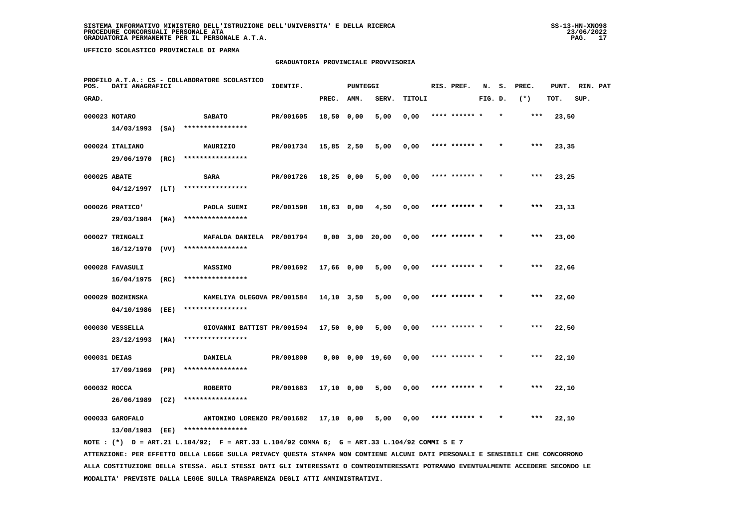SISTEMA INFORMATIVO MINISTERO DELL'ISTRUZIONE DELL'UNIVERSITA' E DELLA RICERCA
PROCEDURE CONCORSUALI PERSONALE ATA
GRADUATORIA PERMANENTE PER IL PERSONALE A.T.A.

UFFICIO SCOLASTICO PROVINCIALE DI PARMA

## GRADUATORIA PROVINCIALE PROVVISORIA

PROFILO A.T.A.: CS - COLLABORATORE SCOLASTICO

| POS. GRAD. | DATI ANAGRAFICI | | IDENTIF. | PUNTEGGI PREC. | AMM. | SERV. | TITOLI | RIS. PREF. | N. FIG. | S. D. | PREC. (*) | PUNT. TOT. | RIN. PAT SUP. |
|---|---|---|---|---|---|---|---|---|---|---|---|---|---|
| 000023 | NOTARO 14/03/1993 (SA) | SABATO **************** | PR/001605 | 18,50 | 0,00 | 5,00 | 0,00 | **** ****** * | | * | *** | 23,50 | |
| 000024 | ITALIANO 29/06/1970 (RC) | MAURIZIO **************** | PR/001734 | 15,85 | 2,50 | 5,00 | 0,00 | **** ****** * | | * | *** | 23,35 | |
| 000025 | ABATE 04/12/1997 (LT) | SARA **************** | PR/001726 | 18,25 | 0,00 | 5,00 | 0,00 | **** ****** * | | * | *** | 23,25 | |
| 000026 | PRATICO' 29/03/1984 (NA) | PAOLA SUEMI **************** | PR/001598 | 18,63 | 0,00 | 4,50 | 0,00 | **** ****** * | | * | *** | 23,13 | |
| 000027 | TRINGALI 16/12/1970 (VV) | MAFALDA DANIELA **************** | PR/001794 | 0,00 | 3,00 | 20,00 | 0,00 | **** ****** * | | * | *** | 23,00 | |
| 000028 | FAVASULI 16/04/1975 (RC) | MASSIMO **************** | PR/001692 | 17,66 | 0,00 | 5,00 | 0,00 | **** ****** * | | * | *** | 22,66 | |
| 000029 | BOZHINSKA 04/10/1986 (EE) | KAMELIYA OLEGOVA **************** | PR/001584 | 14,10 | 3,50 | 5,00 | 0,00 | **** ****** * | | * | *** | 22,60 | |
| 000030 | VESSELLA 23/12/1993 (NA) | GIOVANNI BATTIST **************** | PR/001594 | 17,50 | 0,00 | 5,00 | 0,00 | **** ****** * | | * | *** | 22,50 | |
| 000031 | DEIAS 17/09/1969 (PR) | DANIELA **************** | PR/001800 | 0,00 | 0,00 | 19,60 | 0,00 | **** ****** * | | * | *** | 22,10 | |
| 000032 | ROCCA 26/06/1989 (CZ) | ROBERTO **************** | PR/001683 | 17,10 | 0,00 | 5,00 | 0,00 | **** ****** * | | * | *** | 22,10 | |
| 000033 | GAROFALO 13/08/1983 (EE) | ANTONINO LORENZO **************** | PR/001682 | 17,10 | 0,00 | 5,00 | 0,00 | **** ****** * | | * | *** | 22,10 | |

NOTE : (*) D = ART.21 L.104/92; F = ART.33 L.104/92 COMMA 6; G = ART.33 L.104/92 COMMI 5 E 7

ATTENZIONE: PER EFFETTO DELLA LEGGE SULLA PRIVACY QUESTA STAMPA NON CONTIENE ALCUNI DATI PERSONALI E SENSIBILI CHE CONCORRONO ALLA COSTITUZIONE DELLA STESSA. AGLI STESSI DATI GLI INTERESSATI O CONTROINTERESSATI POTRANNO EVENTUALMENTE ACCEDERE SECONDO LE MODALITA' PREVISTE DALLA LEGGE SULLA TRASPARENZA DEGLI ATTI AMMINISTRATIVI.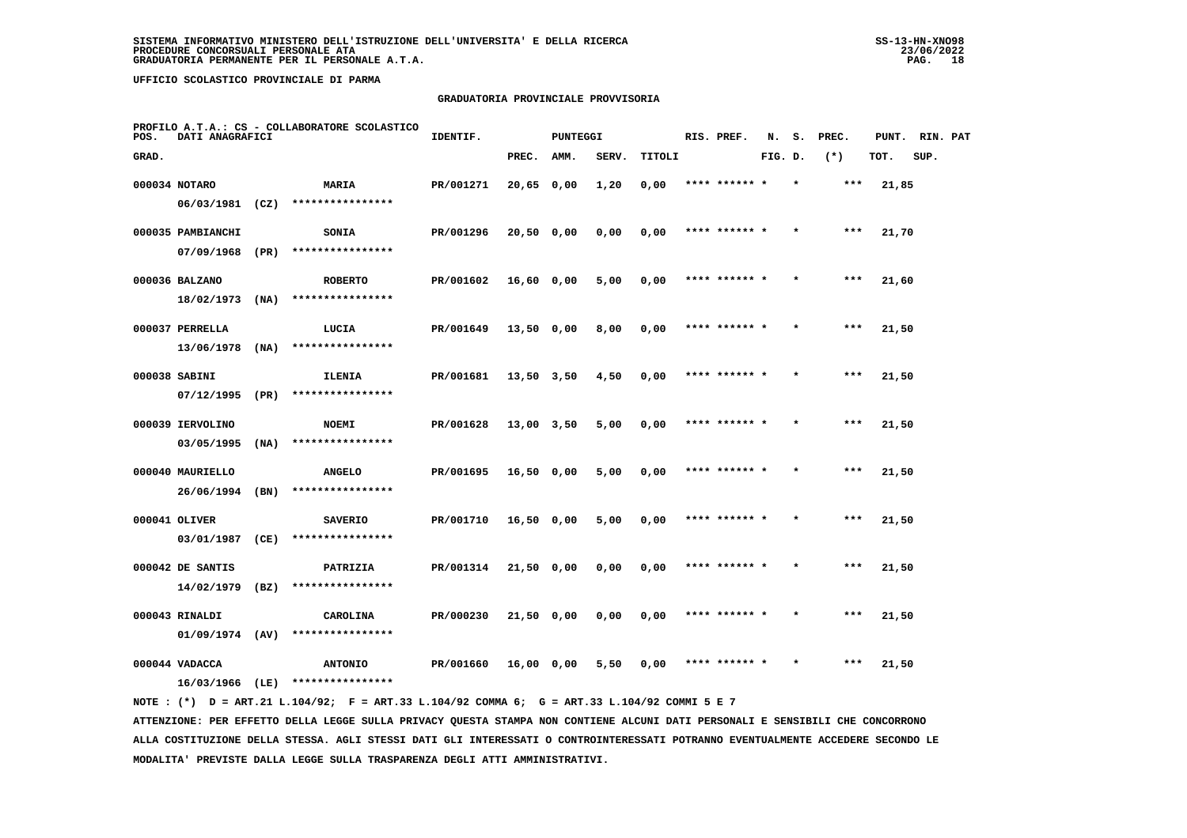**SISTEMA INFORMATIVO MINISTERO DELL'ISTRUZIONE DELL'UNIVERSITA' E DELLA RICERCA**
**PROCEDURE CONCORSUALI PERSONALE ATA**
**GRADUATORIA PERMANENTE PER IL PERSONALE A.T.A.**

**UFFICIO SCOLASTICO PROVINCIALE DI PARMA**

## GRADUATORIA PROVINCIALE PROVVISORIA

**PROFILO A.T.A.: CS - COLLABORATORE SCOLASTICO**

| POS. GRAD. | DATI ANAGRAFICI | | IDENTIF. | PUNTEGGI PREC. | AMM. | SERV. | TITOLI | RIS. PREF. | N. FIG. | S. D. | PREC. (*) | PUNT. TOT. | RIN. SUP. | PAT |
|---|---|---|---|---|---|---|---|---|---|---|---|---|---|---|
| 000034 | NOTARO 06/03/1981 (CZ) | MARIA **************** | PR/001271 | 20,65 | 0,00 | 1,20 | 0,00 | **** ****** * | | * | *** | 21,85 | | |
| 000035 | PAMBIANCHI 07/09/1968 (PR) | SONIA **************** | PR/001296 | 20,50 | 0,00 | 0,00 | 0,00 | **** ****** * | | * | *** | 21,70 | | |
| 000036 | BALZANO 18/02/1973 (NA) | ROBERTO **************** | PR/001602 | 16,60 | 0,00 | 5,00 | 0,00 | **** ****** * | | * | *** | 21,60 | | |
| 000037 | PERRELLA 13/06/1978 (NA) | LUCIA **************** | PR/001649 | 13,50 | 0,00 | 8,00 | 0,00 | **** ****** * | | * | *** | 21,50 | | |
| 000038 | SABINI 07/12/1995 (PR) | ILENIA **************** | PR/001681 | 13,50 | 3,50 | 4,50 | 0,00 | **** ****** * | | * | *** | 21,50 | | |
| 000039 | IERVOLINO 03/05/1995 (NA) | NOEMI **************** | PR/001628 | 13,00 | 3,50 | 5,00 | 0,00 | **** ****** * | | * | *** | 21,50 | | |
| 000040 | MAURIELLO 26/06/1994 (BN) | ANGELO **************** | PR/001695 | 16,50 | 0,00 | 5,00 | 0,00 | **** ****** * | | * | *** | 21,50 | | |
| 000041 | OLIVER 03/01/1987 (CE) | SAVERIO **************** | PR/001710 | 16,50 | 0,00 | 5,00 | 0,00 | **** ****** * | | * | *** | 21,50 | | |
| 000042 | DE SANTIS 14/02/1979 (BZ) | PATRIZIA **************** | PR/001314 | 21,50 | 0,00 | 0,00 | 0,00 | **** ****** * | | * | *** | 21,50 | | |
| 000043 | RINALDI 01/09/1974 (AV) | CAROLINA **************** | PR/000230 | 21,50 | 0,00 | 0,00 | 0,00 | **** ****** * | | * | *** | 21,50 | | |
| 000044 | VADACCA 16/03/1966 (LE) | ANTONIO **************** | PR/001660 | 16,00 | 0,00 | 5,50 | 0,00 | **** ****** * | | * | *** | 21,50 | | |

NOTE : (*) D = ART.21 L.104/92; F = ART.33 L.104/92 COMMA 6; G = ART.33 L.104/92 COMMI 5 E 7

ATTENZIONE: PER EFFETTO DELLA LEGGE SULLA PRIVACY QUESTA STAMPA NON CONTIENE ALCUNI DATI PERSONALI E SENSIBILI CHE CONCORRONO ALLA COSTITUZIONE DELLA STESSA. AGLI STESSI DATI GLI INTERESSATI O CONTROINTERESSATI POTRANNO EVENTUALMENTE ACCEDERE SECONDO LE MODALITA' PREVISTE DALLA LEGGE SULLA TRASPARENZA DEGLI ATTI AMMINISTRATIVI.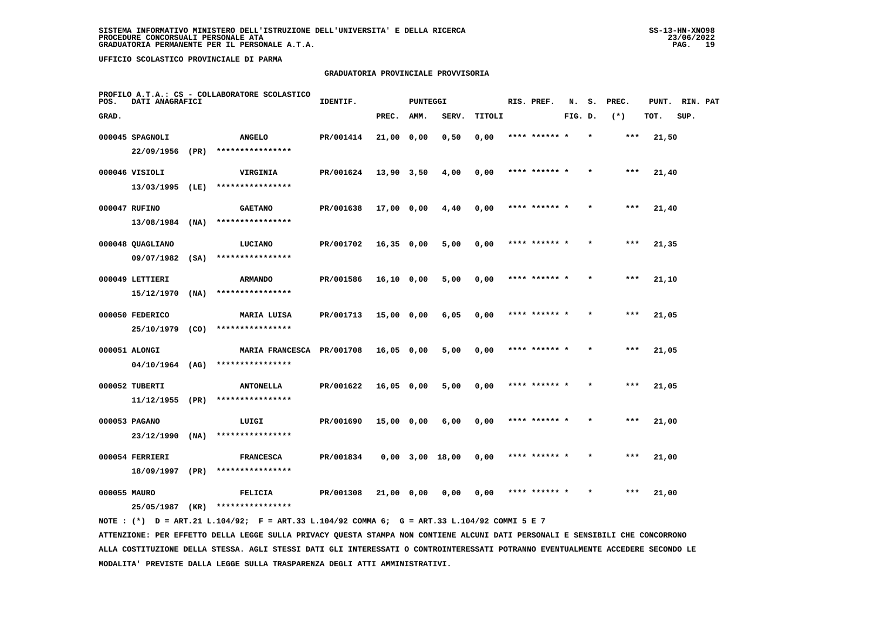SISTEMA INFORMATIVO MINISTERO DELL'ISTRUZIONE DELL'UNIVERSITA' E DELLA RICERCA
PROCEDURE CONCORSUALI PERSONALE ATA
GRADUATORIA PERMANENTE PER IL PERSONALE A.T.A.

UFFICIO SCOLASTICO PROVINCIALE DI PARMA

## GRADUATORIA PROVINCIALE PROVVISORIA

PROFILO A.T.A.: CS - COLLABORATORE SCOLASTICO

| POS. GRAD. | DATI ANAGRAFICI | | IDENTIF. | PUNTEGGI PREC. | AMM. | SERV. | TITOLI | RIS. PREF. | N. S. FIG. D. | PREC. (*) | PUNT. TOT. | RIN. SUP. | PAT |
|---|---|---|---|---|---|---|---|---|---|---|---|---|---|
| 000045 | SPAGNOLI 22/09/1956 (PR) | ANGELO **************** | PR/001414 | 21,00 | 0,00 | 0,50 | 0,00 | **** ****** * | * | *** | 21,50 | | |
| 000046 | VISIOLI 13/03/1995 (LE) | VIRGINIA **************** | PR/001624 | 13,90 | 3,50 | 4,00 | 0,00 | **** ****** * | * | *** | 21,40 | | |
| 000047 | RUFINO 13/08/1984 (NA) | GAETANO **************** | PR/001638 | 17,00 | 0,00 | 4,40 | 0,00 | **** ****** * | * | *** | 21,40 | | |
| 000048 | QUAGLIANO 09/07/1982 (SA) | LUCIANO **************** | PR/001702 | 16,35 | 0,00 | 5,00 | 0,00 | **** ****** * | * | *** | 21,35 | | |
| 000049 | LETTIERI 15/12/1970 (NA) | ARMANDO **************** | PR/001586 | 16,10 | 0,00 | 5,00 | 0,00 | **** ****** * | * | *** | 21,10 | | |
| 000050 | FEDERICO 25/10/1979 (CO) | MARIA LUISA **************** | PR/001713 | 15,00 | 0,00 | 6,05 | 0,00 | **** ****** * | * | *** | 21,05 | | |
| 000051 | ALONGI 04/10/1964 (AG) | MARIA FRANCESCA **************** | PR/001708 | 16,05 | 0,00 | 5,00 | 0,00 | **** ****** * | * | *** | 21,05 | | |
| 000052 | TUBERTI 11/12/1955 (PR) | ANTONELLA **************** | PR/001622 | 16,05 | 0,00 | 5,00 | 0,00 | **** ****** * | * | *** | 21,05 | | |
| 000053 | PAGANO 23/12/1990 (NA) | LUIGI **************** | PR/001690 | 15,00 | 0,00 | 6,00 | 0,00 | **** ****** * | * | *** | 21,00 | | |
| 000054 | FERRIERI 18/09/1997 (PR) | FRANCESCA **************** | PR/001834 | 0,00 | 3,00 | 18,00 | 0,00 | **** ****** * | * | *** | 21,00 | | |
| 000055 | MAURO 25/05/1987 (KR) | FELICIA **************** | PR/001308 | 21,00 | 0,00 | 0,00 | 0,00 | **** ****** * | * | *** | 21,00 | | |

NOTE : (*) D = ART.21 L.104/92; F = ART.33 L.104/92 COMMA 6; G = ART.33 L.104/92 COMMI 5 E 7

ATTENZIONE: PER EFFETTO DELLA LEGGE SULLA PRIVACY QUESTA STAMPA NON CONTIENE ALCUNI DATI PERSONALI E SENSIBILI CHE CONCORRONO ALLA COSTITUZIONE DELLA STESSA. AGLI STESSI DATI GLI INTERESSATI O CONTROINTERESSATI POTRANNO EVENTUALMENTE ACCEDERE SECONDO LE MODALITA' PREVISTE DALLA LEGGE SULLA TRASPARENZA DEGLI ATTI AMMINISTRATIVI.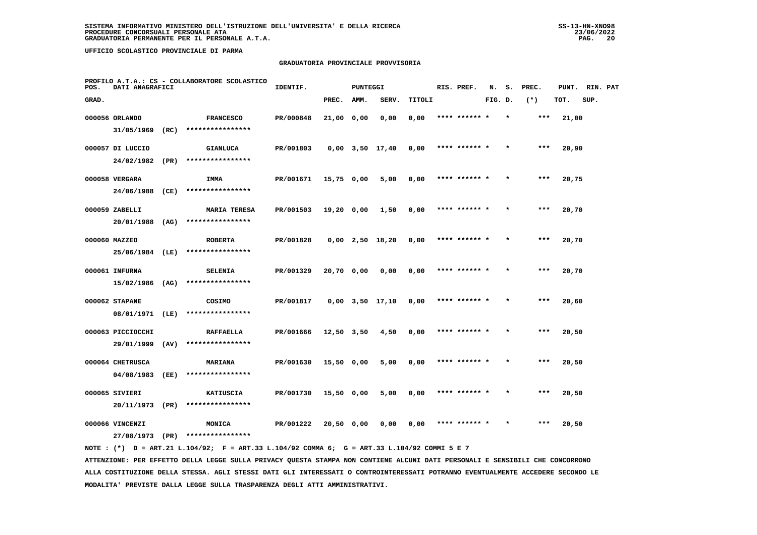SISTEMA INFORMATIVO MINISTERO DELL'ISTRUZIONE DELL'UNIVERSITA' E DELLA RICERCA
PROCEDURE CONCORSUALI PERSONALE ATA
GRADUATORIA PERMANENTE PER IL PERSONALE A.T.A.

UFFICIO SCOLASTICO PROVINCIALE DI PARMA

GRADUATORIA PROVINCIALE PROVVISORIA

PROFILO A.T.A.: CS - COLLABORATORE SCOLASTICO

| POS. GRAD. | DATI ANAGRAFICI | | IDENTIF. | PUNTEGGI PREC. | AMM. | SERV. | TITOLI | RIS. PREF. | N. FIG. | S. D. | PREC. (*) | PUNT. TOT. | RIN. PAT SUP. |
|---|---|---|---|---|---|---|---|---|---|---|---|---|---|
| 000056 | ORLANDO 31/05/1969 (RC) | FRANCESCO **************** | PR/000848 | 21,00 | 0,00 | 0,00 | 0,00 | **** ****** * | | * | *** | 21,00 | |
| 000057 | DI LUCCIO 24/02/1982 (PR) | GIANLUCA **************** | PR/001803 | 0,00 | 3,50 | 17,40 | 0,00 | **** ****** * | | * | *** | 20,90 | |
| 000058 | VERGARA 24/06/1988 (CE) | IMMA **************** | PR/001671 | 15,75 | 0,00 | 5,00 | 0,00 | **** ****** * | | * | *** | 20,75 | |
| 000059 | ZABELLI 20/01/1988 (AG) | MARIA TERESA **************** | PR/001503 | 19,20 | 0,00 | 1,50 | 0,00 | **** ****** * | | * | *** | 20,70 | |
| 000060 | MAZZEO 25/06/1984 (LE) | ROBERTA **************** | PR/001828 | 0,00 | 2,50 | 18,20 | 0,00 | **** ****** * | | * | *** | 20,70 | |
| 000061 | INFURNA 15/02/1986 (AG) | SELENIA **************** | PR/001329 | 20,70 | 0,00 | 0,00 | 0,00 | **** ****** * | | * | *** | 20,70 | |
| 000062 | STAPANE 08/01/1971 (LE) | COSIMO **************** | PR/001817 | 0,00 | 3,50 | 17,10 | 0,00 | **** ****** * | | * | *** | 20,60 | |
| 000063 | PICCIOCCHI 29/01/1999 (AV) | RAFFAELLA **************** | PR/001666 | 12,50 | 3,50 | 4,50 | 0,00 | **** ****** * | | * | *** | 20,50 | |
| 000064 | CHETRUSCA 04/08/1983 (EE) | MARIANA **************** | PR/001630 | 15,50 | 0,00 | 5,00 | 0,00 | **** ****** * | | * | *** | 20,50 | |
| 000065 | SIVIERI 20/11/1973 (PR) | KATIUSCIA **************** | PR/001730 | 15,50 | 0,00 | 5,00 | 0,00 | **** ****** * | | * | *** | 20,50 | |
| 000066 | VINCENZI 27/08/1973 (PR) | MONICA **************** | PR/001222 | 20,50 | 0,00 | 0,00 | 0,00 | **** ****** * | | * | *** | 20,50 | |

NOTE : (*) D = ART.21 L.104/92; F = ART.33 L.104/92 COMMA 6; G = ART.33 L.104/92 COMMI 5 E 7

ATTENZIONE: PER EFFETTO DELLA LEGGE SULLA PRIVACY QUESTA STAMPA NON CONTIENE ALCUNI DATI PERSONALI E SENSIBILI CHE CONCORRONO ALLA COSTITUZIONE DELLA STESSA. AGLI STESSI DATI GLI INTERESSATI O CONTROINTERESSATI POTRANNO EVENTUALMENTE ACCEDERE SECONDO LE MODALITA' PREVISTE DALLA LEGGE SULLA TRASPARENZA DEGLI ATTI AMMINISTRATIVI.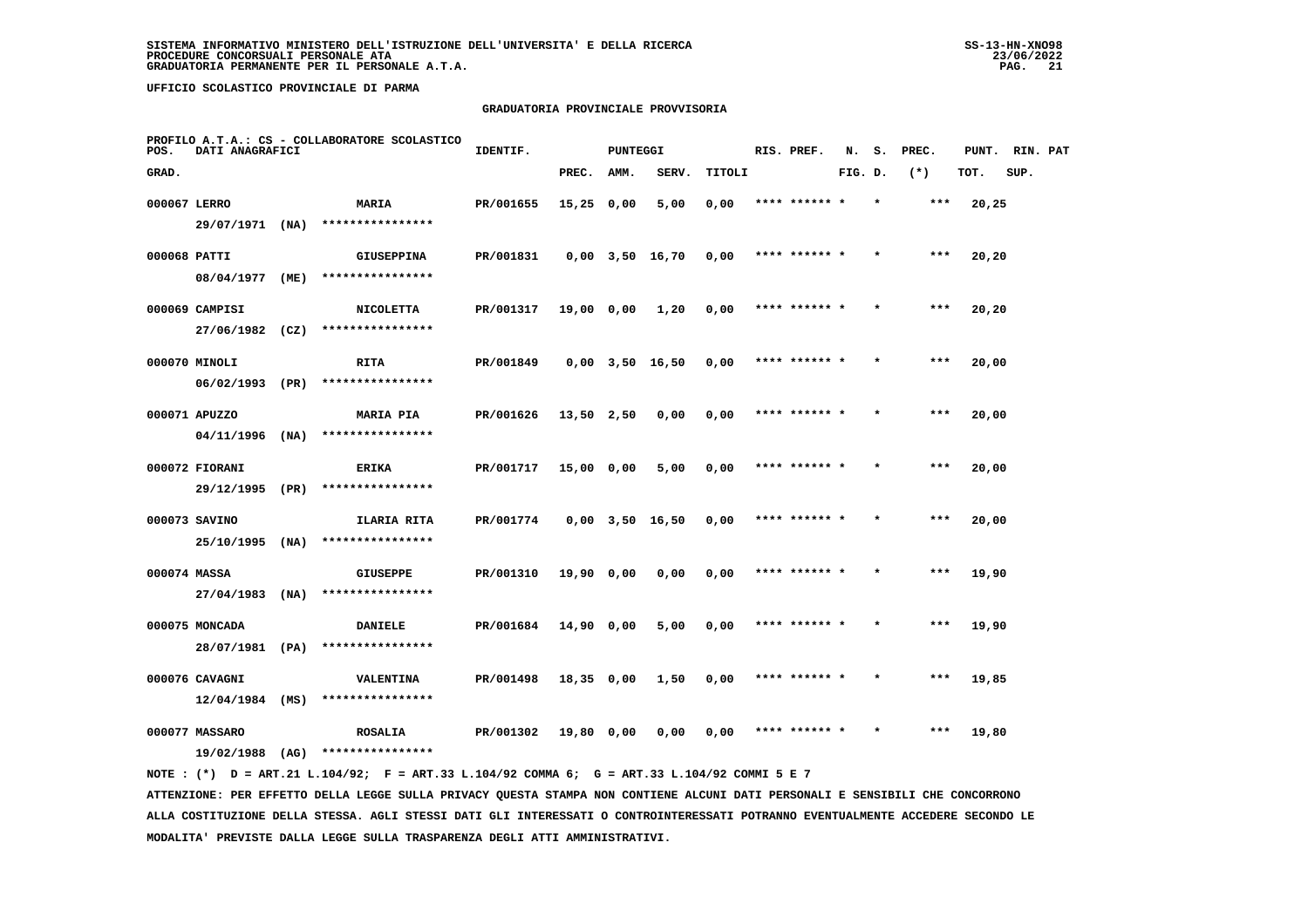SISTEMA INFORMATIVO MINISTERO DELL'ISTRUZIONE DELL'UNIVERSITA' E DELLA RICERCA
PROCEDURE CONCORSUALI PERSONALE ATA
GRADUATORIA PERMANENTE PER IL PERSONALE A.T.A.

UFFICIO SCOLASTICO PROVINCIALE DI PARMA

## GRADUATORIA PROVINCIALE PROVVISORIA

PROFILO A.T.A.: CS - COLLABORATORE SCOLASTICO

| POS. GRAD. | DATI ANAGRAFICI | | IDENTIF. | PUNTEGGI PREC. | AMM. | SERV. | TITOLI | RIS. PREF. | N. S. FIG. D. | PREC. (*) | PUNT. TOT. | RIN. PAT SUP. |
|---|---|---|---|---|---|---|---|---|---|---|---|---|
| 000067 | LERRO 29/07/1971 (NA) | MARIA **************** | PR/001655 | 15,25 | 0,00 | 5,00 | 0,00 | **** ****** * | * | *** | 20,25 | |
| 000068 | PATTI 08/04/1977 (ME) | GIUSEPPINA **************** | PR/001831 | 0,00 | 3,50 | 16,70 | 0,00 | **** ****** * | * | *** | 20,20 | |
| 000069 | CAMPISI 27/06/1982 (CZ) | NICOLETTA **************** | PR/001317 | 19,00 | 0,00 | 1,20 | 0,00 | **** ****** * | * | *** | 20,20 | |
| 000070 | MINOLI 06/02/1993 (PR) | RITA **************** | PR/001849 | 0,00 | 3,50 | 16,50 | 0,00 | **** ****** * | * | *** | 20,00 | |
| 000071 | APUZZO 04/11/1996 (NA) | MARIA PIA **************** | PR/001626 | 13,50 | 2,50 | 0,00 | 0,00 | **** ****** * | * | *** | 20,00 | |
| 000072 | FIORANI 29/12/1995 (PR) | ERIKA **************** | PR/001717 | 15,00 | 0,00 | 5,00 | 0,00 | **** ****** * | * | *** | 20,00 | |
| 000073 | SAVINO 25/10/1995 (NA) | ILARIA RITA **************** | PR/001774 | 0,00 | 3,50 | 16,50 | 0,00 | **** ****** * | * | *** | 20,00 | |
| 000074 | MASSA 27/04/1983 (NA) | GIUSEPPE **************** | PR/001310 | 19,90 | 0,00 | 0,00 | 0,00 | **** ****** * | * | *** | 19,90 | |
| 000075 | MONCADA 28/07/1981 (PA) | DANIELE **************** | PR/001684 | 14,90 | 0,00 | 5,00 | 0,00 | **** ****** * | * | *** | 19,90 | |
| 000076 | CAVAGNI 12/04/1984 (MS) | VALENTINA **************** | PR/001498 | 18,35 | 0,00 | 1,50 | 0,00 | **** ****** * | * | *** | 19,85 | |
| 000077 | MASSARO 19/02/1988 (AG) | ROSALIA **************** | PR/001302 | 19,80 | 0,00 | 0,00 | 0,00 | **** ****** * | * | *** | 19,80 | |

NOTE : (*) D = ART.21 L.104/92; F = ART.33 L.104/92 COMMA 6; G = ART.33 L.104/92 COMMI 5 E 7

ATTENZIONE: PER EFFETTO DELLA LEGGE SULLA PRIVACY QUESTA STAMPA NON CONTIENE ALCUNI DATI PERSONALI E SENSIBILI CHE CONCORRONO ALLA COSTITUZIONE DELLA STESSA. AGLI STESSI DATI GLI INTERESSATI O CONTROINTERESSATI POTRANNO EVENTUALMENTE ACCEDERE SECONDO LE MODALITA' PREVISTE DALLA LEGGE SULLA TRASPARENZA DEGLI ATTI AMMINISTRATIVI.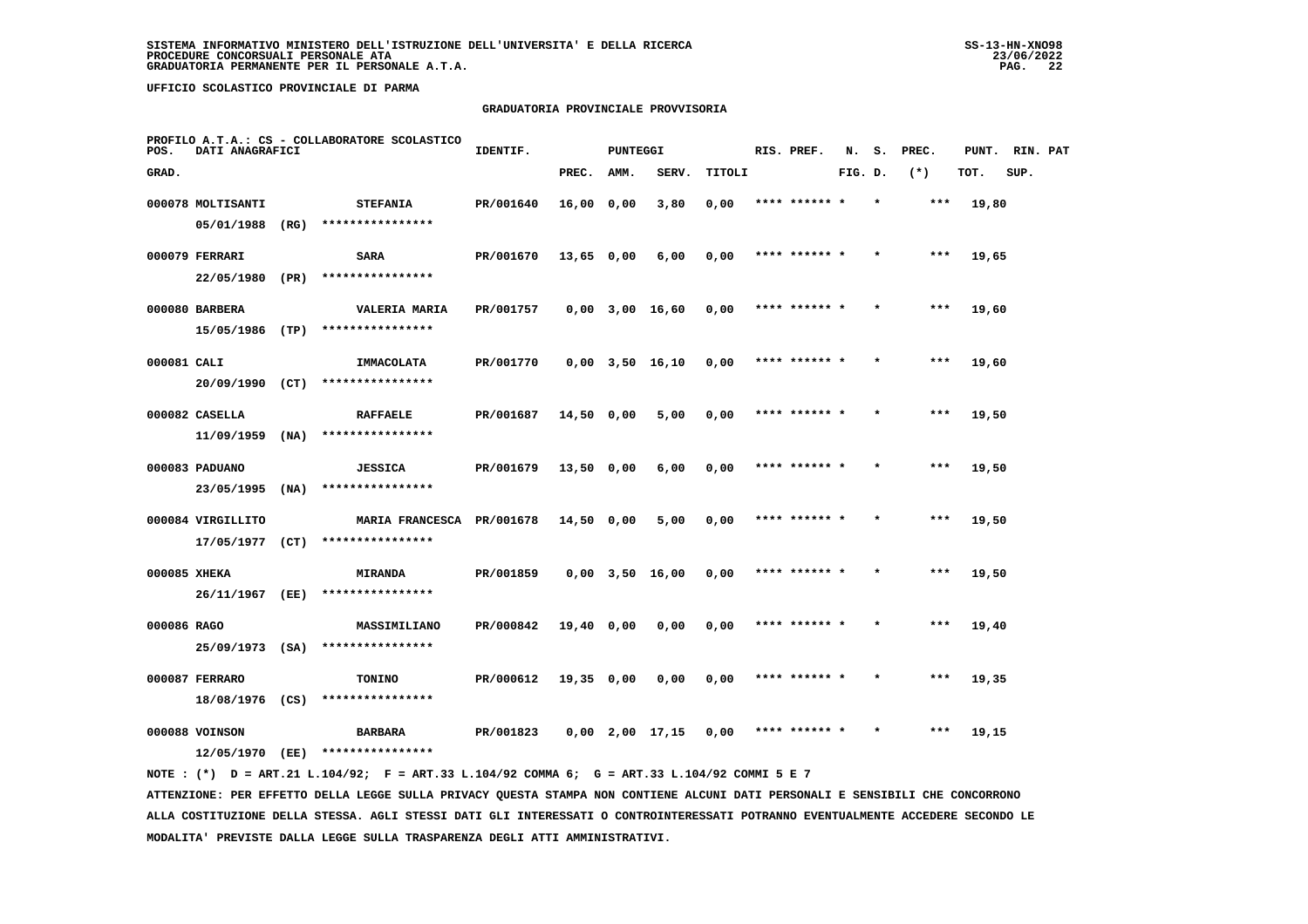SISTEMA INFORMATIVO MINISTERO DELL'ISTRUZIONE DELL'UNIVERSITA' E DELLA RICERCA
PROCEDURE CONCORSUALI PERSONALE ATA
GRADUATORIA PERMANENTE PER IL PERSONALE A.T.A.

UFFICIO SCOLASTICO PROVINCIALE DI PARMA

## GRADUATORIA PROVINCIALE PROVVISORIA

PROFILO A.T.A.: CS - COLLABORATORE SCOLASTICO

| POS. GRAD. | DATI ANAGRAFICI | | IDENTIF. | PUNTEGGI PREC. | AMM. | SERV. | TITOLI | RIS. PREF. | N. FIG. | S. D. | PREC. (*) | PUNT. TOT. | RIN. SUP. | PAT |
|---|---|---|---|---|---|---|---|---|---|---|---|---|---|---|
| 000078 | MOLTISANTI 05/01/1988 (RG) | STEFANIA **************** | PR/001640 | 16,00 | 0,00 | 3,80 | 0,00 | **** ****** * | | * | *** | 19,80 | | |
| 000079 | FERRARI 22/05/1980 (PR) | SARA **************** | PR/001670 | 13,65 | 0,00 | 6,00 | 0,00 | **** ****** * | | * | *** | 19,65 | | |
| 000080 | BARBERA 15/05/1986 (TP) | VALERIA MARIA **************** | PR/001757 | 0,00 | 3,00 | 16,60 | 0,00 | **** ****** * | | * | *** | 19,60 | | |
| 000081 | CALI 20/09/1990 (CT) | IMMACOLATA **************** | PR/001770 | 0,00 | 3,50 | 16,10 | 0,00 | **** ****** * | | * | *** | 19,60 | | |
| 000082 | CASELLA 11/09/1959 (NA) | RAFFAELE **************** | PR/001687 | 14,50 | 0,00 | 5,00 | 0,00 | **** ****** * | | * | *** | 19,50 | | |
| 000083 | PADUANO 23/05/1995 (NA) | JESSICA **************** | PR/001679 | 13,50 | 0,00 | 6,00 | 0,00 | **** ****** * | | * | *** | 19,50 | | |
| 000084 | VIRGILLITO 17/05/1977 (CT) | MARIA FRANCESCA **************** | PR/001678 | 14,50 | 0,00 | 5,00 | 0,00 | **** ****** * | | * | *** | 19,50 | | |
| 000085 | XHEKA 26/11/1967 (EE) | MIRANDA **************** | PR/001859 | 0,00 | 3,50 | 16,00 | 0,00 | **** ****** * | | * | *** | 19,50 | | |
| 000086 | RAGO 25/09/1973 (SA) | MASSIMILIANO **************** | PR/000842 | 19,40 | 0,00 | 0,00 | 0,00 | **** ****** * | | * | *** | 19,40 | | |
| 000087 | FERRARO 18/08/1976 (CS) | TONINO **************** | PR/000612 | 19,35 | 0,00 | 0,00 | 0,00 | **** ****** * | | * | *** | 19,35 | | |
| 000088 | VOINSON 12/05/1970 (EE) | BARBARA **************** | PR/001823 | 0,00 | 2,00 | 17,15 | 0,00 | **** ****** * | | * | *** | 19,15 | | |

NOTE : (*) D = ART.21 L.104/92; F = ART.33 L.104/92 COMMA 6; G = ART.33 L.104/92 COMMI 5 E 7

ATTENZIONE: PER EFFETTO DELLA LEGGE SULLA PRIVACY QUESTA STAMPA NON CONTIENE ALCUNI DATI PERSONALI E SENSIBILI CHE CONCORRONO ALLA COSTITUZIONE DELLA STESSA. AGLI STESSI DATI GLI INTERESSATI O CONTROINTERESSATI POTRANNO EVENTUALMENTE ACCEDERE SECONDO LE MODALITA' PREVISTE DALLA LEGGE SULLA TRASPARENZA DEGLI ATTI AMMINISTRATIVI.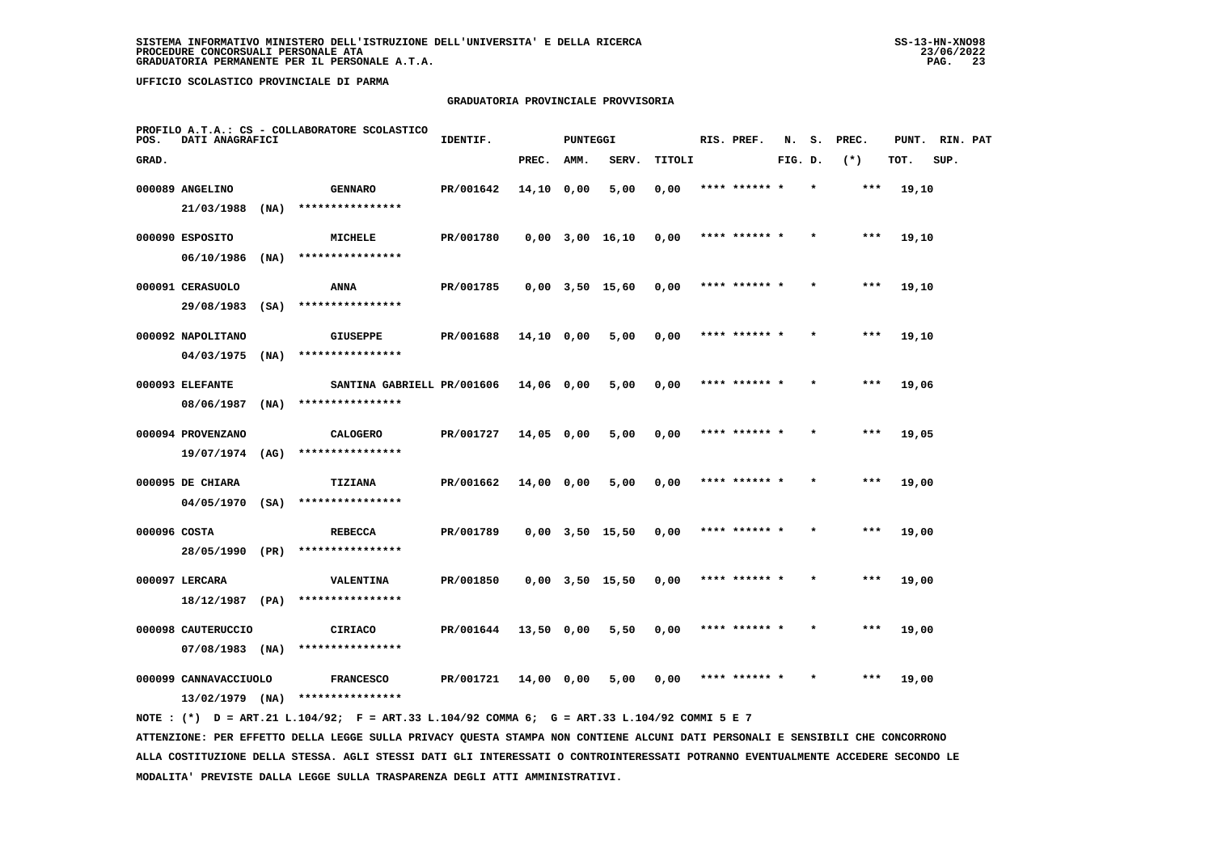SISTEMA INFORMATIVO MINISTERO DELL'ISTRUZIONE DELL'UNIVERSITA' E DELLA RICERCA
PROCEDURE CONCORSUALI PERSONALE ATA
GRADUATORIA PERMANENTE PER IL PERSONALE A.T.A.

UFFICIO SCOLASTICO PROVINCIALE DI PARMA

## GRADUATORIA PROVINCIALE PROVVISORIA

PROFILO A.T.A.: CS - COLLABORATORE SCOLASTICO

| POS. GRAD. | DATI ANAGRAFICI | | IDENTIF. | PUNTEGGI PREC. | AMM. | SERV. | TITOLI | RIS. PREF. | N. FIG. | S. D. | PREC. (*) | PUNT. TOT. | RIN. SUP. | PAT |
|---|---|---|---|---|---|---|---|---|---|---|---|---|---|---|
| 000089 | ANGELINO 21/03/1988 (NA) | GENNARO **************** | PR/001642 | 14,10 | 0,00 | 5,00 | 0,00 | **** ****** * | | * | *** | 19,10 | | |
| 000090 | ESPOSITO 06/10/1986 (NA) | MICHELE **************** | PR/001780 | 0,00 | 3,00 | 16,10 | 0,00 | **** ****** * | | * | *** | 19,10 | | |
| 000091 | CERASUOLO 29/08/1983 (SA) | ANNA **************** | PR/001785 | 0,00 | 3,50 | 15,60 | 0,00 | **** ****** * | | * | *** | 19,10 | | |
| 000092 | NAPOLITANO 04/03/1975 (NA) | GIUSEPPE **************** | PR/001688 | 14,10 | 0,00 | 5,00 | 0,00 | **** ****** * | | * | *** | 19,10 | | |
| 000093 | ELEFANTE 08/06/1987 (NA) | SANTINA GABRIELL **************** | PR/001606 | 14,06 | 0,00 | 5,00 | 0,00 | **** ****** * | | * | *** | 19,06 | | |
| 000094 | PROVENZANO 19/07/1974 (AG) | CALOGERO **************** | PR/001727 | 14,05 | 0,00 | 5,00 | 0,00 | **** ****** * | | * | *** | 19,05 | | |
| 000095 | DE CHIARA 04/05/1970 (SA) | TIZIANA **************** | PR/001662 | 14,00 | 0,00 | 5,00 | 0,00 | **** ****** * | | * | *** | 19,00 | | |
| 000096 | COSTA 28/05/1990 (PR) | REBECCA **************** | PR/001789 | 0,00 | 3,50 | 15,50 | 0,00 | **** ****** * | | * | *** | 19,00 | | |
| 000097 | LERCARA 18/12/1987 (PA) | VALENTINA **************** | PR/001850 | 0,00 | 3,50 | 15,50 | 0,00 | **** ****** * | | * | *** | 19,00 | | |
| 000098 | CAUTERUCCIO 07/08/1983 (NA) | CIRIACO **************** | PR/001644 | 13,50 | 0,00 | 5,50 | 0,00 | **** ****** * | | * | *** | 19,00 | | |
| 000099 | CANNAVACCIUOLO 13/02/1979 (NA) | FRANCESCO **************** | PR/001721 | 14,00 | 0,00 | 5,00 | 0,00 | **** ****** * | | * | *** | 19,00 | | |

NOTE : (*) D = ART.21 L.104/92; F = ART.33 L.104/92 COMMA 6; G = ART.33 L.104/92 COMMI 5 E 7

ATTENZIONE: PER EFFETTO DELLA LEGGE SULLA PRIVACY QUESTA STAMPA NON CONTIENE ALCUNI DATI PERSONALI E SENSIBILI CHE CONCORRONO ALLA COSTITUZIONE DELLA STESSA. AGLI STESSI DATI GLI INTERESSATI O CONTROINTERESSATI POTRANNO EVENTUALMENTE ACCEDERE SECONDO LE MODALITA' PREVISTE DALLA LEGGE SULLA TRASPARENZA DEGLI ATTI AMMINISTRATIVI.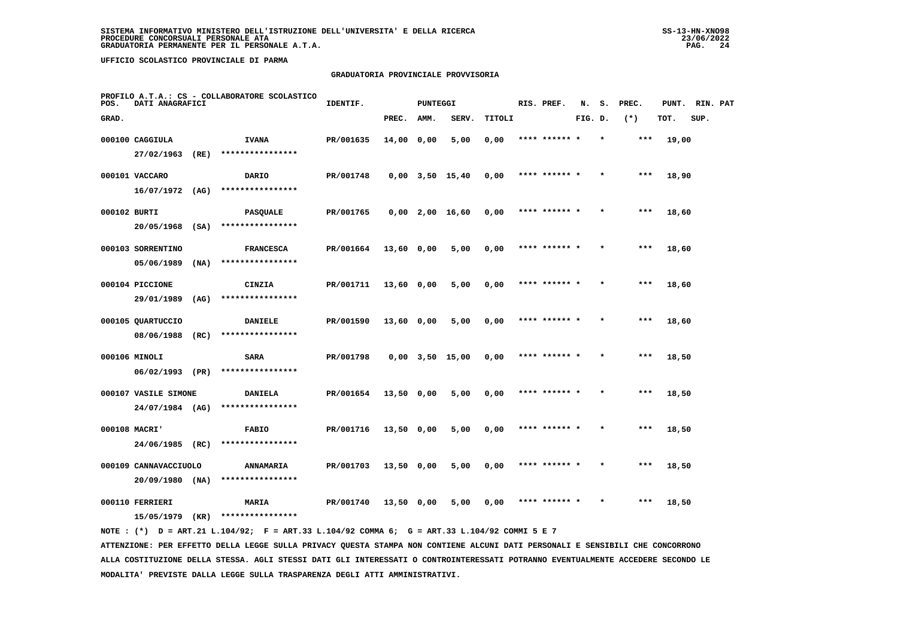SISTEMA INFORMATIVO MINISTERO DELL'ISTRUZIONE DELL'UNIVERSITA' E DELLA RICERCA
PROCEDURE CONCORSUALI PERSONALE ATA
GRADUATORIA PERMANENTE PER IL PERSONALE A.T.A.

UFFICIO SCOLASTICO PROVINCIALE DI PARMA

## GRADUATORIA PROVINCIALE PROVVISORIA

PROFILO A.T.A.: CS - COLLABORATORE SCOLASTICO

| POS. GRAD. | DATI ANAGRAFICI | | IDENTIF. | PUNTEGGI PREC. | AMM. | SERV. | TITOLI | RIS. PREF. | N. FIG. | S. D. | PREC. (*) | PUNT. TOT. | RIN. SUP. | PAT |
|---|---|---|---|---|---|---|---|---|---|---|---|---|---|---|
| 000100 | CAGGIULA 27/02/1963 (RE) | IVANA **************** | PR/001635 | 14,00 | 0,00 | 5,00 | 0,00 | **** ****** * | | * | *** | 19,00 | | |
| 000101 | VACCARO 16/07/1972 (AG) | DARIO **************** | PR/001748 | 0,00 | 3,50 | 15,40 | 0,00 | **** ****** * | | * | *** | 18,90 | | |
| 000102 | BURTI 20/05/1968 (SA) | PASQUALE **************** | PR/001765 | 0,00 | 2,00 | 16,60 | 0,00 | **** ****** * | | * | *** | 18,60 | | |
| 000103 | SORRENTINO 05/06/1989 (NA) | FRANCESCA **************** | PR/001664 | 13,60 | 0,00 | 5,00 | 0,00 | **** ****** * | | * | *** | 18,60 | | |
| 000104 | PICCIONE 29/01/1989 (AG) | CINZIA **************** | PR/001711 | 13,60 | 0,00 | 5,00 | 0,00 | **** ****** * | | * | *** | 18,60 | | |
| 000105 | QUARTUCCIO 08/06/1988 (RC) | DANIELE **************** | PR/001590 | 13,60 | 0,00 | 5,00 | 0,00 | **** ****** * | | * | *** | 18,60 | | |
| 000106 | MINOLI 06/02/1993 (PR) | SARA **************** | PR/001798 | 0,00 | 3,50 | 15,00 | 0,00 | **** ****** * | | * | *** | 18,50 | | |
| 000107 | VASILE SIMONE 24/07/1984 (AG) | DANIELA **************** | PR/001654 | 13,50 | 0,00 | 5,00 | 0,00 | **** ****** * | | * | *** | 18,50 | | |
| 000108 | MACRI' 24/06/1985 (RC) | FABIO **************** | PR/001716 | 13,50 | 0,00 | 5,00 | 0,00 | **** ****** * | | * | *** | 18,50 | | |
| 000109 | CANNAVACCIUOLO 20/09/1980 (NA) | ANNAMARIA **************** | PR/001703 | 13,50 | 0,00 | 5,00 | 0,00 | **** ****** * | | * | *** | 18,50 | | |
| 000110 | FERRIERI 15/05/1979 (KR) | MARIA **************** | PR/001740 | 13,50 | 0,00 | 5,00 | 0,00 | **** ****** * | | * | *** | 18,50 | | |

NOTE : (*) D = ART.21 L.104/92; F = ART.33 L.104/92 COMMA 6; G = ART.33 L.104/92 COMMI 5 E 7

ATTENZIONE: PER EFFETTO DELLA LEGGE SULLA PRIVACY QUESTA STAMPA NON CONTIENE ALCUNI DATI PERSONALI E SENSIBILI CHE CONCORRONO ALLA COSTITUZIONE DELLA STESSA. AGLI STESSI DATI GLI INTERESSATI O CONTROINTERESSATI POTRANNO EVENTUALMENTE ACCEDERE SECONDO LE MODALITA' PREVISTE DALLA LEGGE SULLA TRASPARENZA DEGLI ATTI AMMINISTRATIVI.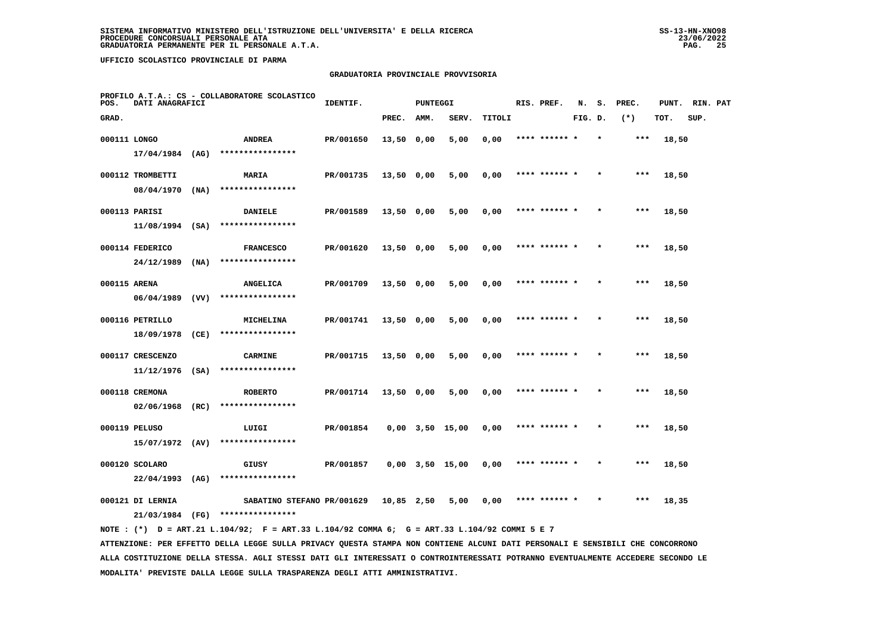SISTEMA INFORMATIVO MINISTERO DELL'ISTRUZIONE DELL'UNIVERSITA' E DELLA RICERCA
PROCEDURE CONCORSUALI PERSONALE ATA
GRADUATORIA PERMANENTE PER IL PERSONALE A.T.A.

UFFICIO SCOLASTICO PROVINCIALE DI PARMA

GRADUATORIA PROVINCIALE PROVVISORIA

PROFILO A.T.A.: CS - COLLABORATORE SCOLASTICO

| POS. GRAD. | DATI ANAGRAFICI | | IDENTIF. | PUNTEGGI PREC. | AMM. | SERV. | TITOLI | RIS. PREF. | N. S. FIG. D. | PREC. (*) | PUNT. TOT. | RIN. PAT SUP. |
|---|---|---|---|---|---|---|---|---|---|---|---|---|
| 000111 | LONGO | ANDREA | PR/001650 | 13,50 | 0,00 | 5,00 | 0,00 | **** ****** * | * | *** | 18,50 | |
| | 17/04/1984 (AG) | **************** | | | | | | | | | | |
| 000112 | TROMBETTI | MARIA | PR/001735 | 13,50 | 0,00 | 5,00 | 0,00 | **** ****** * | * | *** | 18,50 | |
| | 08/04/1970 (NA) | **************** | | | | | | | | | | |
| 000113 | PARISI | DANIELE | PR/001589 | 13,50 | 0,00 | 5,00 | 0,00 | **** ****** * | * | *** | 18,50 | |
| | 11/08/1994 (SA) | **************** | | | | | | | | | | |
| 000114 | FEDERICO | FRANCESCO | PR/001620 | 13,50 | 0,00 | 5,00 | 0,00 | **** ****** * | * | *** | 18,50 | |
| | 24/12/1989 (NA) | **************** | | | | | | | | | | |
| 000115 | ARENA | ANGELICA | PR/001709 | 13,50 | 0,00 | 5,00 | 0,00 | **** ****** * | * | *** | 18,50 | |
| | 06/04/1989 (VV) | **************** | | | | | | | | | | |
| 000116 | PETRILLO | MICHELINA | PR/001741 | 13,50 | 0,00 | 5,00 | 0,00 | **** ****** * | * | *** | 18,50 | |
| | 18/09/1978 (CE) | **************** | | | | | | | | | | |
| 000117 | CRESCENZO | CARMINE | PR/001715 | 13,50 | 0,00 | 5,00 | 0,00 | **** ****** * | * | *** | 18,50 | |
| | 11/12/1976 (SA) | **************** | | | | | | | | | | |
| 000118 | CREMONA | ROBERTO | PR/001714 | 13,50 | 0,00 | 5,00 | 0,00 | **** ****** * | * | *** | 18,50 | |
| | 02/06/1968 (RC) | **************** | | | | | | | | | | |
| 000119 | PELUSO | LUIGI | PR/001854 | 0,00 | 3,50 | 15,00 | 0,00 | **** ****** * | * | *** | 18,50 | |
| | 15/07/1972 (AV) | **************** | | | | | | | | | | |
| 000120 | SCOLARO | GIUSY | PR/001857 | 0,00 | 3,50 | 15,00 | 0,00 | **** ****** * | * | *** | 18,50 | |
| | 22/04/1993 (AG) | **************** | | | | | | | | | | |
| 000121 | DI LERNIA | SABATINO STEFANO | PR/001629 | 10,85 | 2,50 | 5,00 | 0,00 | **** ****** * | * | *** | 18,35 | |
| | 21/03/1984 (FG) | **************** | | | | | | | | | | |

NOTE : (*) D = ART.21 L.104/92; F = ART.33 L.104/92 COMMA 6; G = ART.33 L.104/92 COMMI 5 E 7

ATTENZIONE: PER EFFETTO DELLA LEGGE SULLA PRIVACY QUESTA STAMPA NON CONTIENE ALCUNI DATI PERSONALI E SENSIBILI CHE CONCORRONO ALLA COSTITUZIONE DELLA STESSA. AGLI STESSI DATI GLI INTERESSATI O CONTROINTERESSATI POTRANNO EVENTUALMENTE ACCEDERE SECONDO LE MODALITA' PREVISTE DALLA LEGGE SULLA TRASPARENZA DEGLI ATTI AMMINISTRATIVI.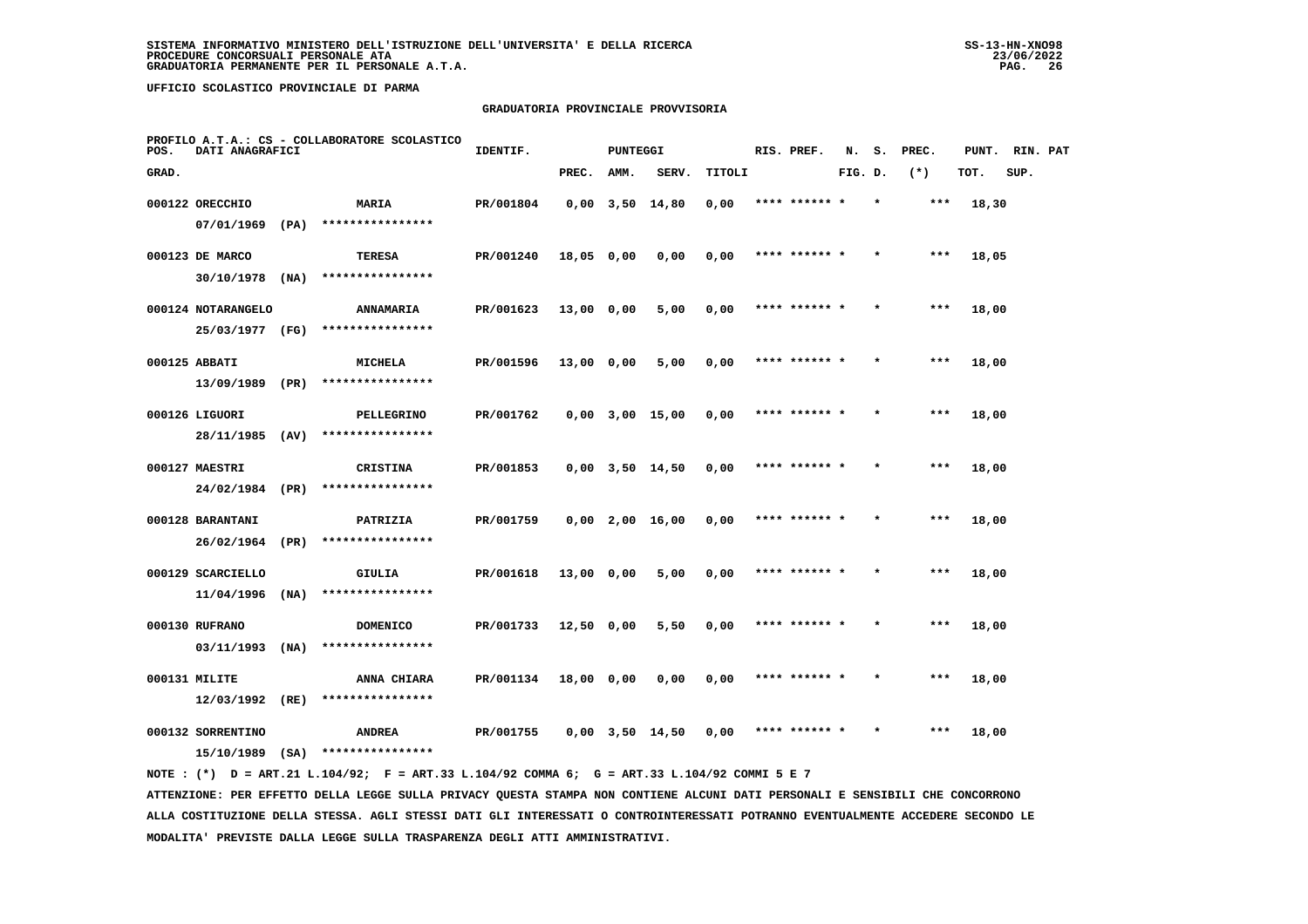SISTEMA INFORMATIVO MINISTERO DELL'ISTRUZIONE DELL'UNIVERSITA' E DELLA RICERCA
PROCEDURE CONCORSUALI PERSONALE ATA
GRADUATORIA PERMANENTE PER IL PERSONALE A.T.A.

UFFICIO SCOLASTICO PROVINCIALE DI PARMA

GRADUATORIA PROVINCIALE PROVVISORIA

PROFILO A.T.A.: CS - COLLABORATORE SCOLASTICO

| POS. GRAD. | DATI ANAGRAFICI | | IDENTIF. | PUNTEGGI PREC. | AMM. | SERV. | TITOLI | RIS. PREF. | N. FIG. | S. D. | PREC. (*) | PUNT. TOT. | RIN. SUP. | PAT |
|---|---|---|---|---|---|---|---|---|---|---|---|---|---|---|
| 000122 | ORECCHIO 07/01/1969 (PA) | MARIA **************** | PR/001804 | 0,00 | 3,50 | 14,80 | 0,00 | **** ****** * | | * | *** | 18,30 | | |
| 000123 | DE MARCO 30/10/1978 (NA) | TERESA **************** | PR/001240 | 18,05 | 0,00 | 0,00 | 0,00 | **** ****** * | | * | *** | 18,05 | | |
| 000124 | NOTARANGELO 25/03/1977 (FG) | ANNAMARIA **************** | PR/001623 | 13,00 | 0,00 | 5,00 | 0,00 | **** ****** * | | * | *** | 18,00 | | |
| 000125 | ABBATI 13/09/1989 (PR) | MICHELA **************** | PR/001596 | 13,00 | 0,00 | 5,00 | 0,00 | **** ****** * | | * | *** | 18,00 | | |
| 000126 | LIGUORI 28/11/1985 (AV) | PELLEGRINO **************** | PR/001762 | 0,00 | 3,00 | 15,00 | 0,00 | **** ****** * | | * | *** | 18,00 | | |
| 000127 | MAESTRI 24/02/1984 (PR) | CRISTINA **************** | PR/001853 | 0,00 | 3,50 | 14,50 | 0,00 | **** ****** * | | * | *** | 18,00 | | |
| 000128 | BARANTANI 26/02/1964 (PR) | PATRIZIA **************** | PR/001759 | 0,00 | 2,00 | 16,00 | 0,00 | **** ****** * | | * | *** | 18,00 | | |
| 000129 | SCARCIELLO 11/04/1996 (NA) | GIULIA **************** | PR/001618 | 13,00 | 0,00 | 5,00 | 0,00 | **** ****** * | | * | *** | 18,00 | | |
| 000130 | RUFRANO 03/11/1993 (NA) | DOMENICO **************** | PR/001733 | 12,50 | 0,00 | 5,50 | 0,00 | **** ****** * | | * | *** | 18,00 | | |
| 000131 | MILITE 12/03/1992 (RE) | ANNA CHIARA **************** | PR/001134 | 18,00 | 0,00 | 0,00 | 0,00 | **** ****** * | | * | *** | 18,00 | | |
| 000132 | SORRENTINO 15/10/1989 (SA) | ANDREA **************** | PR/001755 | 0,00 | 3,50 | 14,50 | 0,00 | **** ****** * | | * | *** | 18,00 | | |

NOTE : (*) D = ART.21 L.104/92; F = ART.33 L.104/92 COMMA 6; G = ART.33 L.104/92 COMMI 5 E 7

ATTENZIONE: PER EFFETTO DELLA LEGGE SULLA PRIVACY QUESTA STAMPA NON CONTIENE ALCUNI DATI PERSONALI E SENSIBILI CHE CONCORRONO ALLA COSTITUZIONE DELLA STESSA. AGLI STESSI DATI GLI INTERESSATI O CONTROINTERESSATI POTRANNO EVENTUALMENTE ACCEDERE SECONDO LE MODALITA' PREVISTE DALLA LEGGE SULLA TRASPARENZA DEGLI ATTI AMMINISTRATIVI.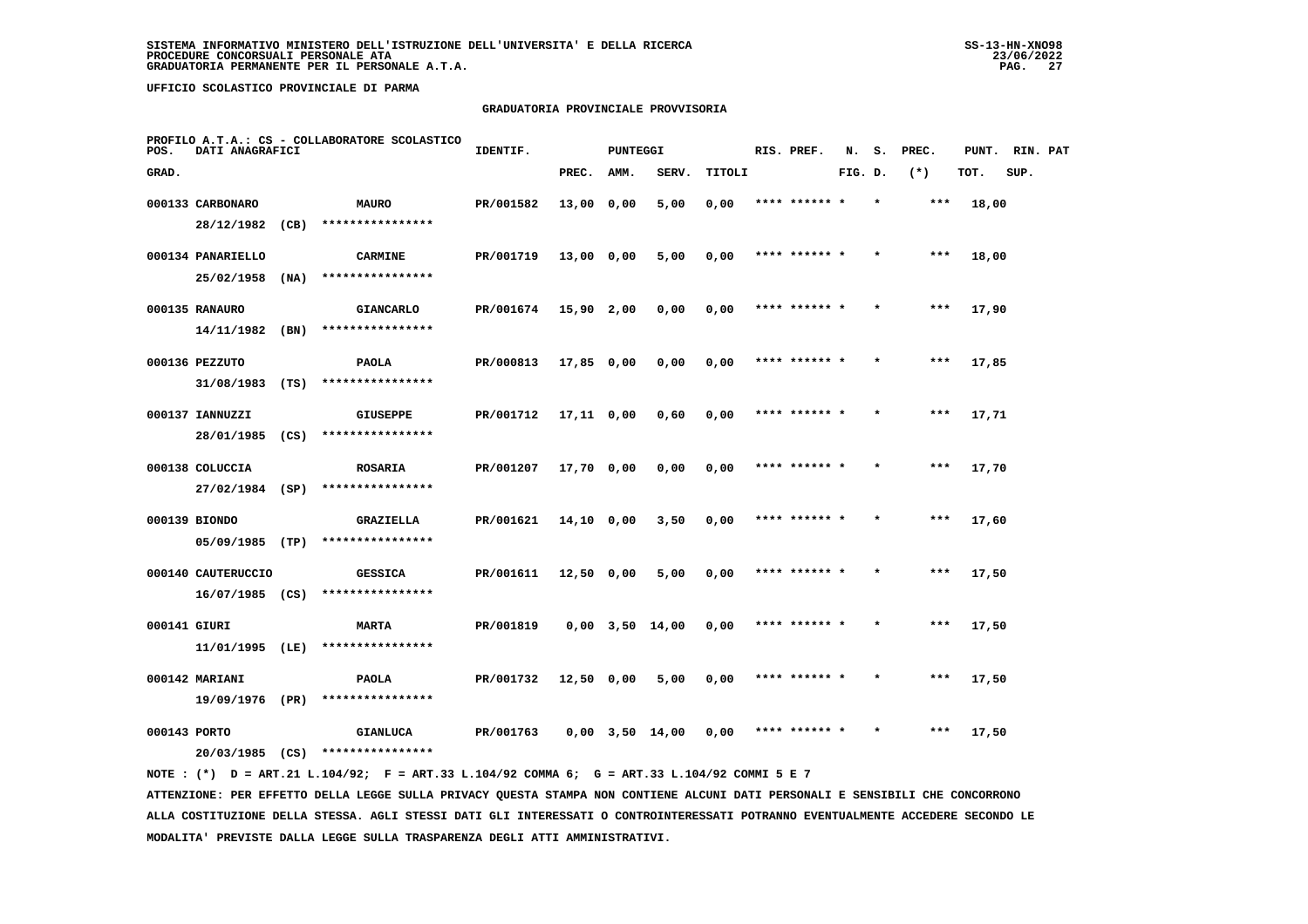SISTEMA INFORMATIVO MINISTERO DELL'ISTRUZIONE DELL'UNIVERSITA' E DELLA RICERCA
PROCEDURE CONCORSUALI PERSONALE ATA
GRADUATORIA PERMANENTE PER IL PERSONALE A.T.A.

UFFICIO SCOLASTICO PROVINCIALE DI PARMA

## GRADUATORIA PROVINCIALE PROVVISORIA

PROFILO A.T.A.: CS - COLLABORATORE SCOLASTICO

| POS. GRAD. | DATI ANAGRAFICI | | IDENTIF. | PUNTEGGI PREC. | AMM. | SERV. | TITOLI | RIS. PREF. | N. S. FIG. D. | PREC. (*) | PUNT. TOT. | RIN. PAT SUP. |
|---|---|---|---|---|---|---|---|---|---|---|---|---|
| 000133 | CARBONARO 28/12/1982 (CB) | MAURO **************** | PR/001582 | 13,00 | 0,00 | 5,00 | 0,00 | **** ****** * | * | *** | 18,00 | |
| 000134 | PANARIELLO 25/02/1958 (NA) | CARMINE **************** | PR/001719 | 13,00 | 0,00 | 5,00 | 0,00 | **** ****** * | * | *** | 18,00 | |
| 000135 | RANAURO 14/11/1982 (BN) | GIANCARLO **************** | PR/001674 | 15,90 | 2,00 | 0,00 | 0,00 | **** ****** * | * | *** | 17,90 | |
| 000136 | PEZZUTO 31/08/1983 (TS) | PAOLA **************** | PR/000813 | 17,85 | 0,00 | 0,00 | 0,00 | **** ****** * | * | *** | 17,85 | |
| 000137 | IANNUZZI 28/01/1985 (CS) | GIUSEPPE **************** | PR/001712 | 17,11 | 0,00 | 0,60 | 0,00 | **** ****** * | * | *** | 17,71 | |
| 000138 | COLUCCIA 27/02/1984 (SP) | ROSARIA **************** | PR/001207 | 17,70 | 0,00 | 0,00 | 0,00 | **** ****** * | * | *** | 17,70 | |
| 000139 | BIONDO 05/09/1985 (TP) | GRAZIELLA **************** | PR/001621 | 14,10 | 0,00 | 3,50 | 0,00 | **** ****** * | * | *** | 17,60 | |
| 000140 | CAUTERUCCIO 16/07/1985 (CS) | GESSICA **************** | PR/001611 | 12,50 | 0,00 | 5,00 | 0,00 | **** ****** * | * | *** | 17,50 | |
| 000141 | GIURI 11/01/1995 (LE) | MARTA **************** | PR/001819 | 0,00 | 3,50 | 14,00 | 0,00 | **** ****** * | * | *** | 17,50 | |
| 000142 | MARIANI 19/09/1976 (PR) | PAOLA **************** | PR/001732 | 12,50 | 0,00 | 5,00 | 0,00 | **** ****** * | * | *** | 17,50 | |
| 000143 | PORTO 20/03/1985 (CS) | GIANLUCA **************** | PR/001763 | 0,00 | 3,50 | 14,00 | 0,00 | **** ****** * | * | *** | 17,50 | |

NOTE : (*) D = ART.21 L.104/92; F = ART.33 L.104/92 COMMA 6; G = ART.33 L.104/92 COMMI 5 E 7

ATTENZIONE: PER EFFETTO DELLA LEGGE SULLA PRIVACY QUESTA STAMPA NON CONTIENE ALCUNI DATI PERSONALI E SENSIBILI CHE CONCORRONO ALLA COSTITUZIONE DELLA STESSA. AGLI STESSI DATI GLI INTERESSATI O CONTROINTERESSATI POTRANNO EVENTUALMENTE ACCEDERE SECONDO LE MODALITA' PREVISTE DALLA LEGGE SULLA TRASPARENZA DEGLI ATTI AMMINISTRATIVI.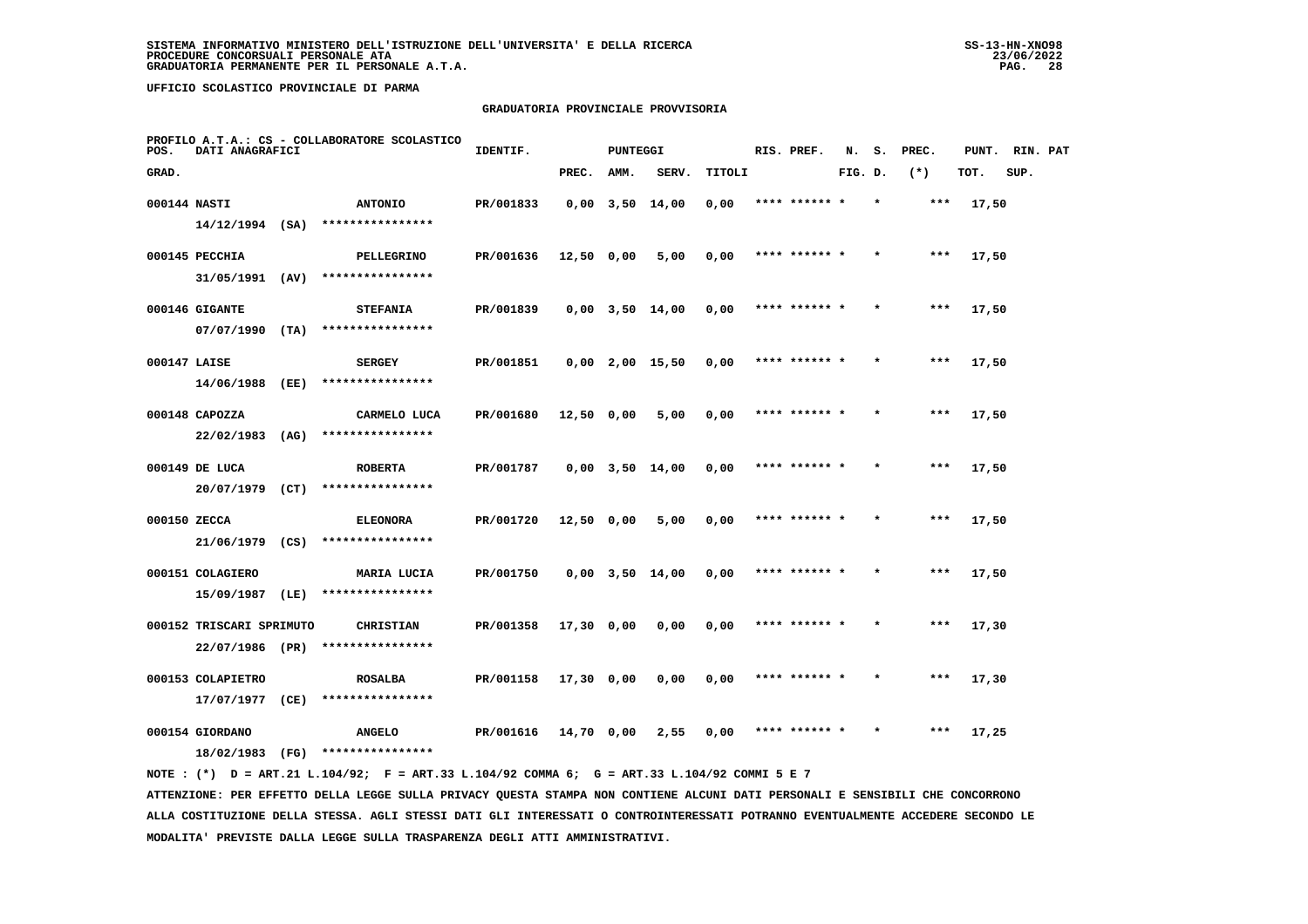SISTEMA INFORMATIVO MINISTERO DELL'ISTRUZIONE DELL'UNIVERSITA' E DELLA RICERCA
PROCEDURE CONCORSUALI PERSONALE ATA
GRADUATORIA PERMANENTE PER IL PERSONALE A.T.A.

UFFICIO SCOLASTICO PROVINCIALE DI PARMA

GRADUATORIA PROVINCIALE PROVVISORIA

PROFILO A.T.A.: CS - COLLABORATORE SCOLASTICO

| POS. GRAD. | DATI ANAGRAFICI | | IDENTIF. | PUNTEGGI PREC. | AMM. | SERV. | TITOLI | RIS. PREF. | N. FIG. | S. D. | PREC. (*) | PUNT. TOT. | RIN. SUP. | PAT |
|---|---|---|---|---|---|---|---|---|---|---|---|---|---|---|
| 000144 | NASTI | ANTONIO | PR/001833 | 0,00 | 3,50 | 14,00 | 0,00 | **** ****** * | | * | *** | 17,50 | | |
| | 14/12/1994 (SA) | **************** | | | | | | | | | | | | |
| 000145 | PECCHIA | PELLEGRINO | PR/001636 | 12,50 | 0,00 | 5,00 | 0,00 | **** ****** * | | * | *** | 17,50 | | |
| | 31/05/1991 (AV) | **************** | | | | | | | | | | | | |
| 000146 | GIGANTE | STEFANIA | PR/001839 | 0,00 | 3,50 | 14,00 | 0,00 | **** ****** * | | * | *** | 17,50 | | |
| | 07/07/1990 (TA) | **************** | | | | | | | | | | | | |
| 000147 | LAISE | SERGEY | PR/001851 | 0,00 | 2,00 | 15,50 | 0,00 | **** ****** * | | * | *** | 17,50 | | |
| | 14/06/1988 (EE) | **************** | | | | | | | | | | | | |
| 000148 | CAPOZZA | CARMELO LUCA | PR/001680 | 12,50 | 0,00 | 5,00 | 0,00 | **** ****** * | | * | *** | 17,50 | | |
| | 22/02/1983 (AG) | **************** | | | | | | | | | | | | |
| 000149 | DE LUCA | ROBERTA | PR/001787 | 0,00 | 3,50 | 14,00 | 0,00 | **** ****** * | | * | *** | 17,50 | | |
| | 20/07/1979 (CT) | **************** | | | | | | | | | | | | |
| 000150 | ZECCA | ELEONORA | PR/001720 | 12,50 | 0,00 | 5,00 | 0,00 | **** ****** * | | * | *** | 17,50 | | |
| | 21/06/1979 (CS) | **************** | | | | | | | | | | | | |
| 000151 | COLAGIERO | MARIA LUCIA | PR/001750 | 0,00 | 3,50 | 14,00 | 0,00 | **** ****** * | | * | *** | 17,50 | | |
| | 15/09/1987 (LE) | **************** | | | | | | | | | | | | |
| 000152 | TRISCARI SPRIMUTO | CHRISTIAN | PR/001358 | 17,30 | 0,00 | 0,00 | 0,00 | **** ****** * | | * | *** | 17,30 | | |
| | 22/07/1986 (PR) | **************** | | | | | | | | | | | | |
| 000153 | COLAPIETRO | ROSALBA | PR/001158 | 17,30 | 0,00 | 0,00 | 0,00 | **** ****** * | | * | *** | 17,30 | | |
| | 17/07/1977 (CE) | **************** | | | | | | | | | | | | |
| 000154 | GIORDANO | ANGELO | PR/001616 | 14,70 | 0,00 | 2,55 | 0,00 | **** ****** * | | * | *** | 17,25 | | |
| | 18/02/1983 (FG) | **************** | | | | | | | | | | | | |

NOTE : (*) D = ART.21 L.104/92; F = ART.33 L.104/92 COMMA 6; G = ART.33 L.104/92 COMMI 5 E 7

ATTENZIONE: PER EFFETTO DELLA LEGGE SULLA PRIVACY QUESTA STAMPA NON CONTIENE ALCUNI DATI PERSONALI E SENSIBILI CHE CONCORRONO ALLA COSTITUZIONE DELLA STESSA. AGLI STESSI DATI GLI INTERESSATI O CONTROINTERESSATI POTRANNO EVENTUALMENTE ACCEDERE SECONDO LE MODALITA' PREVISTE DALLA LEGGE SULLA TRASPARENZA DEGLI ATTI AMMINISTRATIVI.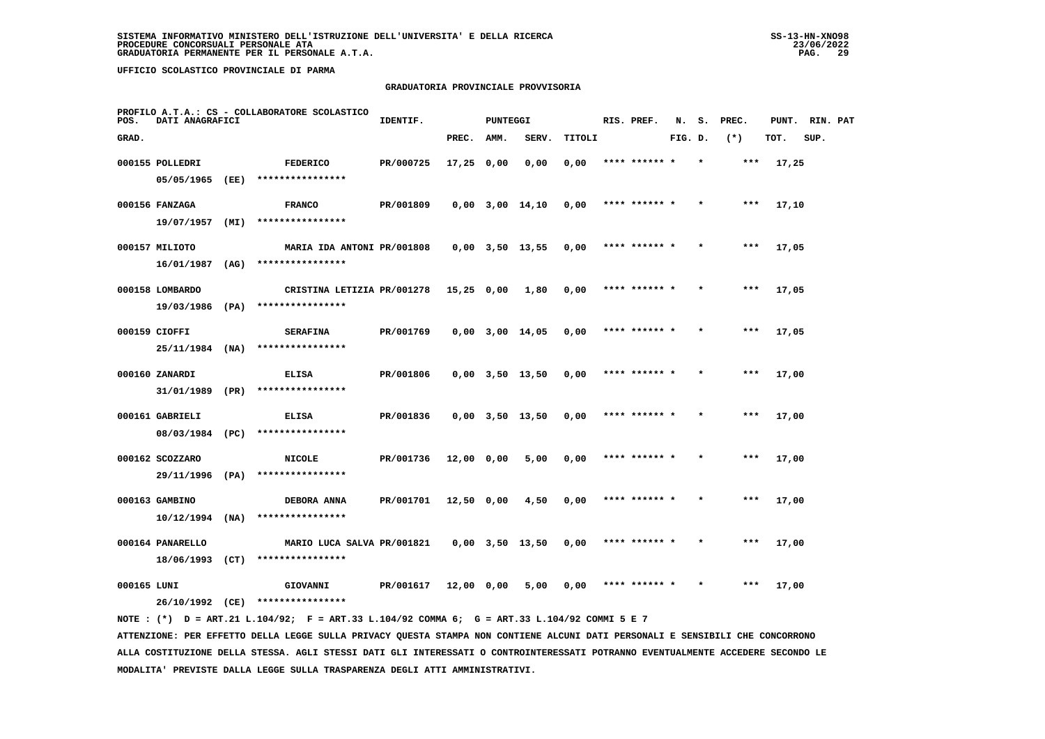**SISTEMA INFORMATIVO MINISTERO DELL'ISTRUZIONE DELL'UNIVERSITA' E DELLA RICERCA**
**PROCEDURE CONCORSUALI PERSONALE ATA**
**GRADUATORIA PERMANENTE PER IL PERSONALE A.T.A.**

SS-13-HN-XNO98
23/06/2022

**UFFICIO SCOLASTICO PROVINCIALE DI PARMA**

**GRADUATORIA PROVINCIALE PROVVISORIA**

PROFILO A.T.A.: CS - COLLABORATORE SCOLASTICO

| POS. GRAD. | DATI ANAGRAFICI | | IDENTIF. | PUNTEGGI PREC. | AMM. | SERV. | TITOLI | RIS. PREF. | N. S. FIG. D. | PREC. (*) | PUNT. TOT. | RIN. SUP. | PAT |
|---|---|---|---|---|---|---|---|---|---|---|---|---|---|
| 000155 | POLLEDRI 05/05/1965 (EE) | FEDERICO **************** | PR/000725 | 17,25 | 0,00 | 0,00 | 0,00 | **** ****** * | * | *** | 17,25 | | |
| 000156 | FANZAGA 19/07/1957 (MI) | FRANCO **************** | PR/001809 | 0,00 | 3,00 | 14,10 | 0,00 | **** ****** * | * | *** | 17,10 | | |
| 000157 | MILIOTO 16/01/1987 (AG) | MARIA IDA ANTONI **************** | PR/001808 | 0,00 | 3,50 | 13,55 | 0,00 | **** ****** * | * | *** | 17,05 | | |
| 000158 | LOMBARDO 19/03/1986 (PA) | CRISTINA LETIZIA **************** | PR/001278 | 15,25 | 0,00 | 1,80 | 0,00 | **** ****** * | * | *** | 17,05 | | |
| 000159 | CIOFFI 25/11/1984 (NA) | SERAFINA **************** | PR/001769 | 0,00 | 3,00 | 14,05 | 0,00 | **** ****** * | * | *** | 17,05 | | |
| 000160 | ZANARDI 31/01/1989 (PR) | ELISA **************** | PR/001806 | 0,00 | 3,50 | 13,50 | 0,00 | **** ****** * | * | *** | 17,00 | | |
| 000161 | GABRIELI 08/03/1984 (PC) | ELISA **************** | PR/001836 | 0,00 | 3,50 | 13,50 | 0,00 | **** ****** * | * | *** | 17,00 | | |
| 000162 | SCOZZARO 29/11/1996 (PA) | NICOLE **************** | PR/001736 | 12,00 | 0,00 | 5,00 | 0,00 | **** ****** * | * | *** | 17,00 | | |
| 000163 | GAMBINO 10/12/1994 (NA) | DEBORA ANNA **************** | PR/001701 | 12,50 | 0,00 | 4,50 | 0,00 | **** ****** * | * | *** | 17,00 | | |
| 000164 | PANARELLO 18/06/1993 (CT) | MARIO LUCA SALVA **************** | PR/001821 | 0,00 | 3,50 | 13,50 | 0,00 | **** ****** * | * | *** | 17,00 | | |
| 000165 | LUNI 26/10/1992 (CE) | GIOVANNI **************** | PR/001617 | 12,00 | 0,00 | 5,00 | 0,00 | **** ****** * | * | *** | 17,00 | | |

NOTE : (*) D = ART.21 L.104/92; F = ART.33 L.104/92 COMMA 6; G = ART.33 L.104/92 COMMI 5 E 7

ATTENZIONE: PER EFFETTO DELLA LEGGE SULLA PRIVACY QUESTA STAMPA NON CONTIENE ALCUNI DATI PERSONALI E SENSIBILI CHE CONCORRONO ALLA COSTITUZIONE DELLA STESSA. AGLI STESSI DATI GLI INTERESSATI O CONTROINTERESSATI POTRANNO EVENTUALMENTE ACCEDERE SECONDO LE MODALITA' PREVISTE DALLA LEGGE SULLA TRASPARENZA DEGLI ATTI AMMINISTRATIVI.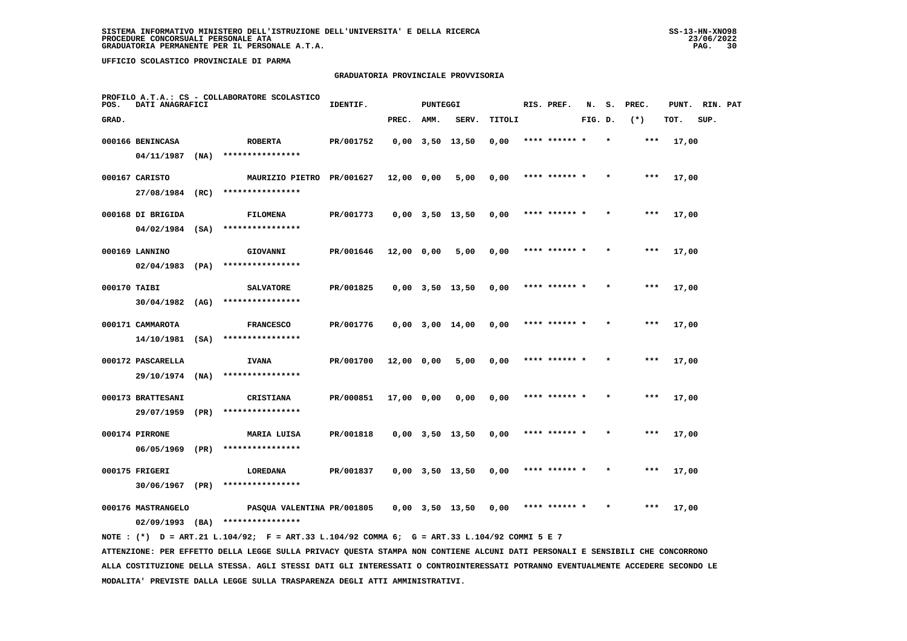**SISTEMA INFORMATIVO MINISTERO DELL'ISTRUZIONE DELL'UNIVERSITA' E DELLA RICERCA**
**PROCEDURE CONCORSUALI PERSONALE ATA**
**GRADUATORIA PERMANENTE PER IL PERSONALE A.T.A.**

SS-13-HN-XNO98
23/06/2022

**UFFICIO SCOLASTICO PROVINCIALE DI PARMA**

## GRADUATORIA PROVINCIALE PROVVISORIA

PROFILO A.T.A.: CS - COLLABORATORE SCOLASTICO

| POS. GRAD. | DATI ANAGRAFICI | | IDENTIF. | PUNTEGGI PREC. | AMM. | SERV. | TITOLI | RIS. PREF. | N. FIG. | S. D. | PREC. (*) | PUNT. TOT. | RIN. SUP. | PAT |
|---|---|---|---|---|---|---|---|---|---|---|---|---|---|---|
| 000166 | BENINCASA 04/11/1987 (NA) | ROBERTA **************** | PR/001752 | 0,00 | 3,50 | 13,50 | 0,00 | **** ****** * | | * | *** | 17,00 | | |
| 000167 | CARISTO 27/08/1984 (RC) | MAURIZIO PIETRO **************** | PR/001627 | 12,00 | 0,00 | 5,00 | 0,00 | **** ****** * | | * | *** | 17,00 | | |
| 000168 | DI BRIGIDA 04/02/1984 (SA) | FILOMENA **************** | PR/001773 | 0,00 | 3,50 | 13,50 | 0,00 | **** ****** * | | * | *** | 17,00 | | |
| 000169 | LANNINO 02/04/1983 (PA) | GIOVANNI **************** | PR/001646 | 12,00 | 0,00 | 5,00 | 0,00 | **** ****** * | | * | *** | 17,00 | | |
| 000170 | TAIBI 30/04/1982 (AG) | SALVATORE **************** | PR/001825 | 0,00 | 3,50 | 13,50 | 0,00 | **** ****** * | | * | *** | 17,00 | | |
| 000171 | CAMMAROTA 14/10/1981 (SA) | FRANCESCO **************** | PR/001776 | 0,00 | 3,00 | 14,00 | 0,00 | **** ****** * | | * | *** | 17,00 | | |
| 000172 | PASCARELLA 29/10/1974 (NA) | IVANA **************** | PR/001700 | 12,00 | 0,00 | 5,00 | 0,00 | **** ****** * | | * | *** | 17,00 | | |
| 000173 | BRATTESANI 29/07/1959 (PR) | CRISTIANA **************** | PR/000851 | 17,00 | 0,00 | 0,00 | 0,00 | **** ****** * | | * | *** | 17,00 | | |
| 000174 | PIRRONE 06/05/1969 (PR) | MARIA LUISA **************** | PR/001818 | 0,00 | 3,50 | 13,50 | 0,00 | **** ****** * | | * | *** | 17,00 | | |
| 000175 | FRIGERI 30/06/1967 (PR) | LOREDANA **************** | PR/001837 | 0,00 | 3,50 | 13,50 | 0,00 | **** ****** * | | * | *** | 17,00 | | |
| 000176 | MASTRANGELO 02/09/1993 (BA) | PASQUA VALENTINA **************** | PR/001805 | 0,00 | 3,50 | 13,50 | 0,00 | **** ****** * | | * | *** | 17,00 | | |

NOTE : (*) D = ART.21 L.104/92; F = ART.33 L.104/92 COMMA 6; G = ART.33 L.104/92 COMMI 5 E 7

ATTENZIONE: PER EFFETTO DELLA LEGGE SULLA PRIVACY QUESTA STAMPA NON CONTIENE ALCUNI DATI PERSONALI E SENSIBILI CHE CONCORRONO ALLA COSTITUZIONE DELLA STESSA. AGLI STESSI DATI GLI INTERESSATI O CONTROINTERESSATI POTRANNO EVENTUALMENTE ACCEDERE SECONDO LE MODALITA' PREVISTE DALLA LEGGE SULLA TRASPARENZA DEGLI ATTI AMMINISTRATIVI.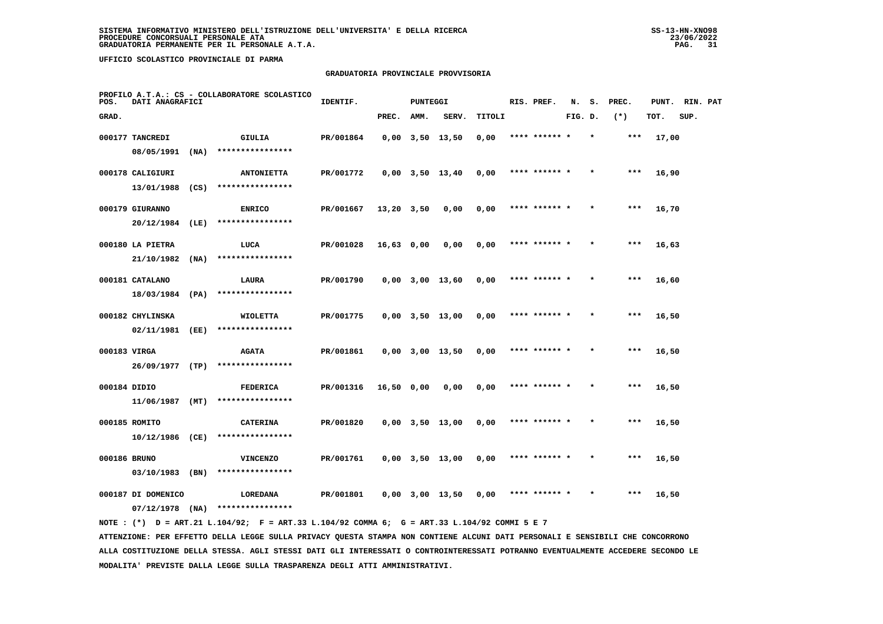**SISTEMA INFORMATIVO MINISTERO DELL'ISTRUZIONE DELL'UNIVERSITA' E DELLA RICERCA**
**PROCEDURE CONCORSUALI PERSONALE ATA**
**GRADUATORIA PERMANENTE PER IL PERSONALE A.T.A.**

SS-13-HN-XNO98
23/06/2022

**UFFICIO SCOLASTICO PROVINCIALE DI PARMA**

**GRADUATORIA PROVINCIALE PROVVISORIA**

PROFILO A.T.A.: CS - COLLABORATORE SCOLASTICO

| POS. GRAD. | DATI ANAGRAFICI | | IDENTIF. | PUNTEGGI PREC. | AMM. | SERV. | TITOLI | RIS. PREF. | N. FIG. | S. D. | PREC. (*) | PUNT. TOT. | RIN. PAT SUP. |
|---|---|---|---|---|---|---|---|---|---|---|---|---|---|
| 000177 | TANCREDI 08/05/1991 (NA) | GIULIA **************** | PR/001864 | 0,00 | 3,50 | 13,50 | 0,00 | **** ****** * | | * | *** | 17,00 | |
| 000178 | CALIGIURI 13/01/1988 (CS) | ANTONIETTA **************** | PR/001772 | 0,00 | 3,50 | 13,40 | 0,00 | **** ****** * | | * | *** | 16,90 | |
| 000179 | GIURANNO 20/12/1984 (LE) | ENRICO **************** | PR/001667 | 13,20 | 3,50 | 0,00 | 0,00 | **** ****** * | | * | *** | 16,70 | |
| 000180 | LA PIETRA 21/10/1982 (NA) | LUCA **************** | PR/001028 | 16,63 | 0,00 | 0,00 | 0,00 | **** ****** * | | * | *** | 16,63 | |
| 000181 | CATALANO 18/03/1984 (PA) | LAURA **************** | PR/001790 | 0,00 | 3,00 | 13,60 | 0,00 | **** ****** * | | * | *** | 16,60 | |
| 000182 | CHYLINSKA 02/11/1981 (EE) | WIOLETTA **************** | PR/001775 | 0,00 | 3,50 | 13,00 | 0,00 | **** ****** * | | * | *** | 16,50 | |
| 000183 | VIRGA 26/09/1977 (TP) | AGATA **************** | PR/001861 | 0,00 | 3,00 | 13,50 | 0,00 | **** ****** * | | * | *** | 16,50 | |
| 000184 | DIDIO 11/06/1987 (MT) | FEDERICA **************** | PR/001316 | 16,50 | 0,00 | 0,00 | 0,00 | **** ****** * | | * | *** | 16,50 | |
| 000185 | ROMITO 10/12/1986 (CE) | CATERINA **************** | PR/001820 | 0,00 | 3,50 | 13,00 | 0,00 | **** ****** * | | * | *** | 16,50 | |
| 000186 | BRUNO 03/10/1983 (BN) | VINCENZO **************** | PR/001761 | 0,00 | 3,50 | 13,00 | 0,00 | **** ****** * | | * | *** | 16,50 | |
| 000187 | DI DOMENICO 07/12/1978 (NA) | LOREDANA **************** | PR/001801 | 0,00 | 3,00 | 13,50 | 0,00 | **** ****** * | | * | *** | 16,50 | |

NOTE : (*) D = ART.21 L.104/92; F = ART.33 L.104/92 COMMA 6; G = ART.33 L.104/92 COMMI 5 E 7

ATTENZIONE: PER EFFETTO DELLA LEGGE SULLA PRIVACY QUESTA STAMPA NON CONTIENE ALCUNI DATI PERSONALI E SENSIBILI CHE CONCORRONO ALLA COSTITUZIONE DELLA STESSA. AGLI STESSI DATI GLI INTERESSATI O CONTROINTERESSATI POTRANNO EVENTUALMENTE ACCEDERE SECONDO LE MODALITA' PREVISTE DALLA LEGGE SULLA TRASPARENZA DEGLI ATTI AMMINISTRATIVI.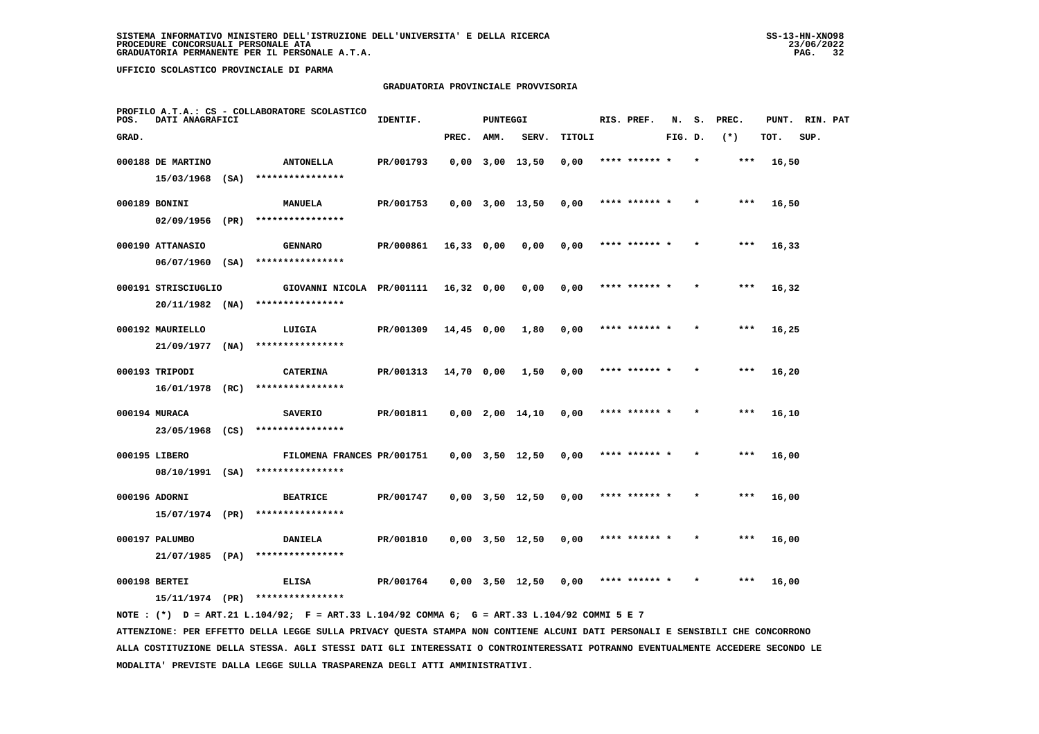SISTEMA INFORMATIVO MINISTERO DELL'ISTRUZIONE DELL'UNIVERSITA' E DELLA RICERCA
PROCEDURE CONCORSUALI PERSONALE ATA
GRADUATORIA PERMANENTE PER IL PERSONALE A.T.A.

UFFICIO SCOLASTICO PROVINCIALE DI PARMA

## GRADUATORIA PROVINCIALE PROVVISORIA

PROFILO A.T.A.: CS - COLLABORATORE SCOLASTICO

| POS. GRAD. | DATI ANAGRAFICI | | IDENTIF. | PUNTEGGI PREC. | AMM. | SERV. | TITOLI | RIS. PREF. | N. FIG. | S. D. | PREC. (*) | PUNT. TOT. | RIN. SUP. | PAT |
|---|---|---|---|---|---|---|---|---|---|---|---|---|---|---|
| 000188 | DE MARTINO 15/03/1968 (SA) | ANTONELLA **************** | PR/001793 | 0,00 | 3,00 | 13,50 | 0,00 | **** ****** * | | * | *** | 16,50 | | |
| 000189 | BONINI 02/09/1956 (PR) | MANUELA **************** | PR/001753 | 0,00 | 3,00 | 13,50 | 0,00 | **** ****** * | | * | *** | 16,50 | | |
| 000190 | ATTANASIO 06/07/1960 (SA) | GENNARO **************** | PR/000861 | 16,33 | 0,00 | 0,00 | 0,00 | **** ****** * | | * | *** | 16,33 | | |
| 000191 | STRISCIUGLIO 20/11/1982 (NA) | GIOVANNI NICOLA **************** | PR/001111 | 16,32 | 0,00 | 0,00 | 0,00 | **** ****** * | | * | *** | 16,32 | | |
| 000192 | MAURIELLO 21/09/1977 (NA) | LUIGIA **************** | PR/001309 | 14,45 | 0,00 | 1,80 | 0,00 | **** ****** * | | * | *** | 16,25 | | |
| 000193 | TRIPODI 16/01/1978 (RC) | CATERINA **************** | PR/001313 | 14,70 | 0,00 | 1,50 | 0,00 | **** ****** * | | * | *** | 16,20 | | |
| 000194 | MURACA 23/05/1968 (CS) | SAVERIO **************** | PR/001811 | 0,00 | 2,00 | 14,10 | 0,00 | **** ****** * | | * | *** | 16,10 | | |
| 000195 | LIBERO 08/10/1991 (SA) | FILOMENA FRANCES **************** | PR/001751 | 0,00 | 3,50 | 12,50 | 0,00 | **** ****** * | | * | *** | 16,00 | | |
| 000196 | ADORNI 15/07/1974 (PR) | BEATRICE **************** | PR/001747 | 0,00 | 3,50 | 12,50 | 0,00 | **** ****** * | | * | *** | 16,00 | | |
| 000197 | PALUMBO 21/07/1985 (PA) | DANIELA **************** | PR/001810 | 0,00 | 3,50 | 12,50 | 0,00 | **** ****** * | | * | *** | 16,00 | | |
| 000198 | BERTEI 15/11/1974 (PR) | ELISA **************** | PR/001764 | 0,00 | 3,50 | 12,50 | 0,00 | **** ****** * | | * | *** | 16,00 | | |

NOTE : (*) D = ART.21 L.104/92; F = ART.33 L.104/92 COMMA 6; G = ART.33 L.104/92 COMMI 5 E 7

ATTENZIONE: PER EFFETTO DELLA LEGGE SULLA PRIVACY QUESTA STAMPA NON CONTIENE ALCUNI DATI PERSONALI E SENSIBILI CHE CONCORRONO ALLA COSTITUZIONE DELLA STESSA. AGLI STESSI DATI GLI INTERESSATI O CONTROINTERESSATI POTRANNO EVENTUALMENTE ACCEDERE SECONDO LE MODALITA' PREVISTE DALLA LEGGE SULLA TRASPARENZA DEGLI ATTI AMMINISTRATIVI.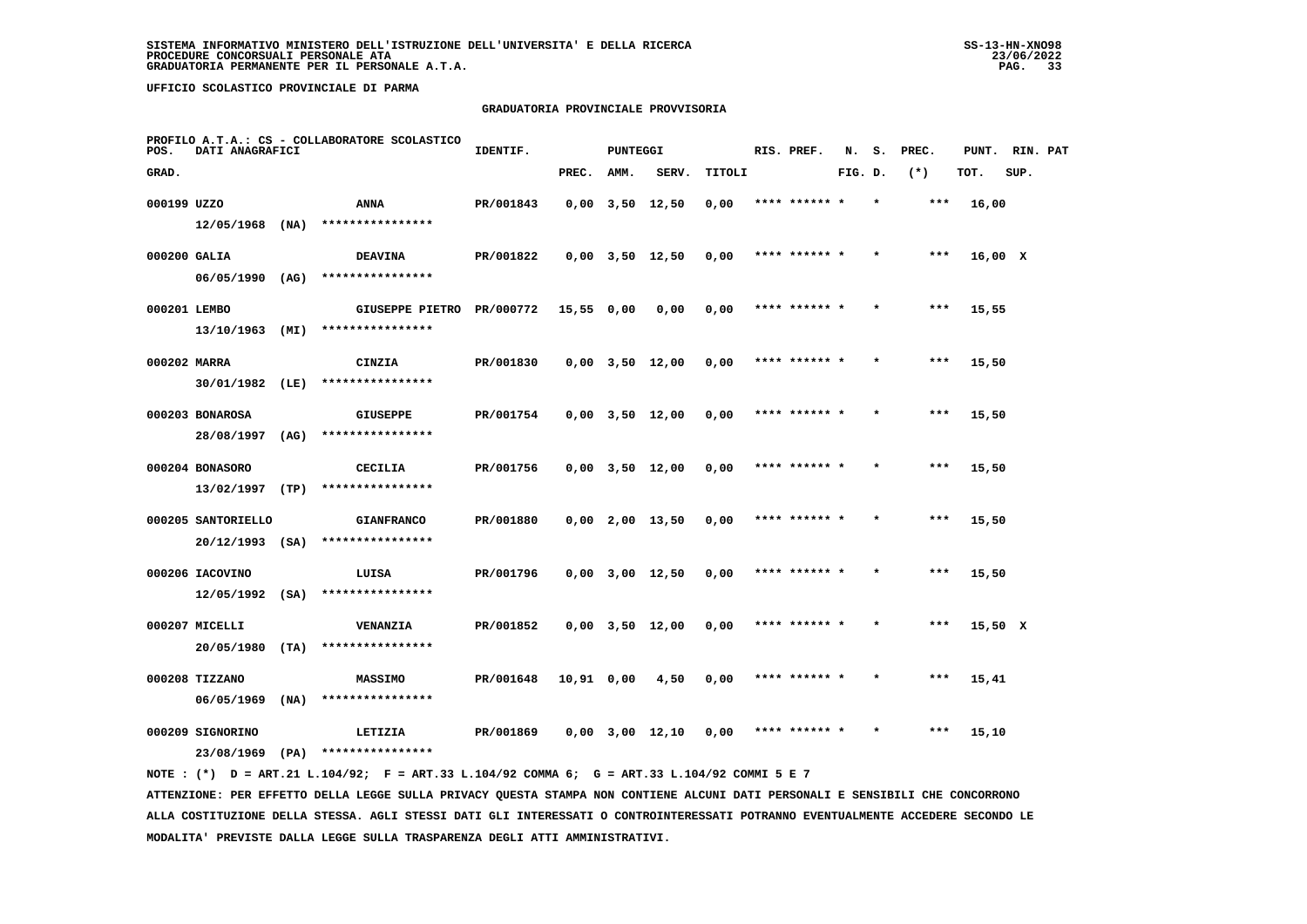**SISTEMA INFORMATIVO MINISTERO DELL'ISTRUZIONE DELL'UNIVERSITA' E DELLA RICERCA**
**PROCEDURE CONCORSUALI PERSONALE ATA**
**GRADUATORIA PERMANENTE PER IL PERSONALE A.T.A.**

SS-13-HN-XNO98
23/06/2022

**UFFICIO SCOLASTICO PROVINCIALE DI PARMA**

**GRADUATORIA PROVINCIALE PROVVISORIA**

PROFILO A.T.A.: CS - COLLABORATORE SCOLASTICO

| POS. GRAD. | DATI ANAGRAFICI | | IDENTIF. | PUNTEGGI PREC. | AMM. | SERV. | TITOLI | RIS. PREF. | N. FIG. | S. D. | PREC. (*) | PUNT. TOT. | RIN. SUP. | PAT |
|---|---|---|---|---|---|---|---|---|---|---|---|---|---|---|
| 000199 | UZZO 12/05/1968 (NA) | ANNA **************** | PR/001843 | 0,00 | 3,50 | 12,50 | 0,00 | **** ****** * | | * | *** | 16,00 | | |
| 000200 | GALIA 06/05/1990 (AG) | DEAVINA **************** | PR/001822 | 0,00 | 3,50 | 12,50 | 0,00 | **** ****** * | | * | *** | 16,00 | X | |
| 000201 | LEMBO 13/10/1963 (MI) | GIUSEPPE PIETRO **************** | PR/000772 | 15,55 | 0,00 | 0,00 | 0,00 | **** ****** * | | * | *** | 15,55 | | |
| 000202 | MARRA 30/01/1982 (LE) | CINZIA **************** | PR/001830 | 0,00 | 3,50 | 12,00 | 0,00 | **** ****** * | | * | *** | 15,50 | | |
| 000203 | BONAROSA 28/08/1997 (AG) | GIUSEPPE **************** | PR/001754 | 0,00 | 3,50 | 12,00 | 0,00 | **** ****** * | | * | *** | 15,50 | | |
| 000204 | BONASORO 13/02/1997 (TP) | CECILIA **************** | PR/001756 | 0,00 | 3,50 | 12,00 | 0,00 | **** ****** * | | * | *** | 15,50 | | |
| 000205 | SANTORIELLO 20/12/1993 (SA) | GIANFRANCO **************** | PR/001880 | 0,00 | 2,00 | 13,50 | 0,00 | **** ****** * | | * | *** | 15,50 | | |
| 000206 | IACOVINO 12/05/1992 (SA) | LUISA **************** | PR/001796 | 0,00 | 3,00 | 12,50 | 0,00 | **** ****** * | | * | *** | 15,50 | | |
| 000207 | MICELLI 20/05/1980 (TA) | VENANZIA **************** | PR/001852 | 0,00 | 3,50 | 12,00 | 0,00 | **** ****** * | | * | *** | 15,50 | X | |
| 000208 | TIZZANO 06/05/1969 (NA) | MASSIMO **************** | PR/001648 | 10,91 | 0,00 | 4,50 | 0,00 | **** ****** * | | * | *** | 15,41 | | |
| 000209 | SIGNORINO 23/08/1969 (PA) | LETIZIA **************** | PR/001869 | 0,00 | 3,00 | 12,10 | 0,00 | **** ****** * | | * | *** | 15,10 | | |

NOTE : (*) D = ART.21 L.104/92; F = ART.33 L.104/92 COMMA 6; G = ART.33 L.104/92 COMMI 5 E 7

ATTENZIONE: PER EFFETTO DELLA LEGGE SULLA PRIVACY QUESTA STAMPA NON CONTIENE ALCUNI DATI PERSONALI E SENSIBILI CHE CONCORRONO ALLA COSTITUZIONE DELLA STESSA. AGLI STESSI DATI GLI INTERESSATI O CONTROINTERESSATI POTRANNO EVENTUALMENTE ACCEDERE SECONDO LE MODALITA' PREVISTE DALLA LEGGE SULLA TRASPARENZA DEGLI ATTI AMMINISTRATIVI.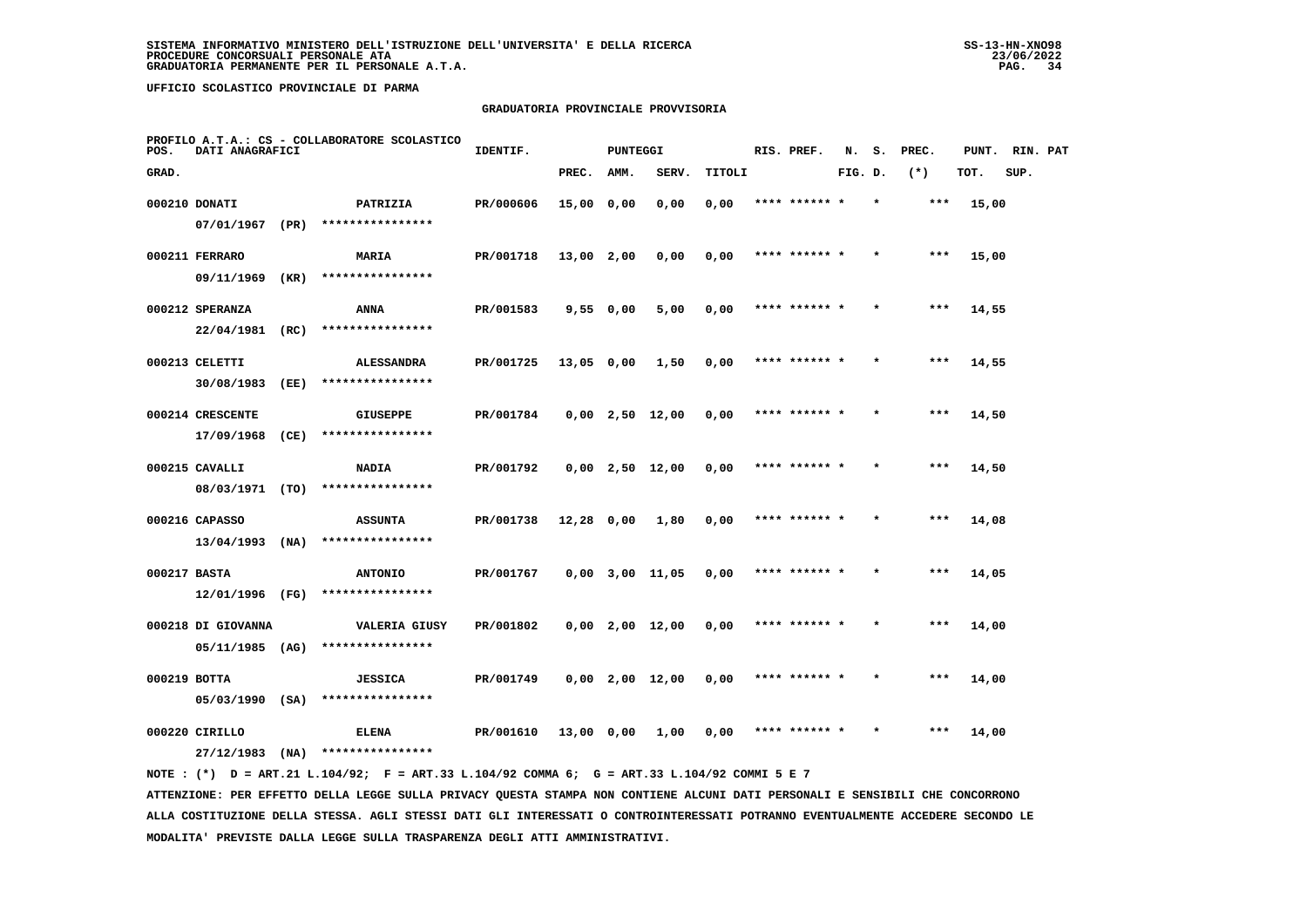SISTEMA INFORMATIVO MINISTERO DELL'ISTRUZIONE DELL'UNIVERSITA' E DELLA RICERCA
PROCEDURE CONCORSUALI PERSONALE ATA
GRADUATORIA PERMANENTE PER IL PERSONALE A.T.A.

UFFICIO SCOLASTICO PROVINCIALE DI PARMA

## GRADUATORIA PROVINCIALE PROVVISORIA

PROFILO A.T.A.: CS - COLLABORATORE SCOLASTICO

| POS. GRAD. | DATI ANAGRAFICI | | IDENTIF. | PUNTEGGI PREC. | AMM. | SERV. | TITOLI | RIS. PREF. | N. FIG. | S. D. | PREC. (*) | PUNT. TOT. | RIN. SUP. | PAT |
|---|---|---|---|---|---|---|---|---|---|---|---|---|---|---|
| 000210 | DONATI 07/01/1967 (PR) | PATRIZIA **************** | PR/000606 | 15,00 | 0,00 | 0,00 | 0,00 | **** ****** * | | * | *** | 15,00 | | |
| 000211 | FERRARO 09/11/1969 (KR) | MARIA **************** | PR/001718 | 13,00 | 2,00 | 0,00 | 0,00 | **** ****** * | | * | *** | 15,00 | | |
| 000212 | SPERANZA 22/04/1981 (RC) | ANNA **************** | PR/001583 | 9,55 | 0,00 | 5,00 | 0,00 | **** ****** * | | * | *** | 14,55 | | |
| 000213 | CELETTI 30/08/1983 (EE) | ALESSANDRA **************** | PR/001725 | 13,05 | 0,00 | 1,50 | 0,00 | **** ****** * | | * | *** | 14,55 | | |
| 000214 | CRESCENTE 17/09/1968 (CE) | GIUSEPPE **************** | PR/001784 | 0,00 | 2,50 | 12,00 | 0,00 | **** ****** * | | * | *** | 14,50 | | |
| 000215 | CAVALLI 08/03/1971 (TO) | NADIA **************** | PR/001792 | 0,00 | 2,50 | 12,00 | 0,00 | **** ****** * | | * | *** | 14,50 | | |
| 000216 | CAPASSO 13/04/1993 (NA) | ASSUNTA **************** | PR/001738 | 12,28 | 0,00 | 1,80 | 0,00 | **** ****** * | | * | *** | 14,08 | | |
| 000217 | BASTA 12/01/1996 (FG) | ANTONIO **************** | PR/001767 | 0,00 | 3,00 | 11,05 | 0,00 | **** ****** * | | * | *** | 14,05 | | |
| 000218 | DI GIOVANNA 05/11/1985 (AG) | VALERIA GIUSY **************** | PR/001802 | 0,00 | 2,00 | 12,00 | 0,00 | **** ****** * | | * | *** | 14,00 | | |
| 000219 | BOTTA 05/03/1990 (SA) | JESSICA **************** | PR/001749 | 0,00 | 2,00 | 12,00 | 0,00 | **** ****** * | | * | *** | 14,00 | | |
| 000220 | CIRILLO 27/12/1983 (NA) | ELENA **************** | PR/001610 | 13,00 | 0,00 | 1,00 | 0,00 | **** ****** * | | * | *** | 14,00 | | |

NOTE : (*) D = ART.21 L.104/92; F = ART.33 L.104/92 COMMA 6; G = ART.33 L.104/92 COMMI 5 E 7

ATTENZIONE: PER EFFETTO DELLA LEGGE SULLA PRIVACY QUESTA STAMPA NON CONTIENE ALCUNI DATI PERSONALI E SENSIBILI CHE CONCORRONO ALLA COSTITUZIONE DELLA STESSA. AGLI STESSI DATI GLI INTERESSATI O CONTROINTERESSATI POTRANNO EVENTUALMENTE ACCEDERE SECONDO LE MODALITA' PREVISTE DALLA LEGGE SULLA TRASPARENZA DEGLI ATTI AMMINISTRATIVI.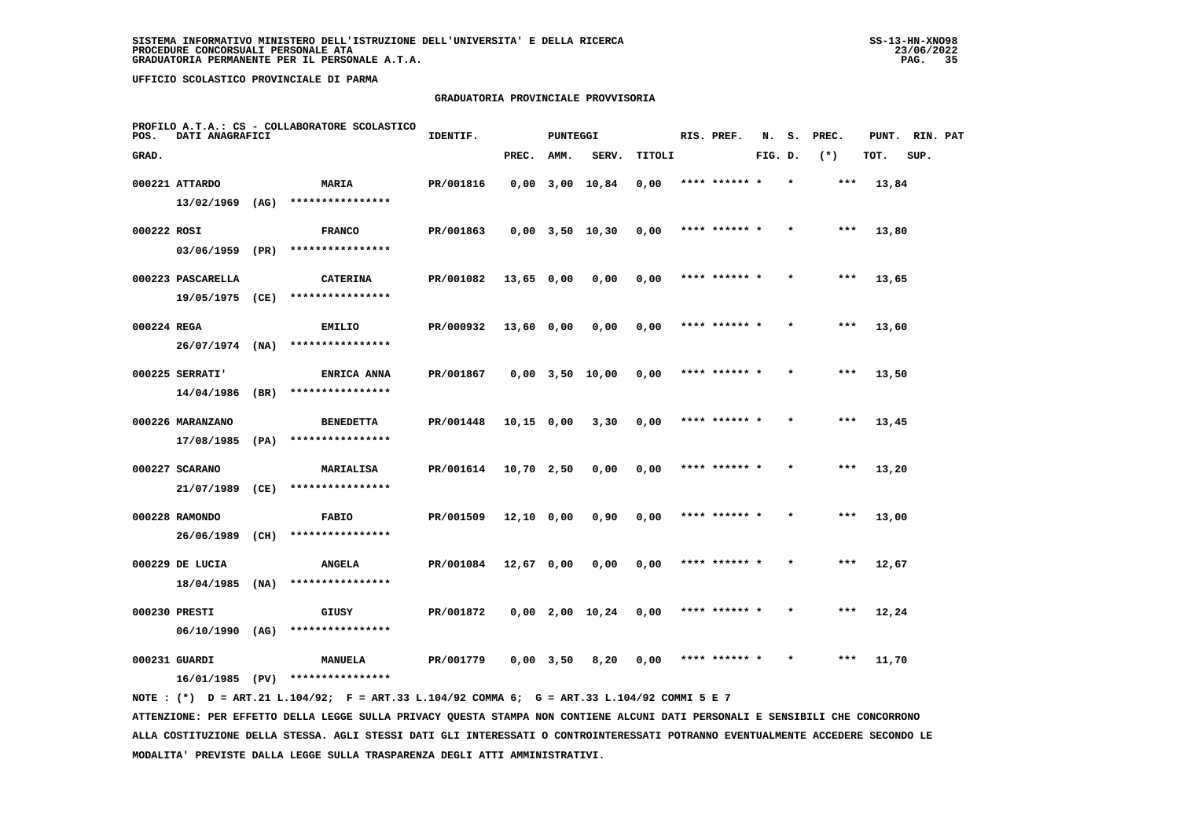**SISTEMA INFORMATIVO MINISTERO DELL'ISTRUZIONE DELL'UNIVERSITA' E DELLA RICERCA**
**PROCEDURE CONCORSUALI PERSONALE ATA**
**GRADUATORIA PERMANENTE PER IL PERSONALE A.T.A.**

**UFFICIO SCOLASTICO PROVINCIALE DI PARMA**

**GRADUATORIA PROVINCIALE PROVVISORIA**

PROFILO A.T.A.: CS - COLLABORATORE SCOLASTICO

| POS. GRAD. | DATI ANAGRAFICI | | IDENTIF. | PUNTEGGI PREC. | AMM. | SERV. | TITOLI | RIS. PREF. | N. FIG. | S. D. | PREC. (*) | PUNT. TOT. | RIN. SUP. | PAT |
|---|---|---|---|---|---|---|---|---|---|---|---|---|---|---|
| 000221 | ATTARDO 13/02/1969 (AG) | MARIA **************** | PR/001816 | 0,00 | 3,00 | 10,84 | 0,00 | **** ****** * | | * | *** | 13,84 | | |
| 000222 | ROSI 03/06/1959 (PR) | FRANCO **************** | PR/001863 | 0,00 | 3,50 | 10,30 | 0,00 | **** ****** * | | * | *** | 13,80 | | |
| 000223 | PASCARELLA 19/05/1975 (CE) | CATERINA **************** | PR/001082 | 13,65 | 0,00 | 0,00 | 0,00 | **** ****** * | | * | *** | 13,65 | | |
| 000224 | REGA 26/07/1974 (NA) | EMILIO **************** | PR/000932 | 13,60 | 0,00 | 0,00 | 0,00 | **** ****** * | | * | *** | 13,60 | | |
| 000225 | SERRATI' 14/04/1986 (BR) | ENRICA ANNA **************** | PR/001867 | 0,00 | 3,50 | 10,00 | 0,00 | **** ****** * | | * | *** | 13,50 | | |
| 000226 | MARANZANO 17/08/1985 (PA) | BENEDETTA **************** | PR/001448 | 10,15 | 0,00 | 3,30 | 0,00 | **** ****** * | | * | *** | 13,45 | | |
| 000227 | SCARANO 21/07/1989 (CE) | MARIALISA **************** | PR/001614 | 10,70 | 2,50 | 0,00 | 0,00 | **** ****** * | | * | *** | 13,20 | | |
| 000228 | RAMONDO 26/06/1989 (CH) | FABIO **************** | PR/001509 | 12,10 | 0,00 | 0,90 | 0,00 | **** ****** * | | * | *** | 13,00 | | |
| 000229 | DE LUCIA 18/04/1985 (NA) | ANGELA **************** | PR/001084 | 12,67 | 0,00 | 0,00 | 0,00 | **** ****** * | | * | *** | 12,67 | | |
| 000230 | PRESTI 06/10/1990 (AG) | GIUSY **************** | PR/001872 | 0,00 | 2,00 | 10,24 | 0,00 | **** ****** * | | * | *** | 12,24 | | |
| 000231 | GUARDI 16/01/1985 (PV) | MANUELA **************** | PR/001779 | 0,00 | 3,50 | 8,20 | 0,00 | **** ****** * | | * | *** | 11,70 | | |

NOTE : (*) D = ART.21 L.104/92; F = ART.33 L.104/92 COMMA 6; G = ART.33 L.104/92 COMMI 5 E 7

ATTENZIONE: PER EFFETTO DELLA LEGGE SULLA PRIVACY QUESTA STAMPA NON CONTIENE ALCUNI DATI PERSONALI E SENSIBILI CHE CONCORRONO ALLA COSTITUZIONE DELLA STESSA. AGLI STESSI DATI GLI INTERESSATI O CONTROINTERESSATI POTRANNO EVENTUALMENTE ACCEDERE SECONDO LE MODALITA' PREVISTE DALLA LEGGE SULLA TRASPARENZA DEGLI ATTI AMMINISTRATIVI.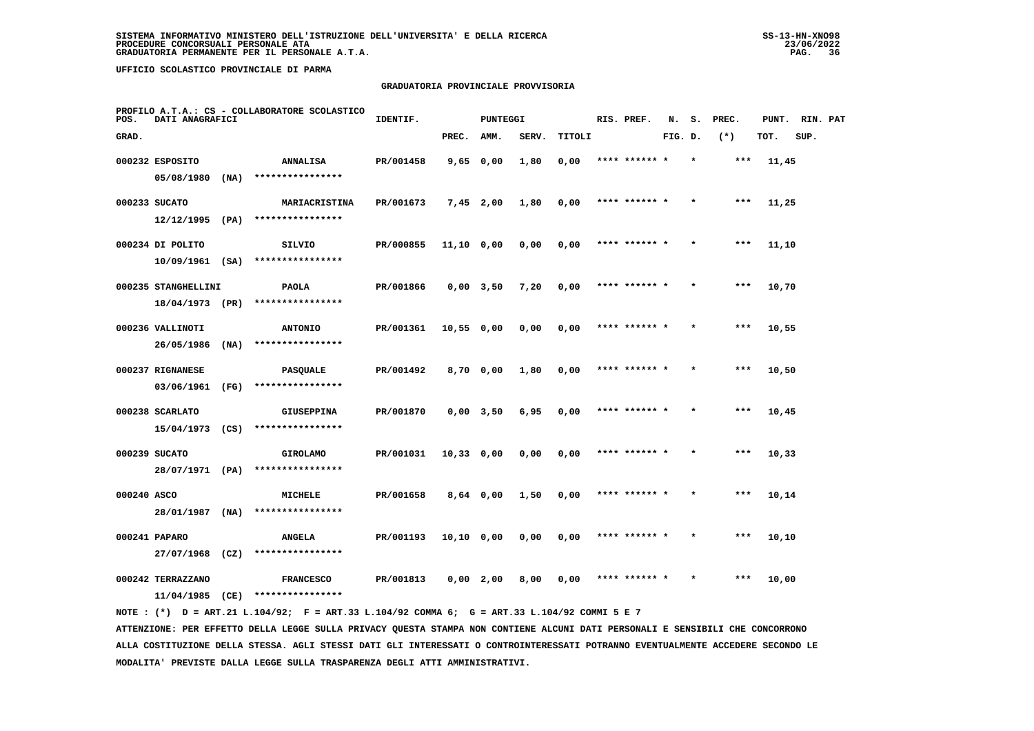SISTEMA INFORMATIVO MINISTERO DELL'ISTRUZIONE DELL'UNIVERSITA' E DELLA RICERCA
PROCEDURE CONCORSUALI PERSONALE ATA
GRADUATORIA PERMANENTE PER IL PERSONALE A.T.A.

UFFICIO SCOLASTICO PROVINCIALE DI PARMA

## GRADUATORIA PROVINCIALE PROVVISORIA

PROFILO A.T.A.: CS - COLLABORATORE SCOLASTICO

| POS. GRAD. | DATI ANAGRAFICI | | IDENTIF. | PUNTEGGI PREC. | AMM. | SERV. | TITOLI | RIS. PREF. | N. FIG. | S. D. | PREC. (*) | PUNT. TOT. | RIN. SUP. | PAT |
|---|---|---|---|---|---|---|---|---|---|---|---|---|---|---|
| 000232 | ESPOSITO 05/08/1980 (NA) | ANNALISA **************** | PR/001458 | 9,65 | 0,00 | 1,80 | 0,00 | **** ****** * | | * | *** | 11,45 | | |
| 000233 | SUCATO 12/12/1995 (PA) | MARIACRISTINA **************** | PR/001673 | 7,45 | 2,00 | 1,80 | 0,00 | **** ****** * | | * | *** | 11,25 | | |
| 000234 | DI POLITO 10/09/1961 (SA) | SILVIO **************** | PR/000855 | 11,10 | 0,00 | 0,00 | 0,00 | **** ****** * | | * | *** | 11,10 | | |
| 000235 | STANGHELLINI 18/04/1973 (PR) | PAOLA **************** | PR/001866 | 0,00 | 3,50 | 7,20 | 0,00 | **** ****** * | | * | *** | 10,70 | | |
| 000236 | VALLINOTI 26/05/1986 (NA) | ANTONIO **************** | PR/001361 | 10,55 | 0,00 | 0,00 | 0,00 | **** ****** * | | * | *** | 10,55 | | |
| 000237 | RIGNANESE 03/06/1961 (FG) | PASQUALE **************** | PR/001492 | 8,70 | 0,00 | 1,80 | 0,00 | **** ****** * | | * | *** | 10,50 | | |
| 000238 | SCARLATO 15/04/1973 (CS) | GIUSEPPINA **************** | PR/001870 | 0,00 | 3,50 | 6,95 | 0,00 | **** ****** * | | * | *** | 10,45 | | |
| 000239 | SUCATO 28/07/1971 (PA) | GIROLAMO **************** | PR/001031 | 10,33 | 0,00 | 0,00 | 0,00 | **** ****** * | | * | *** | 10,33 | | |
| 000240 | ASCO 28/01/1987 (NA) | MICHELE **************** | PR/001658 | 8,64 | 0,00 | 1,50 | 0,00 | **** ****** * | | * | *** | 10,14 | | |
| 000241 | PAPARO 27/07/1968 (CZ) | ANGELA **************** | PR/001193 | 10,10 | 0,00 | 0,00 | 0,00 | **** ****** * | | * | *** | 10,10 | | |
| 000242 | TERRAZZANO 11/04/1985 (CE) | FRANCESCO **************** | PR/001813 | 0,00 | 2,00 | 8,00 | 0,00 | **** ****** * | | * | *** | 10,00 | | |

NOTE : (*) D = ART.21 L.104/92; F = ART.33 L.104/92 COMMA 6; G = ART.33 L.104/92 COMMI 5 E 7

ATTENZIONE: PER EFFETTO DELLA LEGGE SULLA PRIVACY QUESTA STAMPA NON CONTIENE ALCUNI DATI PERSONALI E SENSIBILI CHE CONCORRONO ALLA COSTITUZIONE DELLA STESSA. AGLI STESSI DATI GLI INTERESSATI O CONTROINTERESSATI POTRANNO EVENTUALMENTE ACCEDERE SECONDO LE MODALITA' PREVISTE DALLA LEGGE SULLA TRASPARENZA DEGLI ATTI AMMINISTRATIVI.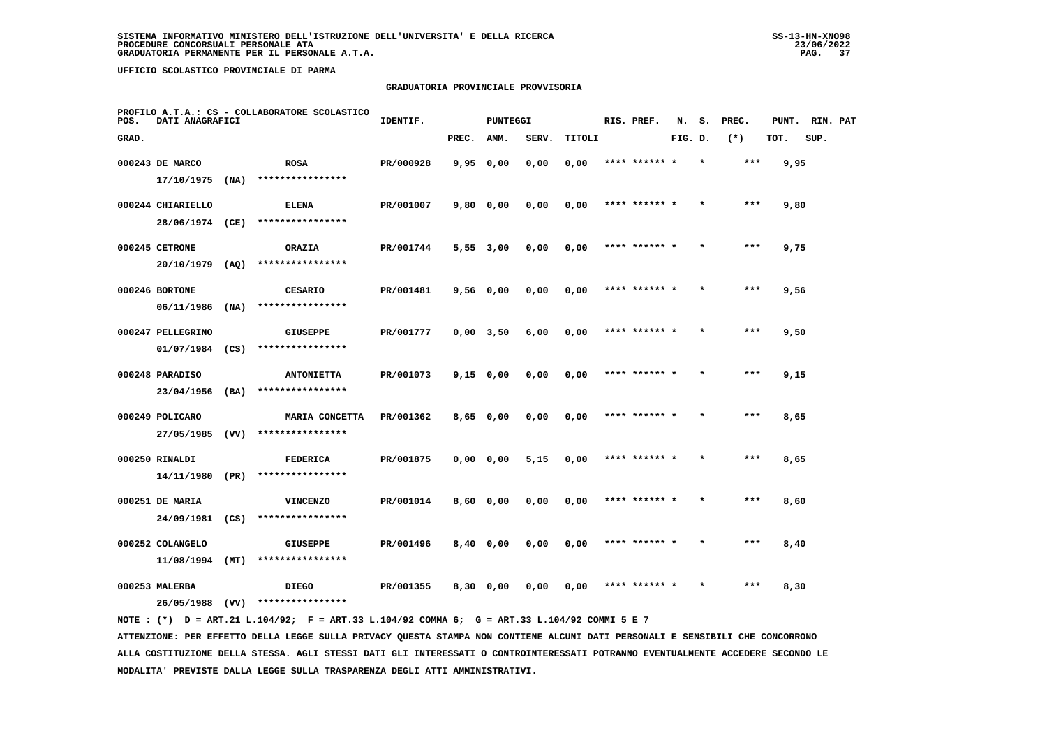SISTEMA INFORMATIVO MINISTERO DELL'ISTRUZIONE DELL'UNIVERSITA' E DELLA RICERCA
PROCEDURE CONCORSUALI PERSONALE ATA
GRADUATORIA PERMANENTE PER IL PERSONALE A.T.A.

UFFICIO SCOLASTICO PROVINCIALE DI PARMA

## GRADUATORIA PROVINCIALE PROVVISORIA

PROFILO A.T.A.: CS - COLLABORATORE SCOLASTICO

| POS. GRAD. | DATI ANAGRAFICI | | IDENTIF. | PUNTEGGI PREC. | AMM. | SERV. | TITOLI | RIS. PREF. | N. FIG. | S. D. | PREC. (*) | PUNT. TOT. | RIN. SUP. | PAT |
|---|---|---|---|---|---|---|---|---|---|---|---|---|---|---|
| 000243 | DE MARCO 17/10/1975 (NA) | ROSA **************** | PR/000928 | 9,95 | 0,00 | 0,00 | 0,00 | **** ****** * | | * | *** | 9,95 | | |
| 000244 | CHIARIELLO 28/06/1974 (CE) | ELENA **************** | PR/001007 | 9,80 | 0,00 | 0,00 | 0,00 | **** ****** * | | * | *** | 9,80 | | |
| 000245 | CETRONE 20/10/1979 (AQ) | ORAZIA **************** | PR/001744 | 5,55 | 3,00 | 0,00 | 0,00 | **** ****** * | | * | *** | 9,75 | | |
| 000246 | BORTONE 06/11/1986 (NA) | CESARIO **************** | PR/001481 | 9,56 | 0,00 | 0,00 | 0,00 | **** ****** * | | * | *** | 9,56 | | |
| 000247 | PELLEGRINO 01/07/1984 (CS) | GIUSEPPE **************** | PR/001777 | 0,00 | 3,50 | 6,00 | 0,00 | **** ****** * | | * | *** | 9,50 | | |
| 000248 | PARADISO 23/04/1956 (BA) | ANTONIETTA **************** | PR/001073 | 9,15 | 0,00 | 0,00 | 0,00 | **** ****** * | | * | *** | 9,15 | | |
| 000249 | POLICARO 27/05/1985 (VV) | MARIA CONCETTA **************** | PR/001362 | 8,65 | 0,00 | 0,00 | 0,00 | **** ****** * | | * | *** | 8,65 | | |
| 000250 | RINALDI 14/11/1980 (PR) | FEDERICA **************** | PR/001875 | 0,00 | 0,00 | 5,15 | 0,00 | **** ****** * | | * | *** | 8,65 | | |
| 000251 | DE MARIA 24/09/1981 (CS) | VINCENZO **************** | PR/001014 | 8,60 | 0,00 | 0,00 | 0,00 | **** ****** * | | * | *** | 8,60 | | |
| 000252 | COLANGELO 11/08/1994 (MT) | GIUSEPPE **************** | PR/001496 | 8,40 | 0,00 | 0,00 | 0,00 | **** ****** * | | * | *** | 8,40 | | |
| 000253 | MALERBA 26/05/1988 (VV) | DIEGO **************** | PR/001355 | 8,30 | 0,00 | 0,00 | 0,00 | **** ****** * | | * | *** | 8,30 | | |

NOTE : (*) D = ART.21 L.104/92; F = ART.33 L.104/92 COMMA 6; G = ART.33 L.104/92 COMMI 5 E 7

ATTENZIONE: PER EFFETTO DELLA LEGGE SULLA PRIVACY QUESTA STAMPA NON CONTIENE ALCUNI DATI PERSONALI E SENSIBILI CHE CONCORRONO ALLA COSTITUZIONE DELLA STESSA. AGLI STESSI DATI GLI INTERESSATI O CONTROINTERESSATI POTRANNO EVENTUALMENTE ACCEDERE SECONDO LE MODALITA' PREVISTE DALLA LEGGE SULLA TRASPARENZA DEGLI ATTI AMMINISTRATIVI.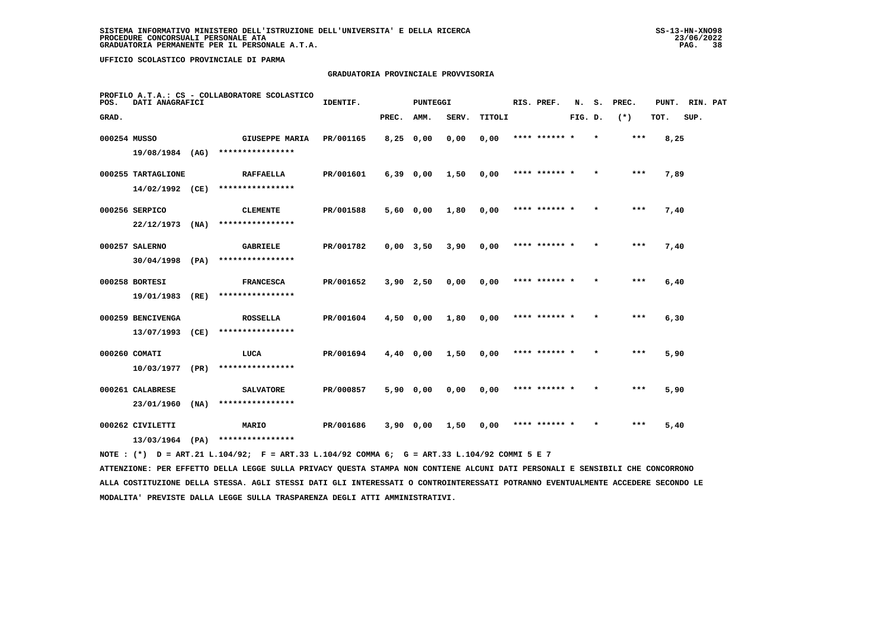SISTEMA INFORMATIVO MINISTERO DELL'ISTRUZIONE DELL'UNIVERSITA' E DELLA RICERCA
PROCEDURE CONCORSUALI PERSONALE ATA
GRADUATORIA PERMANENTE PER IL PERSONALE A.T.A.

UFFICIO SCOLASTICO PROVINCIALE DI PARMA

## GRADUATORIA PROVINCIALE PROVVISORIA

PROFILO A.T.A.: CS - COLLABORATORE SCOLASTICO

| POS. GRAD. | DATI ANAGRAFICI | | IDENTIF. | PUNTEGGI PREC. | AMM. | SERV. | TITOLI | RIS. PREF. | N. FIG. | S. D. | PREC. (*) | PUNT. TOT. | RIN. SUP. | PAT |
|---|---|---|---|---|---|---|---|---|---|---|---|---|---|---|
| 000254 | MUSSO 19/08/1984 (AG) | GIUSEPPE MARIA **************** | PR/001165 | 8,25 | 0,00 | 0,00 | 0,00 | **** ****** * | | * | *** | 8,25 | | |
| 000255 | TARTAGLIONE 14/02/1992 (CE) | RAFFAELLA **************** | PR/001601 | 6,39 | 0,00 | 1,50 | 0,00 | **** ****** * | | * | *** | 7,89 | | |
| 000256 | SERPICO 22/12/1973 (NA) | CLEMENTE **************** | PR/001588 | 5,60 | 0,00 | 1,80 | 0,00 | **** ****** * | | * | *** | 7,40 | | |
| 000257 | SALERNO 30/04/1998 (PA) | GABRIELE **************** | PR/001782 | 0,00 | 3,50 | 3,90 | 0,00 | **** ****** * | | * | *** | 7,40 | | |
| 000258 | BORTESI 19/01/1983 (RE) | FRANCESCA **************** | PR/001652 | 3,90 | 2,50 | 0,00 | 0,00 | **** ****** * | | * | *** | 6,40 | | |
| 000259 | BENCIVENGA 13/07/1993 (CE) | ROSSELLA **************** | PR/001604 | 4,50 | 0,00 | 1,80 | 0,00 | **** ****** * | | * | *** | 6,30 | | |
| 000260 | COMATI 10/03/1977 (PR) | LUCA **************** | PR/001694 | 4,40 | 0,00 | 1,50 | 0,00 | **** ****** * | | * | *** | 5,90 | | |
| 000261 | CALABRESE 23/01/1960 (NA) | SALVATORE **************** | PR/000857 | 5,90 | 0,00 | 0,00 | 0,00 | **** ****** * | | * | *** | 5,90 | | |
| 000262 | CIVILETTI 13/03/1964 (PA) | MARIO **************** | PR/001686 | 3,90 | 0,00 | 1,50 | 0,00 | **** ****** * | | * | *** | 5,40 | | |

NOTE : (*) D = ART.21 L.104/92; F = ART.33 L.104/92 COMMA 6; G = ART.33 L.104/92 COMMI 5 E 7

ATTENZIONE: PER EFFETTO DELLA LEGGE SULLA PRIVACY QUESTA STAMPA NON CONTIENE ALCUNI DATI PERSONALI E SENSIBILI CHE CONCORRONO ALLA COSTITUZIONE DELLA STESSA. AGLI STESSI DATI GLI INTERESSATI O CONTROINTERESSATI POTRANNO EVENTUALMENTE ACCEDERE SECONDO LE MODALITA' PREVISTE DALLA LEGGE SULLA TRASPARENZA DEGLI ATTI AMMINISTRATIVI.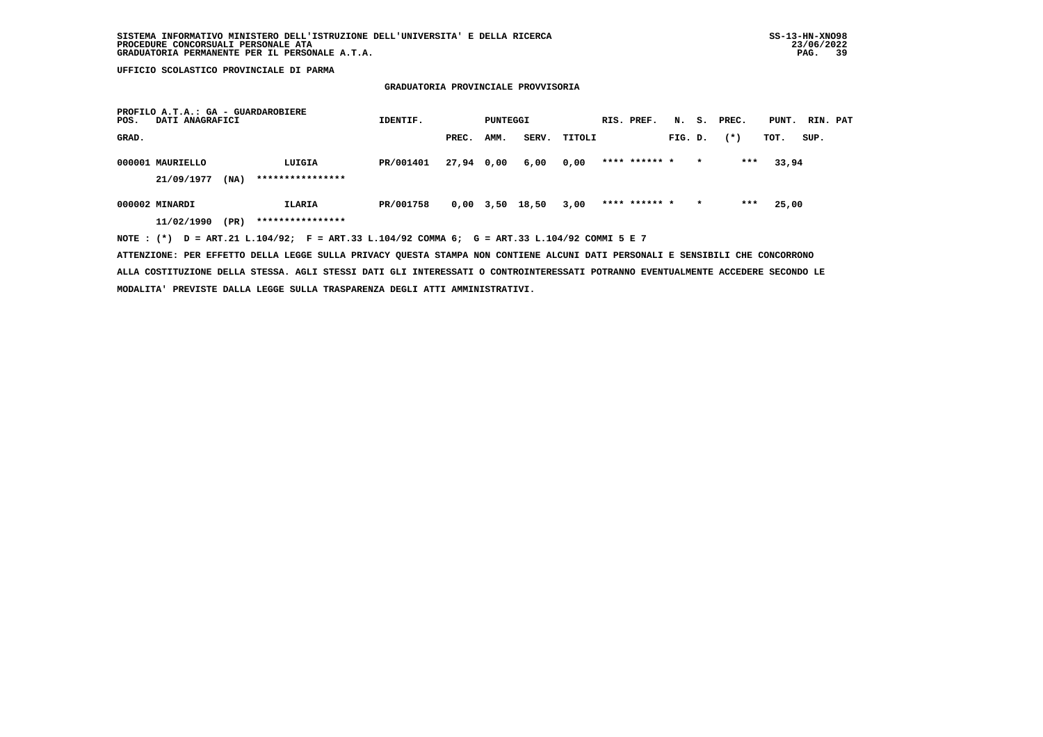UFFICIO SCOLASTICO PROVINCIALE DI PARMA

## GRADUATORIA PROVINCIALE PROVVISORIA

PROFILO A.T.A.: GA - GUARDAROBIERE

| POS. GRAD. | DATI ANAGRAFICI | | IDENTIF. | PUNTEGGI PREC. | AMM. | SERV. | TITOLI | RIS. PREF. | N. FIG. | S. D. | PREC. (*) | PUNT. TOT. | RIN. SUP. | PAT |
|---|---|---|---|---|---|---|---|---|---|---|---|---|---|---|
| 000001 | MAURIELLO 21/09/1977 (NA) | LUIGIA **************** | PR/001401 | 27,94 | 0,00 | 6,00 | 0,00 | **** ****** | * | * | *** | 33,94 | | |
| 000002 | MINARDI 11/02/1990 (PR) | ILARIA **************** | PR/001758 | 0,00 | 3,50 | 18,50 | 3,00 | **** ****** | * | * | *** | 25,00 | | |

NOTE : (*) D = ART.21 L.104/92; F = ART.33 L.104/92 COMMA 6; G = ART.33 L.104/92 COMMI 5 E 7

ATTENZIONE: PER EFFETTO DELLA LEGGE SULLA PRIVACY QUESTA STAMPA NON CONTIENE ALCUNI DATI PERSONALI E SENSIBILI CHE CONCORRONO ALLA COSTITUZIONE DELLA STESSA. AGLI STESSI DATI GLI INTERESSATI O CONTROINTERESSATI POTRANNO EVENTUALMENTE ACCEDERE SECONDO LE MODALITA' PREVISTE DALLA LEGGE SULLA TRASPARENZA DEGLI ATTI AMMINISTRATIVI.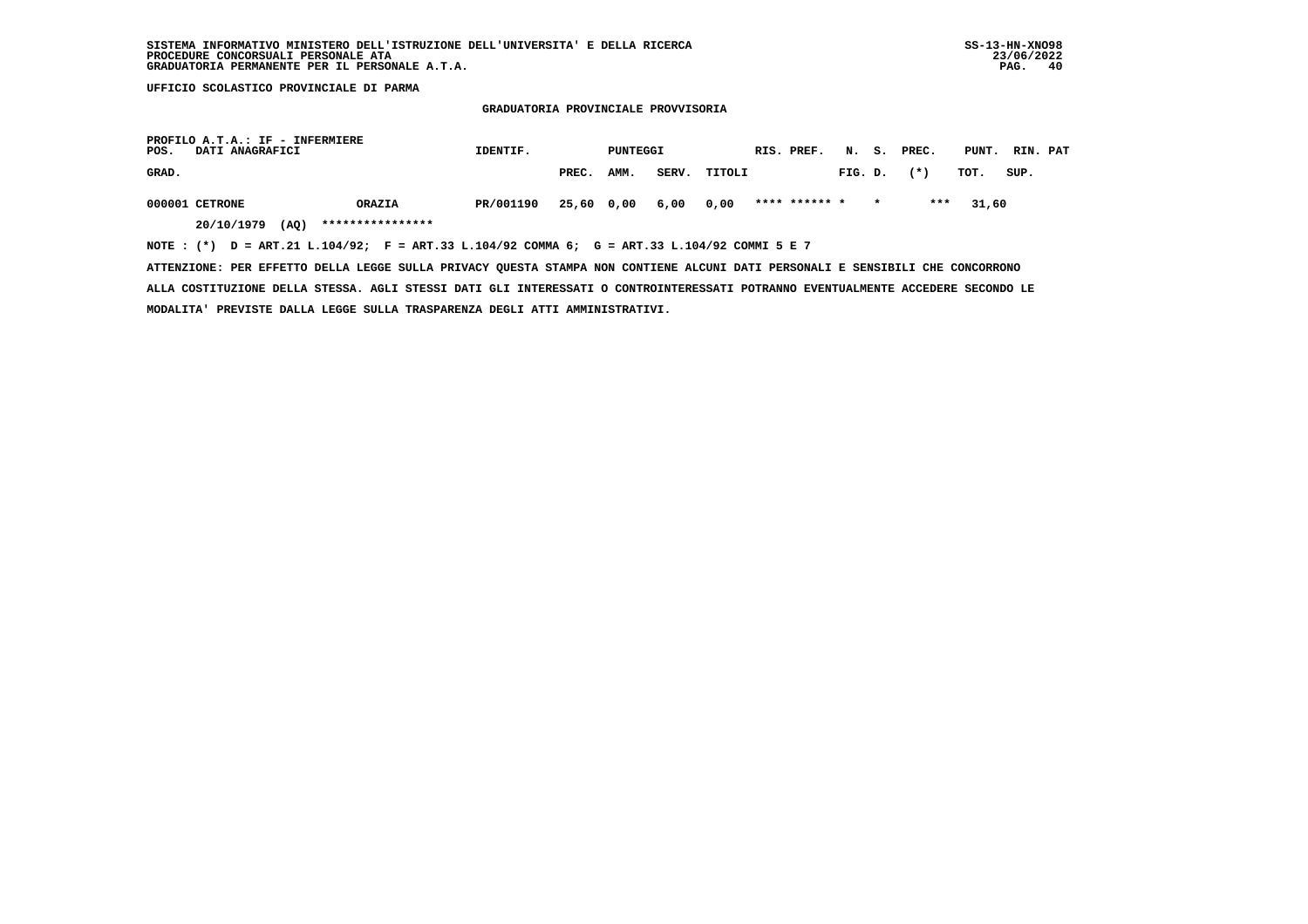SISTEMA INFORMATIVO MINISTERO DELL'ISTRUZIONE DELL'UNIVERSITA' E DELLA RICERCA
PROCEDURE CONCORSUALI PERSONALE ATA
GRADUATORIA PERMANENTE PER IL PERSONALE A.T.A.

SS-13-HN-XNO98
23/06/2022

**UFFICIO SCOLASTICO PROVINCIALE DI PARMA**

**GRADUATORIA PROVINCIALE PROVVISORIA**

PROFILO A.T.A.: IF - INFERMIERE

| POS. GRAD. | DATI ANAGRAFICI | | IDENTIF. | PUNTEGGI PREC. | AMM. | SERV. | TITOLI | RIS. | PREF. | N. FIG. | S. D. | PREC. (*) | PUNT. TOT. | RIN. SUP. | PAT |
|---|---|---|---|---|---|---|---|---|---|---|---|---|---|---|---|
| 000001 | CETRONE 20/10/1979 (AQ) | ORAZIA **************** | PR/001190 | 25,60 | 0,00 | 6,00 | 0,00 | **** | ****** | * | * | *** | 31,60 | | |

NOTE : (*) D = ART.21 L.104/92; F = ART.33 L.104/92 COMMA 6; G = ART.33 L.104/92 COMMI 5 E 7

ATTENZIONE: PER EFFETTO DELLA LEGGE SULLA PRIVACY QUESTA STAMPA NON CONTIENE ALCUNI DATI PERSONALI E SENSIBILI CHE CONCORRONO ALLA COSTITUZIONE DELLA STESSA. AGLI STESSI DATI GLI INTERESSATI O CONTROINTERESSATI POTRANNO EVENTUALMENTE ACCEDERE SECONDO LE MODALITA' PREVISTE DALLA LEGGE SULLA TRASPARENZA DEGLI ATTI AMMINISTRATIVI.